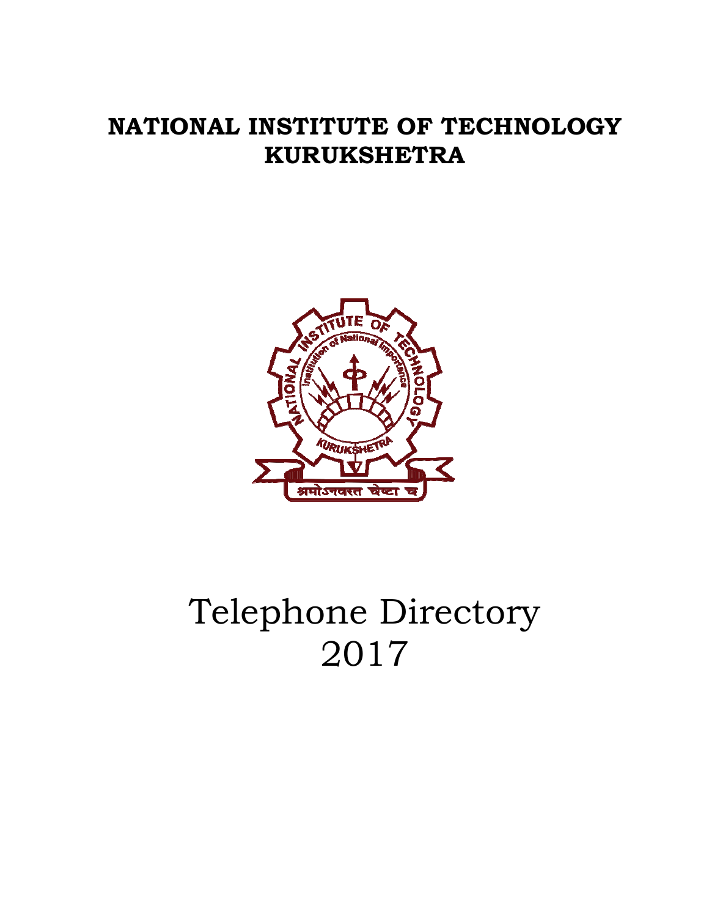# NATIONAL INSTITUTE OF TECHNOLOGY KURUKSHETRA

# Telephone Directory 2017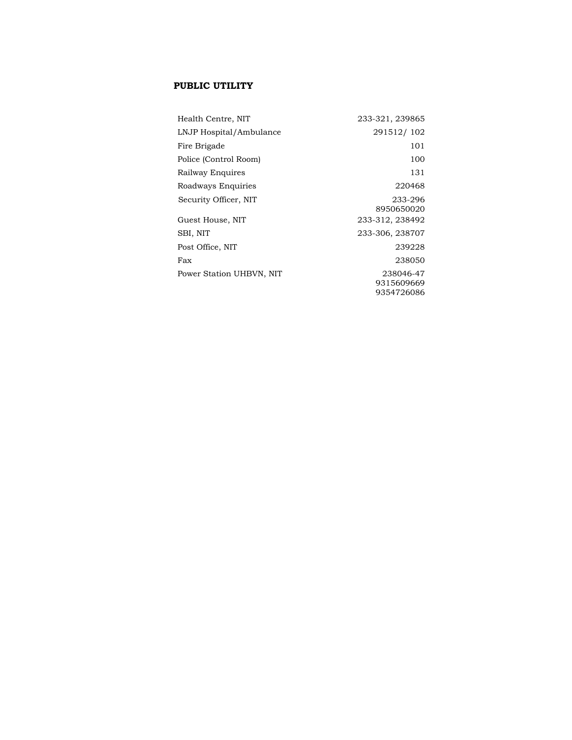**PUBLIC UTILITY**

| | |
|---|---|
| Health Centre, NIT | 233-321, 239865 |
| LNJP Hospital/Ambulance | 291512/ 102 |
| Fire Brigade | 101 |
| Police (Control Room) | 100 |
| Railway Enquires | 131 |
| Roadways Enquiries | 220468 |
| Security Officer, NIT | 233-296<br>8950650020 |
| Guest House, NIT | 233-312, 238492 |
| SBI, NIT | 233-306, 238707 |
| Post Office, NIT | 239228 |
| Fax | 238050 |
| Power Station UHBVN, NIT | 238046-47<br>9315609669<br>9354726086 |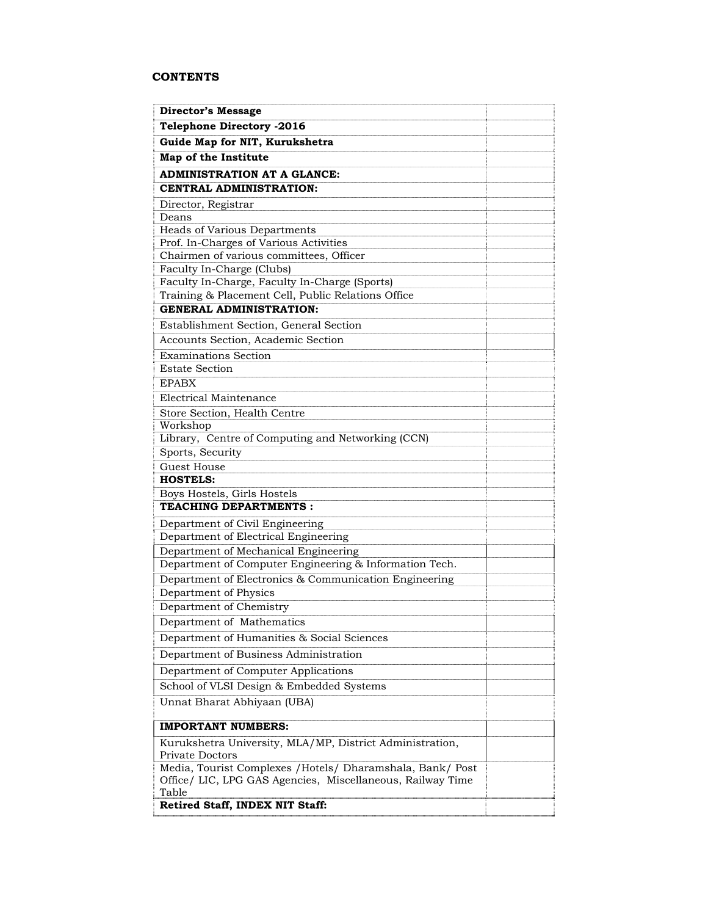## CONTENTS

| | |
|---|---|
| **Director's Message** | |
| **Telephone Directory -2016** | |
| **Guide Map for NIT, Kurukshetra** | |
| **Map of the Institute** | |
| **ADMINISTRATION AT A GLANCE:** | |
| **CENTRAL ADMINISTRATION:** | |
| Director, Registrar | |
| Deans | |
| Heads of Various Departments | |
| Prof. In-Charges of Various Activities | |
| Chairmen of various committees, Officer | |
| Faculty In-Charge (Clubs) | |
| Faculty In-Charge, Faculty In-Charge (Sports) | |
| Training & Placement Cell, Public Relations Office | |
| **GENERAL ADMINISTRATION:** | |
| Establishment Section, General Section | |
| Accounts Section, Academic Section | |
| Examinations Section | |
| Estate Section | |
| EPABX | |
| Electrical Maintenance | |
| Store Section, Health Centre | |
| Workshop | |
| Library, Centre of Computing and Networking (CCN) | |
| Sports, Security | |
| Guest House | |
| **HOSTELS:** | |
| Boys Hostels, Girls Hostels | |
| **TEACHING DEPARTMENTS :** | |
| Department of Civil Engineering | |
| Department of Electrical Engineering | |
| Department of Mechanical Engineering | |
| Department of Computer Engineering & Information Tech. | |
| Department of Electronics & Communication Engineering | |
| Department of Physics | |
| Department of Chemistry | |
| Department of Mathematics | |
| Department of Humanities & Social Sciences | |
| Department of Business Administration | |
| Department of Computer Applications | |
| School of VLSI Design & Embedded Systems | |
| Unnat Bharat Abhiyaan (UBA) | |
| **IMPORTANT NUMBERS:** | |
| Kurukshetra University, MLA/MP, District Administration, Private Doctors | |
| Media, Tourist Complexes /Hotels/ Dharamshala, Bank/ Post Office/ LIC, LPG GAS Agencies, Miscellaneous, Railway Time Table | |
| **Retired Staff, INDEX NIT Staff:** | |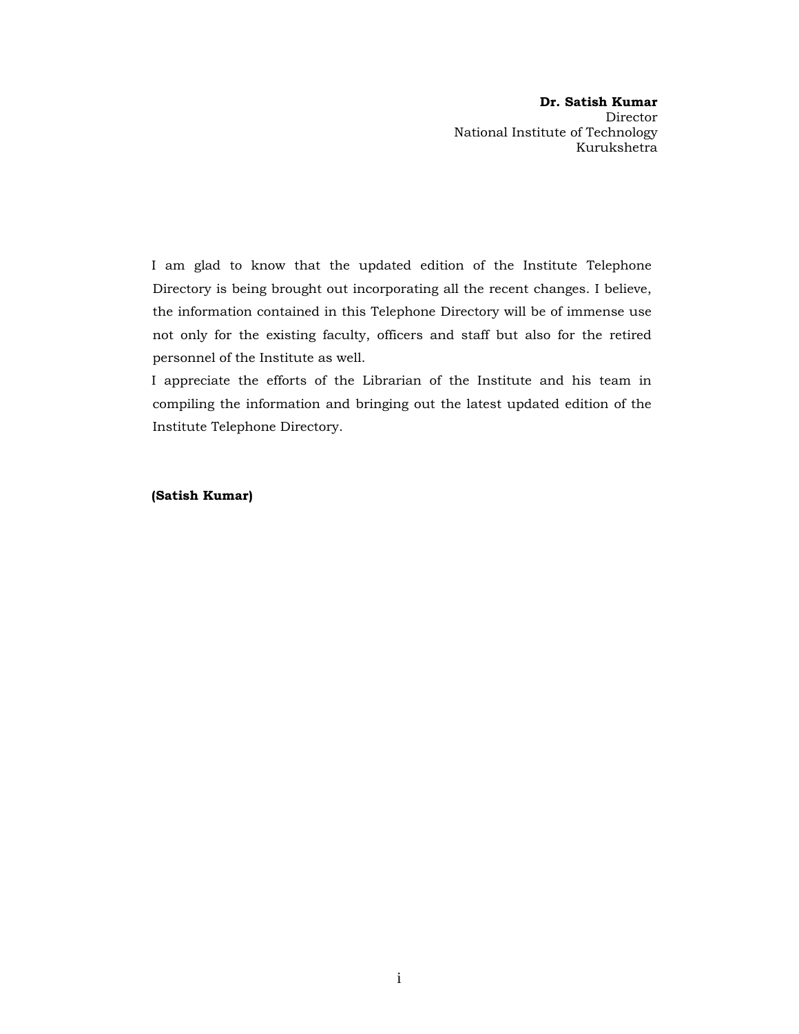**Dr. Satish Kumar**
Director
National Institute of Technology
Kurukshetra

I am glad to know that the updated edition of the Institute Telephone Directory is being brought out incorporating all the recent changes. I believe, the information contained in this Telephone Directory will be of immense use not only for the existing faculty, officers and staff but also for the retired personnel of the Institute as well.

I appreciate the efforts of the Librarian of the Institute and his team in compiling the information and bringing out the latest updated edition of the Institute Telephone Directory.

**(Satish Kumar)**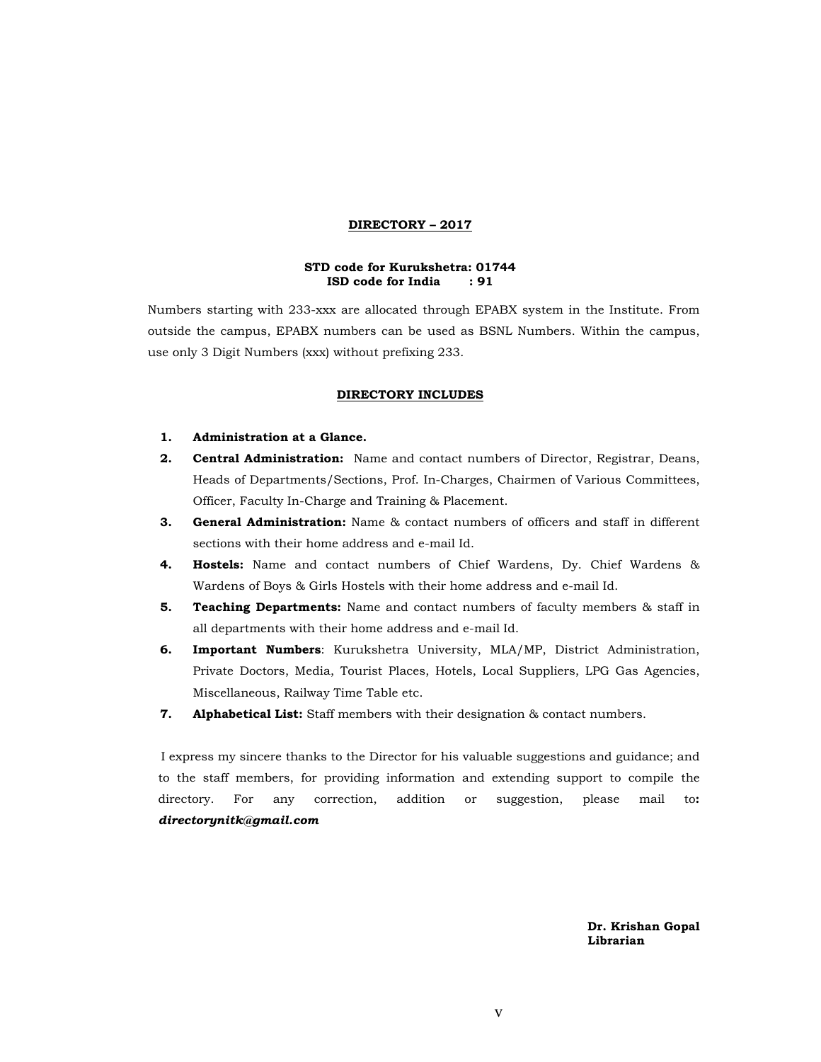## DIRECTORY – 2017

**STD code for Kurukshetra: 01744**
**ISD code for India : 91**

Numbers starting with 233-xxx are allocated through EPABX system in the Institute. From outside the campus, EPABX numbers can be used as BSNL Numbers. Within the campus, use only 3 Digit Numbers (xxx) without prefixing 233.

## DIRECTORY INCLUDES

1. **Administration at a Glance.**
2. **Central Administration:** Name and contact numbers of Director, Registrar, Deans, Heads of Departments/Sections, Prof. In-Charges, Chairmen of Various Committees, Officer, Faculty In-Charge and Training & Placement.
3. **General Administration:** Name & contact numbers of officers and staff in different sections with their home address and e-mail Id.
4. **Hostels:** Name and contact numbers of Chief Wardens, Dy. Chief Wardens & Wardens of Boys & Girls Hostels with their home address and e-mail Id.
5. **Teaching Departments:** Name and contact numbers of faculty members & staff in all departments with their home address and e-mail Id.
6. **Important Numbers**: Kurukshetra University, MLA/MP, District Administration, Private Doctors, Media, Tourist Places, Hotels, Local Suppliers, LPG Gas Agencies, Miscellaneous, Railway Time Table etc.
7. **Alphabetical List:** Staff members with their designation & contact numbers.

I express my sincere thanks to the Director for his valuable suggestions and guidance; and to the staff members, for providing information and extending support to compile the directory. For any correction, addition or suggestion, please mail to**:** ***directorynitk@gmail.com***

**Dr. Krishan Gopal**
**Librarian**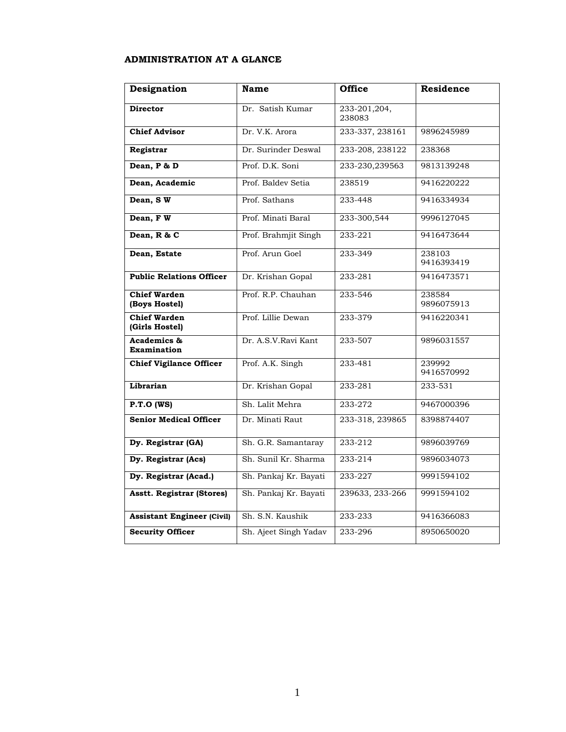## ADMINISTRATION AT A GLANCE

| Designation | Name | Office | Residence |
|---|---|---|---|
| **Director** | Dr. Satish Kumar | 233-201,204, 238083 | |
| **Chief Advisor** | Dr. V.K. Arora | 233-337, 238161 | 9896245989 |
| **Registrar** | Dr. Surinder Deswal | 233-208, 238122 | 238368 |
| **Dean, P & D** | Prof. D.K. Soni | 233-230,239563 | 9813139248 |
| **Dean, Academic** | Prof. Baldev Setia | 238519 | 9416220222 |
| **Dean, S W** | Prof. Sathans | 233-448 | 9416334934 |
| **Dean, F W** | Prof. Minati Baral | 233-300,544 | 9996127045 |
| **Dean, R & C** | Prof. Brahmjit Singh | 233-221 | 9416473644 |
| **Dean, Estate** | Prof. Arun Goel | 233-349 | 238103 9416393419 |
| **Public Relations Officer** | Dr. Krishan Gopal | 233-281 | 9416473571 |
| **Chief Warden (Boys Hostel)** | Prof. R.P. Chauhan | 233-546 | 238584 9896075913 |
| **Chief Warden (Girls Hostel)** | Prof. Lillie Dewan | 233-379 | 9416220341 |
| **Academics & Examination** | Dr. A.S.V.Ravi Kant | 233-507 | 9896031557 |
| **Chief Vigilance Officer** | Prof. A.K. Singh | 233-481 | 239992 9416570992 |
| **Librarian** | Dr. Krishan Gopal | 233-281 | 233-531 |
| **P.T.O (WS)** | Sh. Lalit Mehra | 233-272 | 9467000396 |
| **Senior Medical Officer** | Dr. Minati Raut | 233-318, 239865 | 8398874407 |
| **Dy. Registrar (GA)** | Sh. G.R. Samantaray | 233-212 | 9896039769 |
| **Dy. Registrar (Acs)** | Sh. Sunil Kr. Sharma | 233-214 | 9896034073 |
| **Dy. Registrar (Acad.)** | Sh. Pankaj Kr. Bayati | 233-227 | 9991594102 |
| **Asstt. Registrar (Stores)** | Sh. Pankaj Kr. Bayati | 239633, 233-266 | 9991594102 |
| **Assistant Engineer (Civil)** | Sh. S.N. Kaushik | 233-233 | 9416366083 |
| **Security Officer** | Sh. Ajeet Singh Yadav | 233-296 | 8950650020 |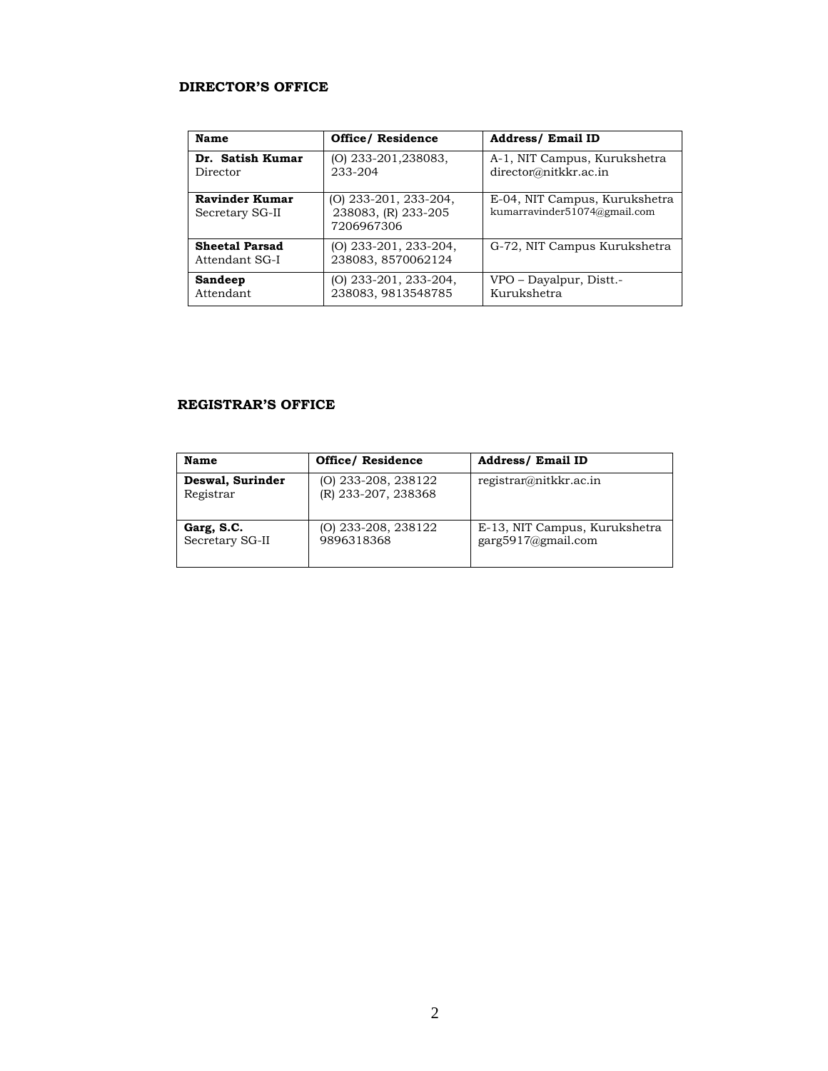## DIRECTOR'S OFFICE

| Name | Office/ Residence | Address/ Email ID |
|---|---|---|
| **Dr. Satish Kumar** Director | (O) 233-201,238083, 233-204 | A-1, NIT Campus, Kurukshetra director@nitkkr.ac.in |
| **Ravinder Kumar** Secretary SG-II | (O) 233-201, 233-204, 238083, (R) 233-205 7206967306 | E-04, NIT Campus, Kurukshetra kumarravinder51074@gmail.com |
| **Sheetal Parsad** Attendant SG-I | (O) 233-201, 233-204, 238083, 8570062124 | G-72, NIT Campus Kurukshetra |
| **Sandeep** Attendant | (O) 233-201, 233-204, 238083, 9813548785 | VPO – Dayalpur, Distt.- Kurukshetra |

## REGISTRAR'S OFFICE

| Name | Office/ Residence | Address/ Email ID |
|---|---|---|
| **Deswal, Surinder** Registrar | (O) 233-208, 238122 (R) 233-207, 238368 | registrar@nitkkr.ac.in |
| **Garg, S.C.** Secretary SG-II | (O) 233-208, 238122 9896318368 | E-13, NIT Campus, Kurukshetra garg5917@gmail.com |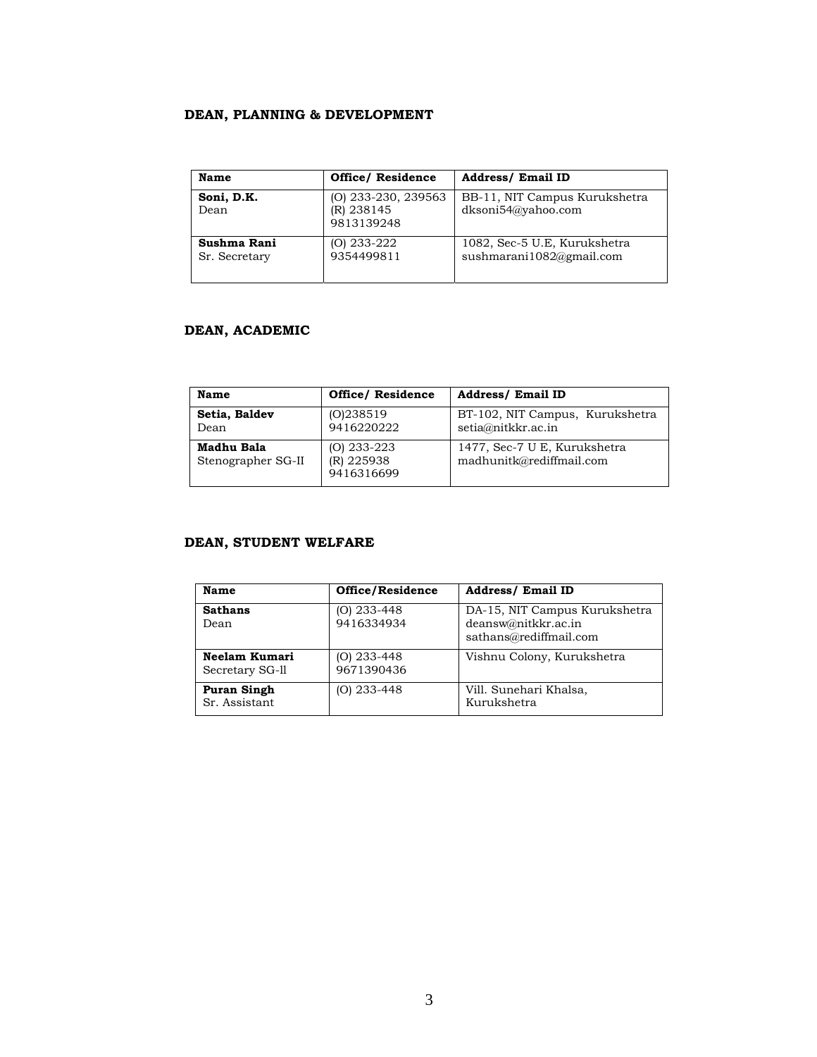### DEAN, PLANNING & DEVELOPMENT

| Name | Office/ Residence | Address/ Email ID |
|---|---|---|
| **Soni, D.K.**<br>Dean | (O) 233-230, 239563<br>(R) 238145<br>9813139248 | BB-11, NIT Campus Kurukshetra<br>dksoni54@yahoo.com |
| **Sushma Rani**<br>Sr. Secretary | (O) 233-222<br>9354499811 | 1082, Sec-5 U.E, Kurukshetra<br>sushmarani1082@gmail.com |

### DEAN, ACADEMIC

| Name | Office/ Residence | Address/ Email ID |
|---|---|---|
| **Setia, Baldev**<br>Dean | (O)238519<br>9416220222 | BT-102, NIT Campus, Kurukshetra<br>setia@nitkkr.ac.in |
| **Madhu Bala**<br>Stenographer SG-II | (O) 233-223<br>(R) 225938<br>9416316699 | 1477, Sec-7 U E, Kurukshetra<br>madhunitk@rediffmail.com |

### DEAN, STUDENT WELFARE

| Name | Office/Residence | Address/ Email ID |
|---|---|---|
| **Sathans**<br>Dean | (O) 233-448<br>9416334934 | DA-15, NIT Campus Kurukshetra<br>deansw@nitkkr.ac.in<br>sathans@rediffmail.com |
| **Neelam Kumari**<br>Secretary SG-ll | (O) 233-448<br>9671390436 | Vishnu Colony, Kurukshetra |
| **Puran Singh**<br>Sr. Assistant | (O) 233-448 | Vill. Sunehari Khalsa, Kurukshetra |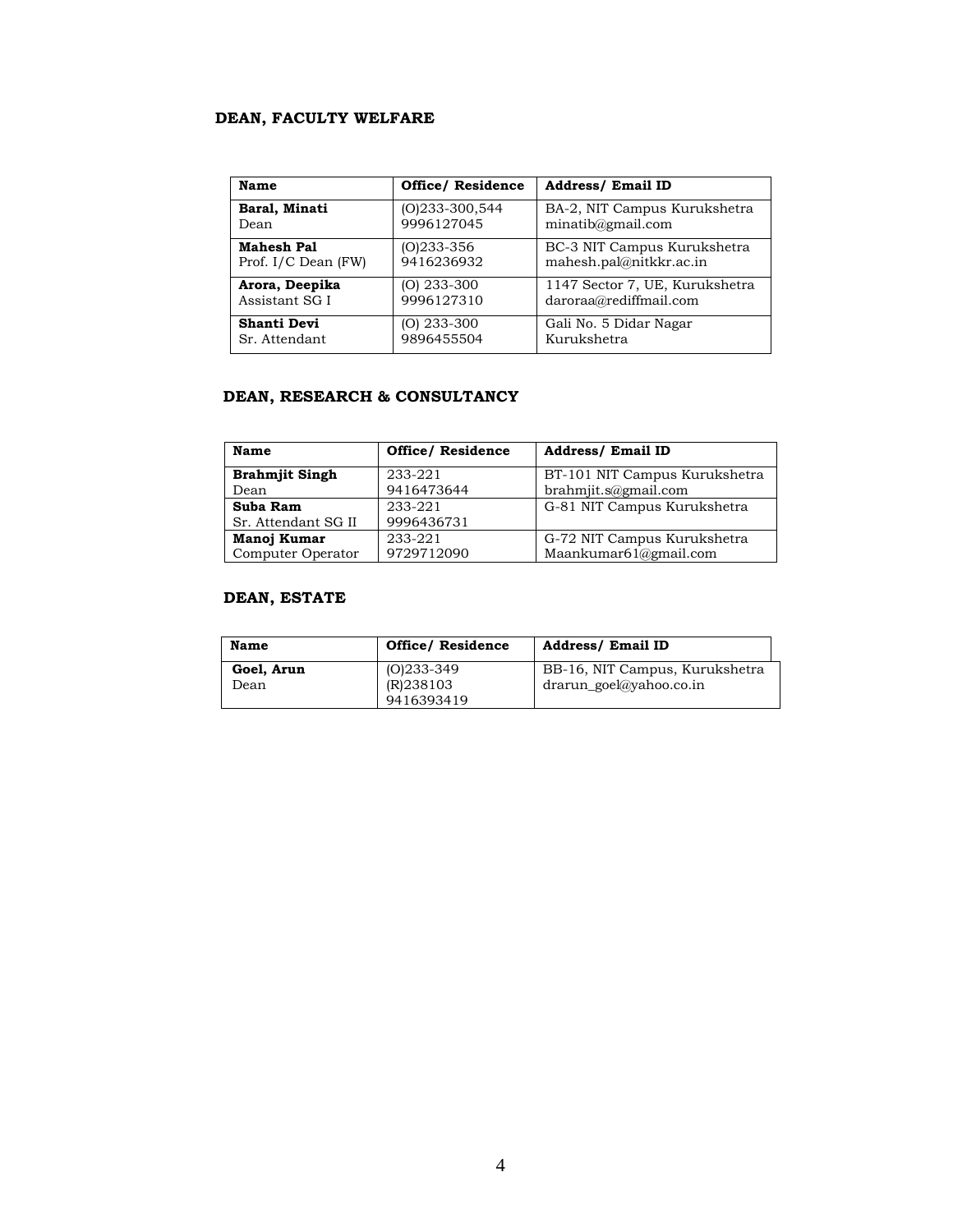## DEAN, FACULTY WELFARE

| Name | Office/ Residence | Address/ Email ID |
|---|---|---|
| **Baral, Minati**<br>Dean | (O)233-300,544<br>9996127045 | BA-2, NIT Campus Kurukshetra<br>minatib@gmail.com |
| **Mahesh Pal**<br>Prof. I/C Dean (FW) | (O)233-356<br>9416236932 | BC-3 NIT Campus Kurukshetra<br>mahesh.pal@nitkkr.ac.in |
| **Arora, Deepika**<br>Assistant SG I | (O) 233-300<br>9996127310 | 1147 Sector 7, UE, Kurukshetra<br>daroraa@rediffmail.com |
| **Shanti Devi**<br>Sr. Attendant | (O) 233-300<br>9896455504 | Gali No. 5 Didar Nagar<br>Kurukshetra |

## DEAN, RESEARCH & CONSULTANCY

| Name | Office/ Residence | Address/ Email ID |
|---|---|---|
| **Brahmjit Singh**<br>Dean | 233-221<br>9416473644 | BT-101 NIT Campus Kurukshetra<br>brahmjit.s@gmail.com |
| **Suba Ram**<br>Sr. Attendant SG II | 233-221<br>9996436731 | G-81 NIT Campus Kurukshetra |
| **Manoj Kumar**<br>Computer Operator | 233-221<br>9729712090 | G-72 NIT Campus Kurukshetra<br>Maankumar61@gmail.com |

## DEAN, ESTATE

| Name | Office/ Residence | Address/ Email ID |
|---|---|---|
| **Goel, Arun**<br>Dean | (O)233-349<br>(R)238103<br>9416393419 | BB-16, NIT Campus, Kurukshetra<br>drarun_goel@yahoo.co.in |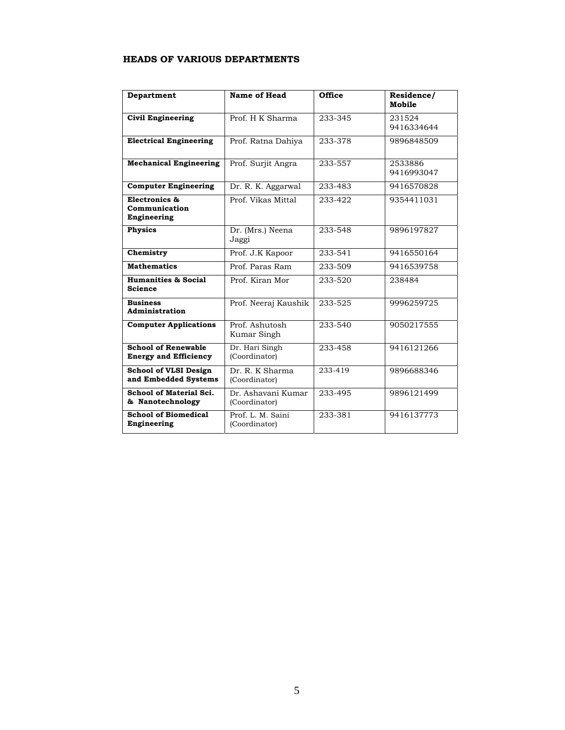## HEADS OF VARIOUS DEPARTMENTS

| Department | Name of Head | Office | Residence/ Mobile |
|---|---|---|---|
| **Civil Engineering** | Prof. H K Sharma | 233-345 | 231524 9416334644 |
| **Electrical Engineering** | Prof. Ratna Dahiya | 233-378 | 9896848509 |
| **Mechanical Engineering** | Prof. Surjit Angra | 233-557 | 2533886 9416993047 |
| **Computer Engineering** | Dr. R. K. Aggarwal | 233-483 | 9416570828 |
| **Electronics & Communication Engineering** | Prof. Vikas Mittal | 233-422 | 9354411031 |
| **Physics** | Dr. (Mrs.) Neena Jaggi | 233-548 | 9896197827 |
| **Chemistry** | Prof. J.K Kapoor | 233-541 | 9416550164 |
| **Mathematics** | Prof. Paras Ram | 233-509 | 9416539758 |
| **Humanities & Social Science** | Prof. Kiran Mor | 233-520 | 238484 |
| **Business Administration** | Prof. Neeraj Kaushik | 233-525 | 9996259725 |
| **Computer Applications** | Prof. Ashutosh Kumar Singh | 233-540 | 9050217555 |
| **School of Renewable Energy and Efficiency** | Dr. Hari Singh (Coordinator) | 233-458 | 9416121266 |
| **School of VLSI Design and Embedded Systems** | Dr. R. K Sharma (Coordinator) | 233-419 | 9896688346 |
| **School of Material Sci. & Nanotechnology** | Dr. Ashavani Kumar (Coordinator) | 233-495 | 9896121499 |
| **School of Biomedical Engineering** | Prof. L. M. Saini (Coordinator) | 233-381 | 9416137773 |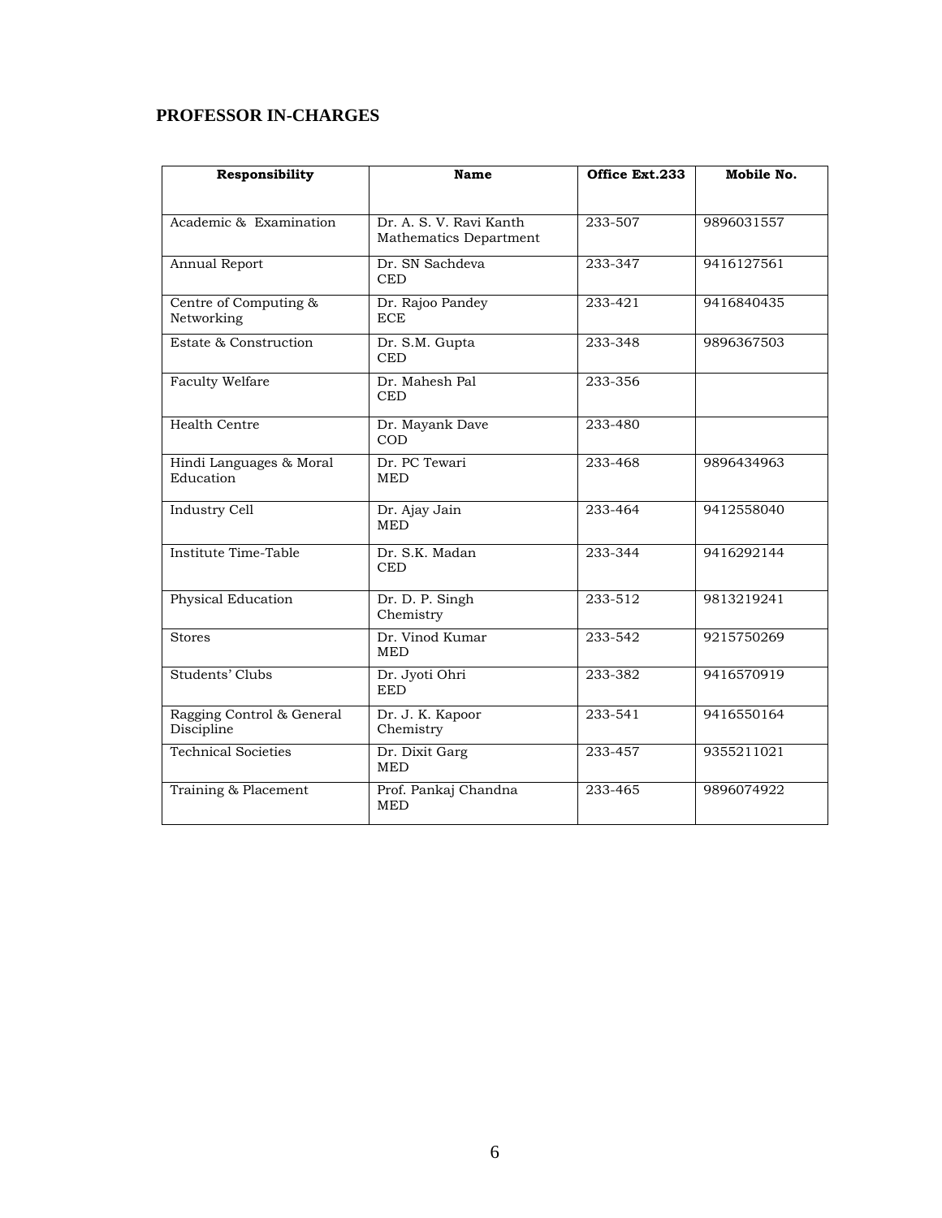## PROFESSOR IN-CHARGES

| Responsibility | Name | Office Ext.233 | Mobile No. |
|---|---|---|---|
| Academic & Examination | Dr. A. S. V. Ravi Kanth Mathematics Department | 233-507 | 9896031557 |
| Annual Report | Dr. SN Sachdeva CED | 233-347 | 9416127561 |
| Centre of Computing & Networking | Dr. Rajoo Pandey ECE | 233-421 | 9416840435 |
| Estate & Construction | Dr. S.M. Gupta CED | 233-348 | 9896367503 |
| Faculty Welfare | Dr. Mahesh Pal CED | 233-356 | |
| Health Centre | Dr. Mayank Dave COD | 233-480 | |
| Hindi Languages & Moral Education | Dr. PC Tewari MED | 233-468 | 9896434963 |
| Industry Cell | Dr. Ajay Jain MED | 233-464 | 9412558040 |
| Institute Time-Table | Dr. S.K. Madan CED | 233-344 | 9416292144 |
| Physical Education | Dr. D. P. Singh Chemistry | 233-512 | 9813219241 |
| Stores | Dr. Vinod Kumar MED | 233-542 | 9215750269 |
| Students' Clubs | Dr. Jyoti Ohri EED | 233-382 | 9416570919 |
| Ragging Control & General Discipline | Dr. J. K. Kapoor Chemistry | 233-541 | 9416550164 |
| Technical Societies | Dr. Dixit Garg MED | 233-457 | 9355211021 |
| Training & Placement | Prof. Pankaj Chandna MED | 233-465 | 9896074922 |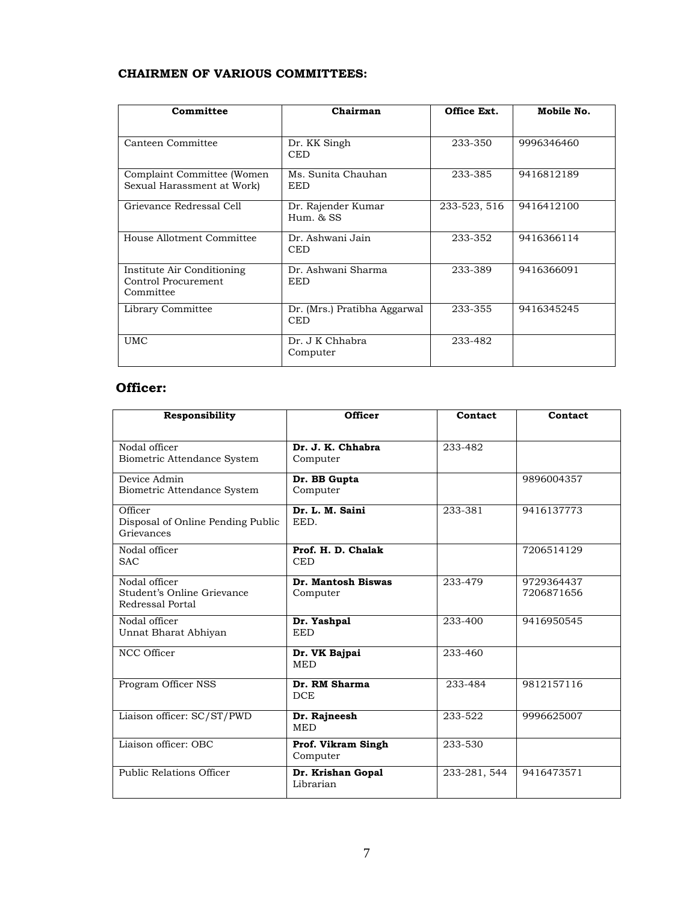### CHAIRMEN OF VARIOUS COMMITTEES:

| Committee | Chairman | Office Ext. | Mobile No. |
|---|---|---|---|
| Canteen Committee | Dr. KK Singh<br>CED | 233-350 | 9996346460 |
| Complaint Committee (Women Sexual Harassment at Work) | Ms. Sunita Chauhan<br>EED | 233-385 | 9416812189 |
| Grievance Redressal Cell | Dr. Rajender Kumar<br>Hum. & SS | 233-523, 516 | 9416412100 |
| House Allotment Committee | Dr. Ashwani Jain<br>CED | 233-352 | 9416366114 |
| Institute Air Conditioning Control Procurement Committee | Dr. Ashwani Sharma<br>EED | 233-389 | 9416366091 |
| Library Committee | Dr. (Mrs.) Pratibha Aggarwal<br>CED | 233-355 | 9416345245 |
| UMC | Dr. J K Chhabra<br>Computer | 233-482 | |

## Officer:

| Responsibility | Officer | Contact | Contact |
|---|---|---|---|
| Nodal officer<br>Biometric Attendance System | **Dr. J. K. Chhabra**<br>Computer | 233-482 | |
| Device Admin<br>Biometric Attendance System | **Dr. BB Gupta**<br>Computer | | 9896004357 |
| Officer<br>Disposal of Online Pending Public Grievances | **Dr. L. M. Saini**<br>EED. | 233-381 | 9416137773 |
| Nodal officer<br>SAC | **Prof. H. D. Chalak**<br>CED | | 7206514129 |
| Nodal officer<br>Student's Online Grievance Redressal Portal | **Dr. Mantosh Biswas**<br>Computer | 233-479 | 9729364437<br>7206871656 |
| Nodal officer<br>Unnat Bharat Abhiyan | **Dr. Yashpal**<br>EED | 233-400 | 9416950545 |
| NCC Officer | **Dr. VK Bajpai**<br>MED | 233-460 | |
| Program Officer NSS | **Dr. RM Sharma**<br>DCE | 233-484 | 9812157116 |
| Liaison officer: SC/ST/PWD | **Dr. Rajneesh**<br>MED | 233-522 | 9996625007 |
| Liaison officer: OBC | **Prof. Vikram Singh**<br>Computer | 233-530 | |
| Public Relations Officer | **Dr. Krishan Gopal**<br>Librarian | 233-281, 544 | 9416473571 |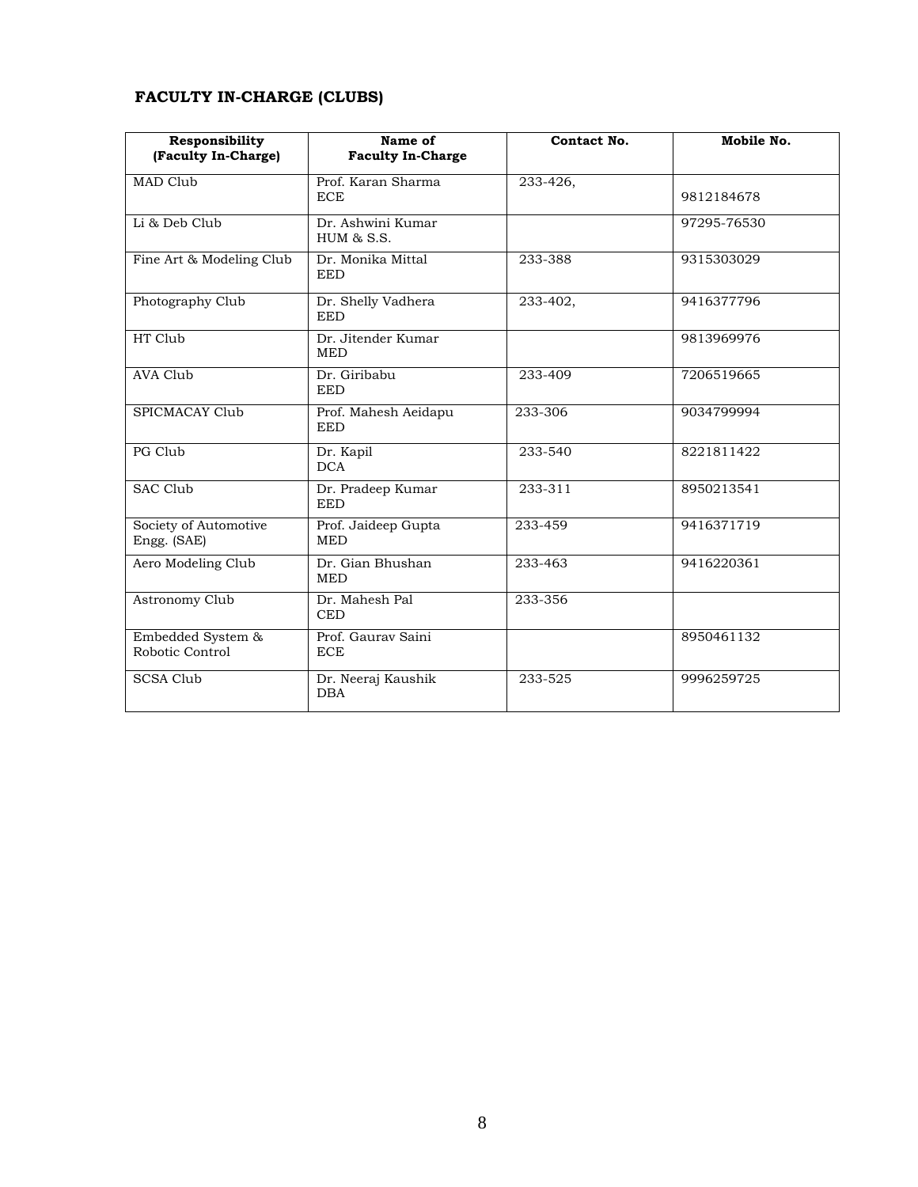## FACULTY IN-CHARGE (CLUBS)

| Responsibility (Faculty In-Charge) | Name of Faculty In-Charge | Contact No. | Mobile No. |
|---|---|---|---|
| MAD Club | Prof. Karan Sharma ECE | 233-426, | 9812184678 |
| Li & Deb Club | Dr. Ashwini Kumar HUM & S.S. | | 97295-76530 |
| Fine Art & Modeling Club | Dr. Monika Mittal EED | 233-388 | 9315303029 |
| Photography Club | Dr. Shelly Vadhera EED | 233-402, | 9416377796 |
| HT Club | Dr. Jitender Kumar MED | | 9813969976 |
| AVA Club | Dr. Giribabu EED | 233-409 | 7206519665 |
| SPICMACAY Club | Prof. Mahesh Aeidapu EED | 233-306 | 9034799994 |
| PG Club | Dr. Kapil DCA | 233-540 | 8221811422 |
| SAC Club | Dr. Pradeep Kumar EED | 233-311 | 8950213541 |
| Society of Automotive Engg. (SAE) | Prof. Jaideep Gupta MED | 233-459 | 9416371719 |
| Aero Modeling Club | Dr. Gian Bhushan MED | 233-463 | 9416220361 |
| Astronomy Club | Dr. Mahesh Pal CED | 233-356 | |
| Embedded System & Robotic Control | Prof. Gaurav Saini ECE | | 8950461132 |
| SCSA Club | Dr. Neeraj Kaushik DBA | 233-525 | 9996259725 |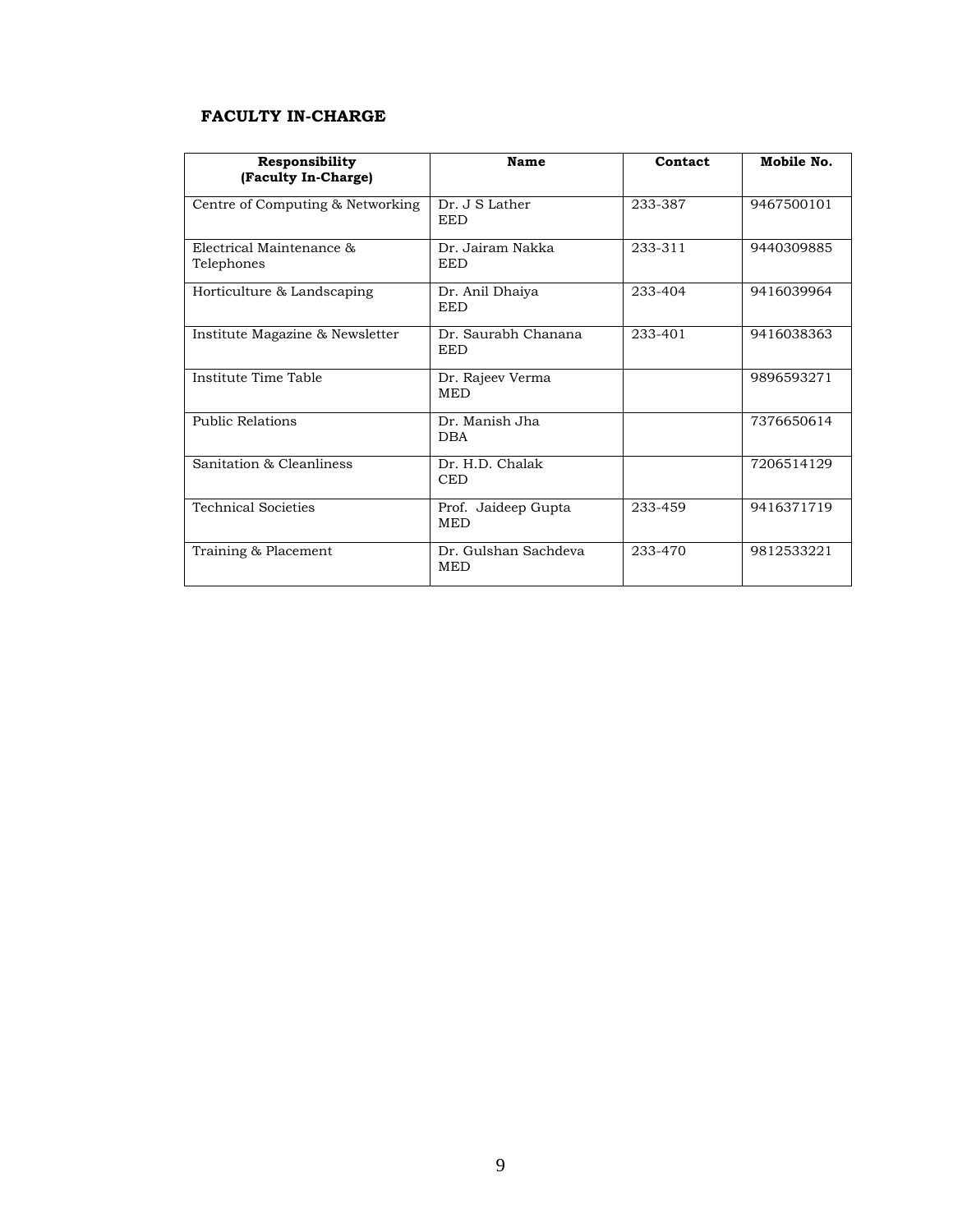## FACULTY IN-CHARGE

| Responsibility (Faculty In-Charge) | Name | Contact | Mobile No. |
|---|---|---|---|
| Centre of Computing & Networking | Dr. J S Lather EED | 233-387 | 9467500101 |
| Electrical Maintenance & Telephones | Dr. Jairam Nakka EED | 233-311 | 9440309885 |
| Horticulture & Landscaping | Dr. Anil Dhaiya EED | 233-404 | 9416039964 |
| Institute Magazine & Newsletter | Dr. Saurabh Chanana EED | 233-401 | 9416038363 |
| Institute Time Table | Dr. Rajeev Verma MED | | 9896593271 |
| Public Relations | Dr. Manish Jha DBA | | 7376650614 |
| Sanitation & Cleanliness | Dr. H.D. Chalak CED | | 7206514129 |
| Technical Societies | Prof. Jaideep Gupta MED | 233-459 | 9416371719 |
| Training & Placement | Dr. Gulshan Sachdeva MED | 233-470 | 9812533221 |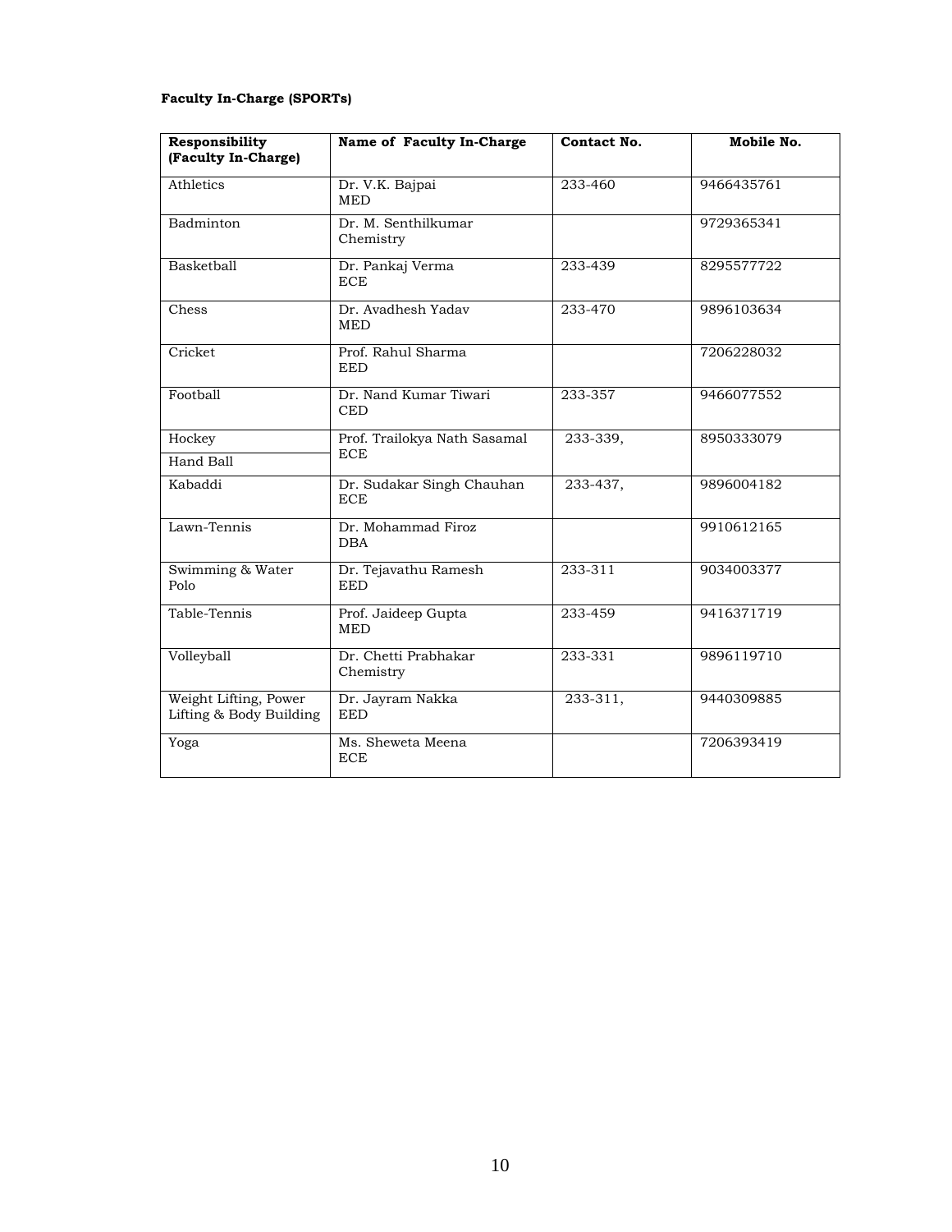**Faculty In-Charge (SPORTs)**

| Responsibility (Faculty In-Charge) | Name of Faculty In-Charge | Contact No. | Mobile No. |
|---|---|---|---|
| Athletics | Dr. V.K. Bajpai MED | 233-460 | 9466435761 |
| Badminton | Dr. M. Senthilkumar Chemistry | | 9729365341 |
| Basketball | Dr. Pankaj Verma ECE | 233-439 | 8295577722 |
| Chess | Dr. Avadhesh Yadav MED | 233-470 | 9896103634 |
| Cricket | Prof. Rahul Sharma EED | | 7206228032 |
| Football | Dr. Nand Kumar Tiwari CED | 233-357 | 9466077552 |
| Hockey | Prof. Trailokya Nath Sasamal ECE | 233-339, | 8950333079 |
| Hand Ball | | | |
| Kabaddi | Dr. Sudakar Singh Chauhan ECE | 233-437, | 9896004182 |
| Lawn-Tennis | Dr. Mohammad Firoz DBA | | 9910612165 |
| Swimming & Water Polo | Dr. Tejavathu Ramesh EED | 233-311 | 9034003377 |
| Table-Tennis | Prof. Jaideep Gupta MED | 233-459 | 9416371719 |
| Volleyball | Dr. Chetti Prabhakar Chemistry | 233-331 | 9896119710 |
| Weight Lifting, Power Lifting & Body Building | Dr. Jayram Nakka EED | 233-311, | 9440309885 |
| Yoga | Ms. Sheweta Meena ECE | | 7206393419 |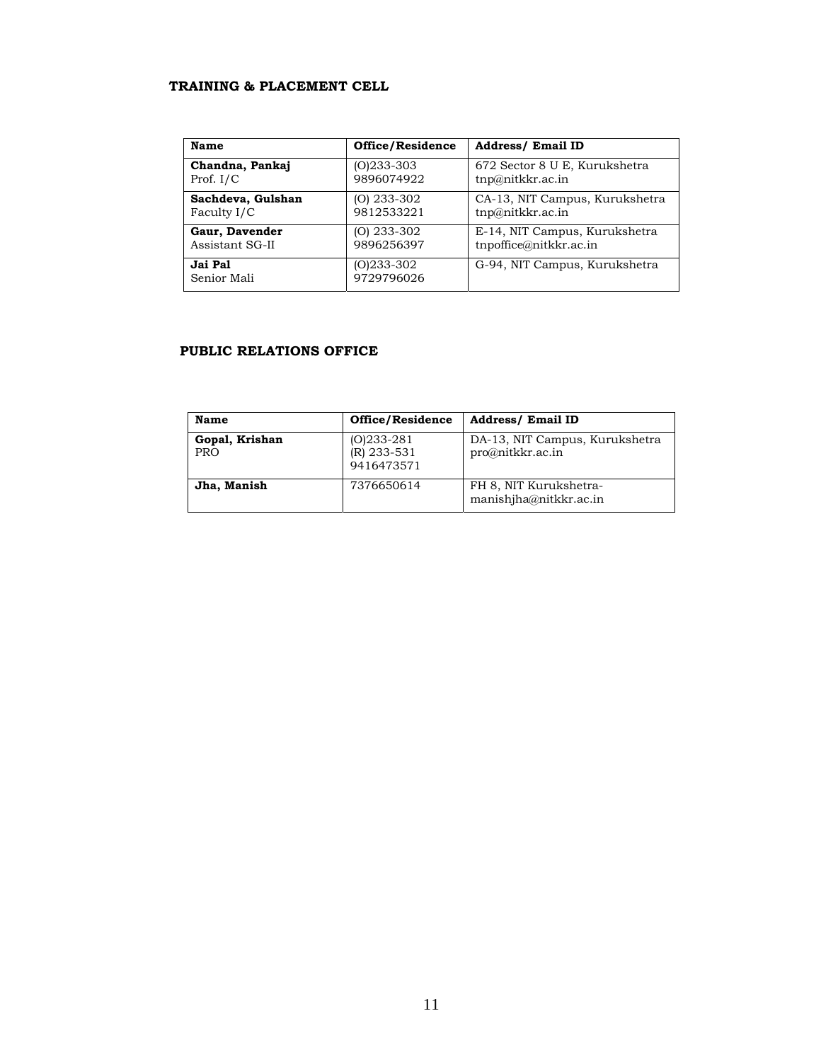## TRAINING & PLACEMENT CELL

| Name | Office/Residence | Address/ Email ID |
|---|---|---|
| **Chandna, Pankaj**<br>Prof. I/C | (O)233-303<br>9896074922 | 672 Sector 8 U E, Kurukshetra<br>tnp@nitkkr.ac.in |
| **Sachdeva, Gulshan**<br>Faculty I/C | (O) 233-302<br>9812533221 | CA-13, NIT Campus, Kurukshetra<br>tnp@nitkkr.ac.in |
| **Gaur, Davender**<br>Assistant SG-II | (O) 233-302<br>9896256397 | E-14, NIT Campus, Kurukshetra<br>tnpoffice@nitkkr.ac.in |
| **Jai Pal**<br>Senior Mali | (O)233-302<br>9729796026 | G-94, NIT Campus, Kurukshetra |

## PUBLIC RELATIONS OFFICE

| Name | Office/Residence | Address/ Email ID |
|---|---|---|
| **Gopal, Krishan**<br>PRO | (O)233-281<br>(R) 233-531<br>9416473571 | DA-13, NIT Campus, Kurukshetra<br>pro@nitkkr.ac.in |
| **Jha, Manish** | 7376650614 | FH 8, NIT Kurukshetra-<br>manishjha@nitkkr.ac.in |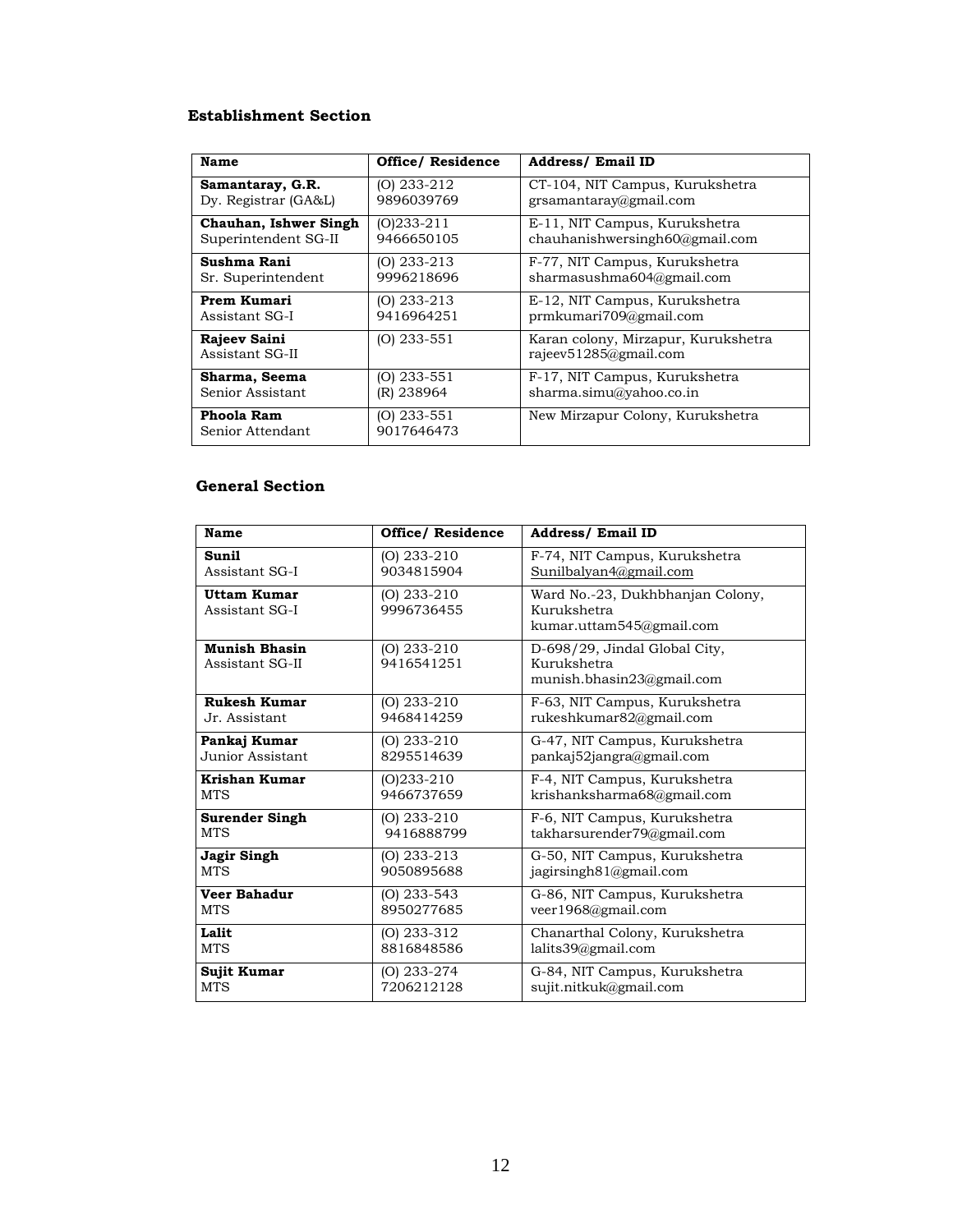### Establishment Section

| Name | Office/ Residence | Address/ Email ID |
|---|---|---|
| **Samantaray, G.R.** Dy. Registrar (GA&L) | (O) 233-212 9896039769 | CT-104, NIT Campus, Kurukshetra grsamantaray@gmail.com |
| **Chauhan, Ishwer Singh** Superintendent SG-II | (O)233-211 9466650105 | E-11, NIT Campus, Kurukshetra chauhanishwersingh60@gmail.com |
| **Sushma Rani** Sr. Superintendent | (O) 233-213 9996218696 | F-77, NIT Campus, Kurukshetra sharmasushma604@gmail.com |
| **Prem Kumari** Assistant SG-I | (O) 233-213 9416964251 | E-12, NIT Campus, Kurukshetra prmkumari709@gmail.com |
| **Rajeev Saini** Assistant SG-II | (O) 233-551 | Karan colony, Mirzapur, Kurukshetra rajeev51285@gmail.com |
| **Sharma, Seema** Senior Assistant | (O) 233-551 (R) 238964 | F-17, NIT Campus, Kurukshetra sharma.simu@yahoo.co.in |
| **Phoola Ram** Senior Attendant | (O) 233-551 9017646473 | New Mirzapur Colony, Kurukshetra |

### General Section

| Name | Office/ Residence | Address/ Email ID |
|---|---|---|
| **Sunil** Assistant SG-I | (O) 233-210 9034815904 | F-74, NIT Campus, Kurukshetra Sunilbalyan4@gmail.com |
| **Uttam Kumar** Assistant SG-I | (O) 233-210 9996736455 | Ward No.-23, Dukhbhanjan Colony, Kurukshetra kumar.uttam545@gmail.com |
| **Munish Bhasin** Assistant SG-II | (O) 233-210 9416541251 | D-698/29, Jindal Global City, Kurukshetra munish.bhasin23@gmail.com |
| **Rukesh Kumar** Jr. Assistant | (O) 233-210 9468414259 | F-63, NIT Campus, Kurukshetra rukeshkumar82@gmail.com |
| **Pankaj Kumar** Junior Assistant | (O) 233-210 8295514639 | G-47, NIT Campus, Kurukshetra pankaj52jangra@gmail.com |
| **Krishan Kumar** MTS | (O)233-210 9466737659 | F-4, NIT Campus, Kurukshetra krishanksharma68@gmail.com |
| **Surender Singh** MTS | (O) 233-210 9416888799 | F-6, NIT Campus, Kurukshetra takharsurender79@gmail.com |
| **Jagir Singh** MTS | (O) 233-213 9050895688 | G-50, NIT Campus, Kurukshetra jagirsingh81@gmail.com |
| **Veer Bahadur** MTS | (O) 233-543 8950277685 | G-86, NIT Campus, Kurukshetra veer1968@gmail.com |
| **Lalit** MTS | (O) 233-312 8816848586 | Chanarthal Colony, Kurukshetra lalits39@gmail.com |
| **Sujit Kumar** MTS | (O) 233-274 7206212128 | G-84, NIT Campus, Kurukshetra sujit.nitkuk@gmail.com |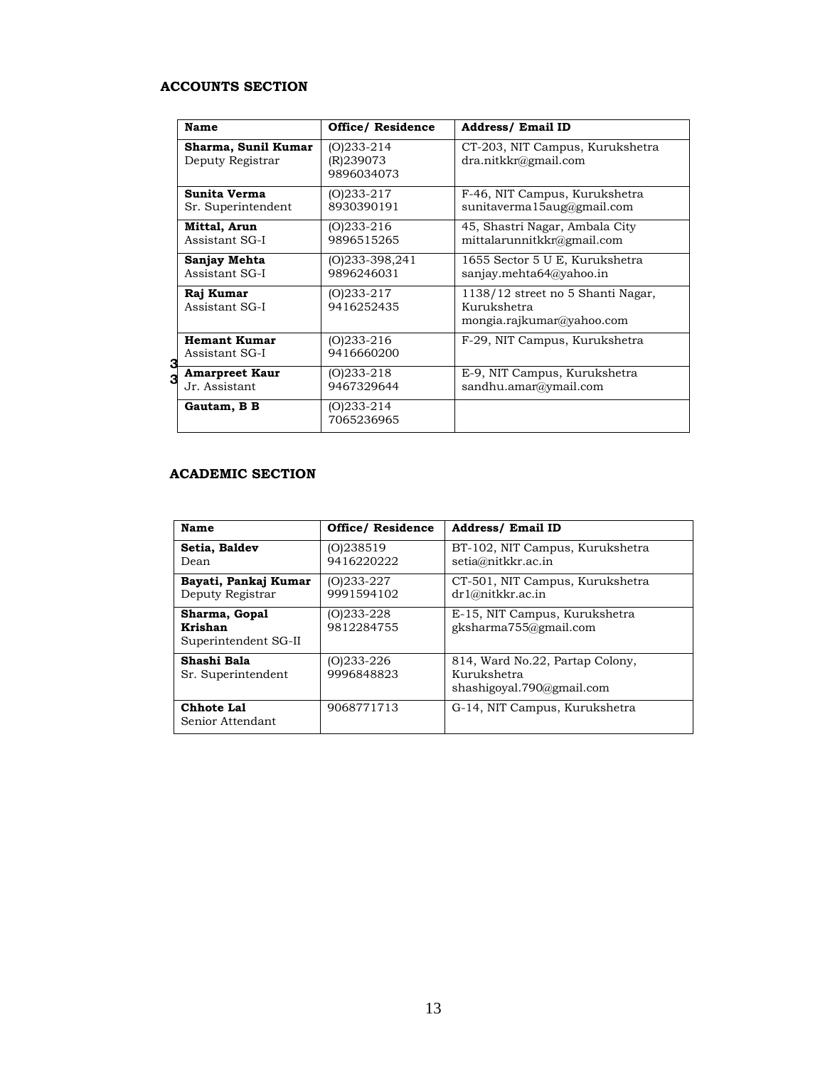## ACCOUNTS SECTION

| Name | Office/ Residence | Address/ Email ID |
|---|---|---|
| **Sharma, Sunil Kumar**<br>Deputy Registrar | (O)233-214<br>(R)239073<br>9896034073 | CT-203, NIT Campus, Kurukshetra<br>dra.nitkkr@gmail.com |
| **Sunita Verma**<br>Sr. Superintendent | (O)233-217<br>8930390191 | F-46, NIT Campus, Kurukshetra<br>sunitaverma15aug@gmail.com |
| **Mittal, Arun**<br>Assistant SG-I | (O)233-216<br>9896515265 | 45, Shastri Nagar, Ambala City<br>mittalarunnitkkr@gmail.com |
| **Sanjay Mehta**<br>Assistant SG-I | (O)233-398,241<br>9896246031 | 1655 Sector 5 U E, Kurukshetra<br>sanjay.mehta64@yahoo.in |
| **Raj Kumar**<br>Assistant SG-I | (O)233-217<br>9416252435 | 1138/12 street no 5 Shanti Nagar, Kurukshetra<br>mongia.rajkumar@yahoo.com |
| **Hemant Kumar**<br>Assistant SG-I | (O)233-216<br>9416660200 | F-29, NIT Campus, Kurukshetra |
| **Amarpreet Kaur**<br>Jr. Assistant | (O)233-218<br>9467329644 | E-9, NIT Campus, Kurukshetra<br>sandhu.amar@ymail.com |
| **Gautam, B B** | (O)233-214<br>7065236965 | |

## ACADEMIC SECTION

| Name | Office/ Residence | Address/ Email ID |
|---|---|---|
| **Setia, Baldev**<br>Dean | (O)238519<br>9416220222 | BT-102, NIT Campus, Kurukshetra<br>setia@nitkkr.ac.in |
| **Bayati, Pankaj Kumar**<br>Deputy Registrar | (O)233-227<br>9991594102 | CT-501, NIT Campus, Kurukshetra<br>dr1@nitkkr.ac.in |
| **Sharma, Gopal Krishan**<br>Superintendent SG-II | (O)233-228<br>9812284755 | E-15, NIT Campus, Kurukshetra<br>gksharma755@gmail.com |
| **Shashi Bala**<br>Sr. Superintendent | (O)233-226<br>9996848823 | 814, Ward No.22, Partap Colony, Kurukshetra<br>shashigoyal.790@gmail.com |
| **Chhote Lal**<br>Senior Attendant | 9068771713 | G-14, NIT Campus, Kurukshetra |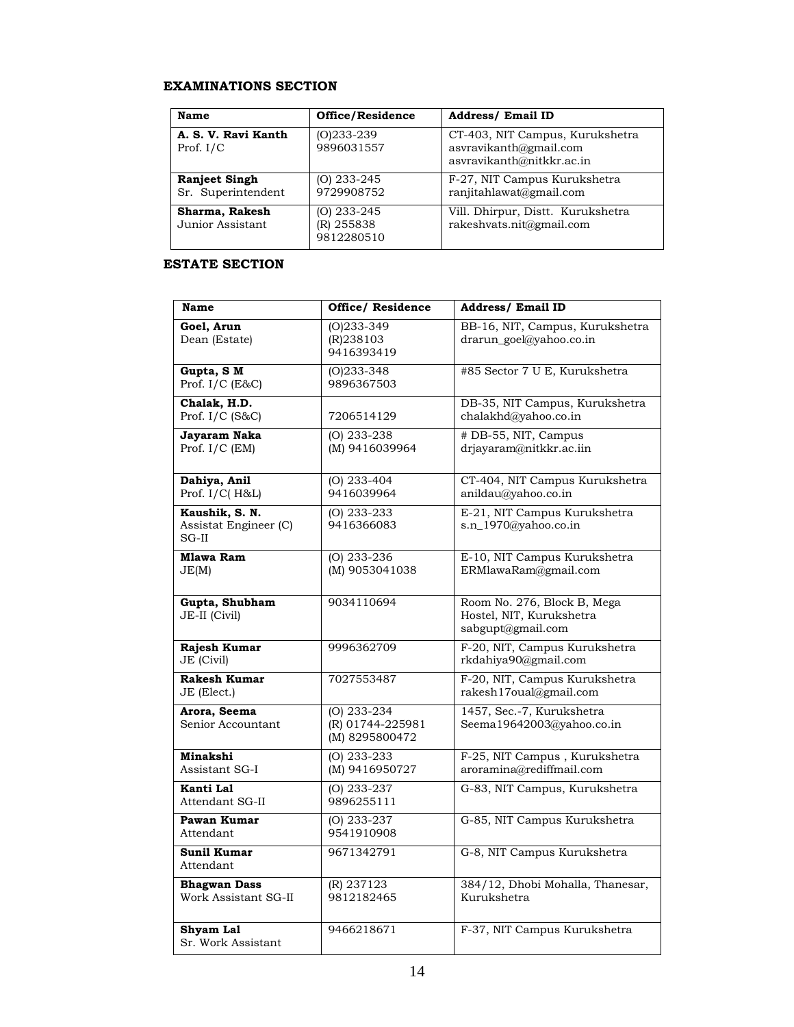## EXAMINATIONS SECTION

| Name | Office/Residence | Address/ Email ID |
|---|---|---|
| **A. S. V. Ravi Kanth**<br>Prof. I/C | (O)233-239<br>9896031557 | CT-403, NIT Campus, Kurukshetra<br>asvravikanth@gmail.com<br>asvravikanth@nitkkr.ac.in |
| **Ranjeet Singh**<br>Sr. Superintendent | (O) 233-245<br>9729908752 | F-27, NIT Campus Kurukshetra<br>ranjitahlawat@gmail.com |
| **Sharma, Rakesh**<br>Junior Assistant | (O) 233-245<br>(R) 255838<br>9812280510 | Vill. Dhirpur, Distt. Kurukshetra<br>rakeshvats.nit@gmail.com |

## ESTATE SECTION

| Name | Office/ Residence | Address/ Email ID |
|---|---|---|
| **Goel, Arun**<br>Dean (Estate) | (O)233-349<br>(R)238103<br>9416393419 | BB-16, NIT, Campus, Kurukshetra<br>drarun_goel@yahoo.co.in |
| **Gupta, S M**<br>Prof. I/C (E&C) | (O)233-348<br>9896367503 | #85 Sector 7 U E, Kurukshetra |
| **Chalak, H.D.**<br>Prof. I/C (S&C) | 7206514129 | DB-35, NIT Campus, Kurukshetra<br>chalakhd@yahoo.co.in |
| **Jayaram Naka**<br>Prof. I/C (EM) | (O) 233-238<br>(M) 9416039964 | # DB-55, NIT, Campus<br>drjayaram@nitkkr.ac.iin |
| **Dahiya, Anil**<br>Prof. I/C( H&L) | (O) 233-404<br>9416039964 | CT-404, NIT Campus Kurukshetra<br>anildau@yahoo.co.in |
| **Kaushik, S. N.**<br>Assistat Engineer (C)<br>SG-II | (O) 233-233<br>9416366083 | E-21, NIT Campus Kurukshetra<br>s.n_1970@yahoo.co.in |
| **Mlawa Ram**<br>JE(M) | (O) 233-236<br>(M) 9053041038 | E-10, NIT Campus Kurukshetra<br>ERMlawaRam@gmail.com |
| **Gupta, Shubham**<br>JE-II (Civil) | 9034110694 | Room No. 276, Block B, Mega Hostel, NIT, Kurukshetra<br>sabgupt@gmail.com |
| **Rajesh Kumar**<br>JE (Civil) | 9996362709 | F-20, NIT, Campus Kurukshetra<br>rkdahiya90@gmail.com |
| **Rakesh Kumar**<br>JE (Elect.) | 7027553487 | F-20, NIT, Campus Kurukshetra<br>rakesh17oual@gmail.com |
| **Arora, Seema**<br>Senior Accountant | (O) 233-234<br>(R) 01744-225981<br>(M) 8295800472 | 1457, Sec.-7, Kurukshetra<br>Seema19642003@yahoo.co.in |
| **Minakshi**<br>Assistant SG-I | (O) 233-233<br>(M) 9416950727 | F-25, NIT Campus , Kurukshetra<br>aroramina@rediffmail.com |
| **Kanti Lal**<br>Attendant SG-II | (O) 233-237<br>9896255111 | G-83, NIT Campus, Kurukshetra |
| **Pawan Kumar**<br>Attendant | (O) 233-237<br>9541910908 | G-85, NIT Campus Kurukshetra |
| **Sunil Kumar**<br>Attendant | 9671342791 | G-8, NIT Campus Kurukshetra |
| **Bhagwan Dass**<br>Work Assistant SG-II | (R) 237123<br>9812182465 | 384/12, Dhobi Mohalla, Thanesar, Kurukshetra |
| **Shyam Lal**<br>Sr. Work Assistant | 9466218671 | F-37, NIT Campus Kurukshetra |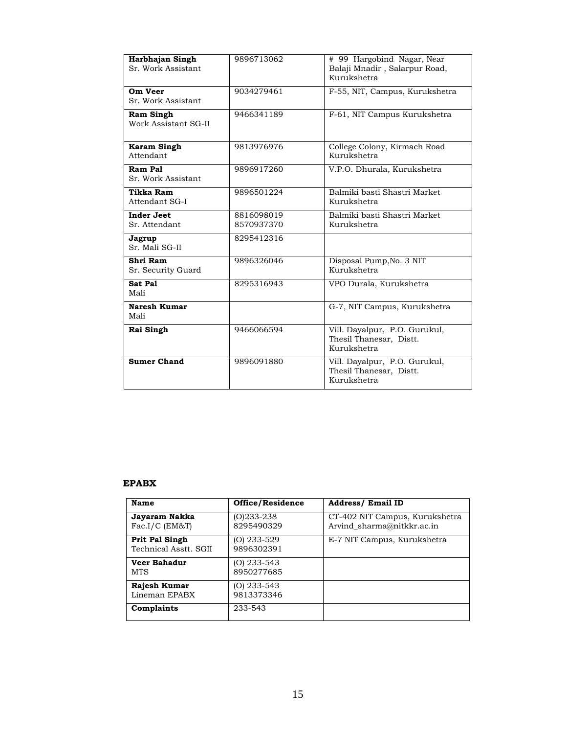| | | |
|---|---|---|
| **Harbhajan Singh**<br>Sr. Work Assistant | 9896713062 | # 99 Hargobind Nagar, Near Balaji Mnadir , Salarpur Road, Kurukshetra |
| **Om Veer**<br>Sr. Work Assistant | 9034279461 | F-55, NIT, Campus, Kurukshetra |
| **Ram Singh**<br>Work Assistant SG-II | 9466341189 | F-61, NIT Campus Kurukshetra |
| **Karam Singh**<br>Attendant | 9813976976 | College Colony, Kirmach Road Kurukshetra |
| **Ram Pal**<br>Sr. Work Assistant | 9896917260 | V.P.O. Dhurala, Kurukshetra |
| **Tikka Ram**<br>Attendant SG-I | 9896501224 | Balmiki basti Shastri Market Kurukshetra |
| **Inder Jeet**<br>Sr. Attendant | 8816098019<br>8570937370 | Balmiki basti Shastri Market Kurukshetra |
| **Jagrup**<br>Sr. Mali SG-II | 8295412316 | |
| **Shri Ram**<br>Sr. Security Guard | 9896326046 | Disposal Pump,No. 3 NIT Kurukshetra |
| **Sat Pal**<br>Mali | 8295316943 | VPO Durala, Kurukshetra |
| **Naresh Kumar**<br>Mali | | G-7, NIT Campus, Kurukshetra |
| **Rai Singh** | 9466066594 | Vill. Dayalpur, P.O. Gurukul, Thesil Thanesar, Distt. Kurukshetra |
| **Sumer Chand** | 9896091880 | Vill. Dayalpur, P.O. Gurukul, Thesil Thanesar, Distt. Kurukshetra |

**EPABX**

| Name | Office/Residence | Address/ Email ID |
|---|---|---|
| **Jayaram Nakka**<br>Fac.I/C (EM&T) | (O)233-238<br>8295490329 | CT-402 NIT Campus, Kurukshetra<br>Arvind_sharma@nitkkr.ac.in |
| **Prit Pal Singh**<br>Technical Asstt. SGII | (O) 233-529<br>9896302391 | E-7 NIT Campus, Kurukshetra |
| **Veer Bahadur**<br>MTS | (O) 233-543<br>8950277685 | |
| **Rajesh Kumar**<br>Lineman EPABX | (O) 233-543<br>9813373346 | |
| **Complaints** | 233-543 | |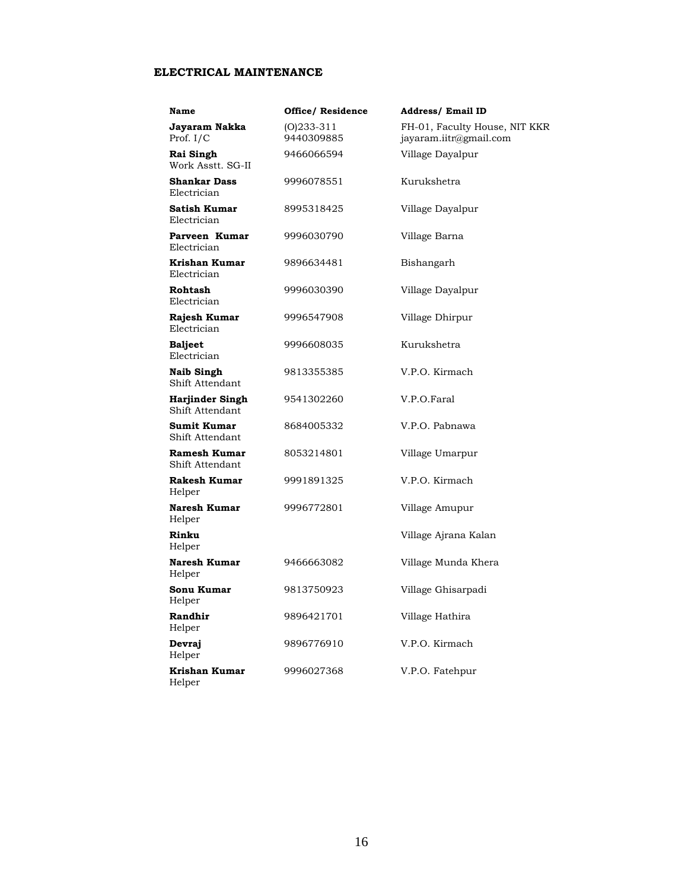## ELECTRICAL MAINTENANCE

| Name | Office/ Residence | Address/ Email ID |
|---|---|---|
| **Jayaram Nakka**<br>Prof. I/C | (O)233-311<br>9440309885 | FH-01, Faculty House, NIT KKR<br>jayaram.iitr@gmail.com |
| **Rai Singh**<br>Work Asstt. SG-II | 9466066594 | Village Dayalpur |
| **Shankar Dass**<br>Electrician | 9996078551 | Kurukshetra |
| **Satish Kumar**<br>Electrician | 8995318425 | Village Dayalpur |
| **Parveen Kumar**<br>Electrician | 9996030790 | Village Barna |
| **Krishan Kumar**<br>Electrician | 9896634481 | Bishangarh |
| **Rohtash**<br>Electrician | 9996030390 | Village Dayalpur |
| **Rajesh Kumar**<br>Electrician | 9996547908 | Village Dhirpur |
| **Baljeet**<br>Electrician | 9996608035 | Kurukshetra |
| **Naib Singh**<br>Shift Attendant | 9813355385 | V.P.O. Kirmach |
| **Harjinder Singh**<br>Shift Attendant | 9541302260 | V.P.O.Faral |
| **Sumit Kumar**<br>Shift Attendant | 8684005332 | V.P.O. Pabnawa |
| **Ramesh Kumar**<br>Shift Attendant | 8053214801 | Village Umarpur |
| **Rakesh Kumar**<br>Helper | 9991891325 | V.P.O. Kirmach |
| **Naresh Kumar**<br>Helper | 9996772801 | Village Amupur |
| **Rinku**<br>Helper | | Village Ajrana Kalan |
| **Naresh Kumar**<br>Helper | 9466663082 | Village Munda Khera |
| **Sonu Kumar**<br>Helper | 9813750923 | Village Ghisarpadi |
| **Randhir**<br>Helper | 9896421701 | Village Hathira |
| **Devraj**<br>Helper | 9896776910 | V.P.O. Kirmach |
| **Krishan Kumar**<br>Helper | 9996027368 | V.P.O. Fatehpur |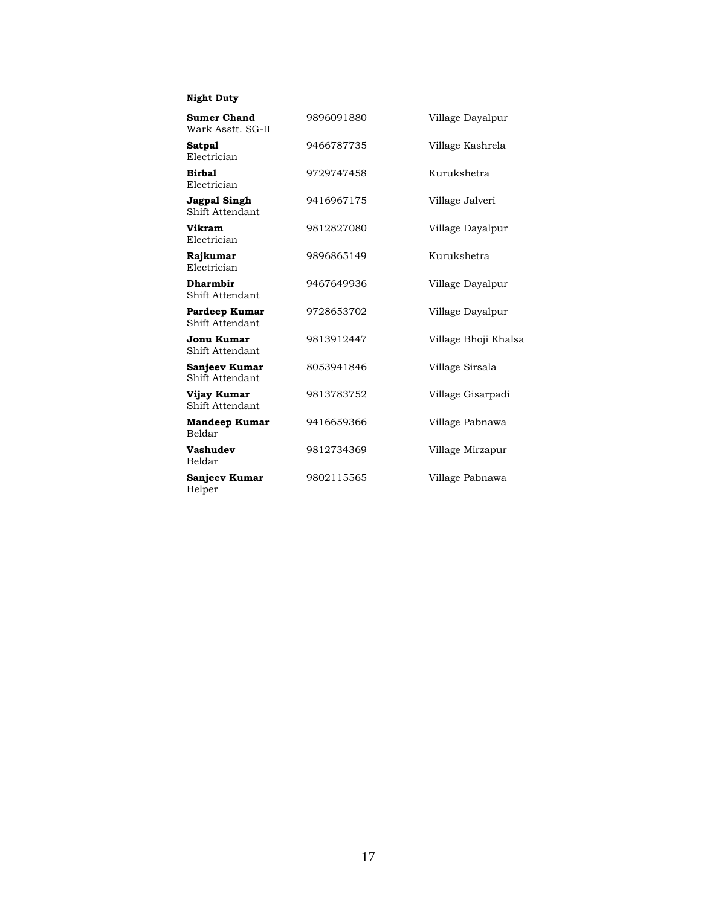**Night Duty**

| | | |
|---|---|---|
| **Sumer Chand**<br>Wark Asstt. SG-II | 9896091880 | Village Dayalpur |
| **Satpal**<br>Electrician | 9466787735 | Village Kashrela |
| **Birbal**<br>Electrician | 9729747458 | Kurukshetra |
| **Jagpal Singh**<br>Shift Attendant | 9416967175 | Village Jalveri |
| **Vikram**<br>Electrician | 9812827080 | Village Dayalpur |
| **Rajkumar**<br>Electrician | 9896865149 | Kurukshetra |
| **Dharmbir**<br>Shift Attendant | 9467649936 | Village Dayalpur |
| **Pardeep Kumar**<br>Shift Attendant | 9728653702 | Village Dayalpur |
| **Jonu Kumar**<br>Shift Attendant | 9813912447 | Village Bhoji Khalsa |
| **Sanjeev Kumar**<br>Shift Attendant | 8053941846 | Village Sirsala |
| **Vijay Kumar**<br>Shift Attendant | 9813783752 | Village Gisarpadi |
| **Mandeep Kumar**<br>Beldar | 9416659366 | Village Pabnawa |
| **Vashudev**<br>Beldar | 9812734369 | Village Mirzapur |
| **Sanjeev Kumar**<br>Helper | 9802115565 | Village Pabnawa |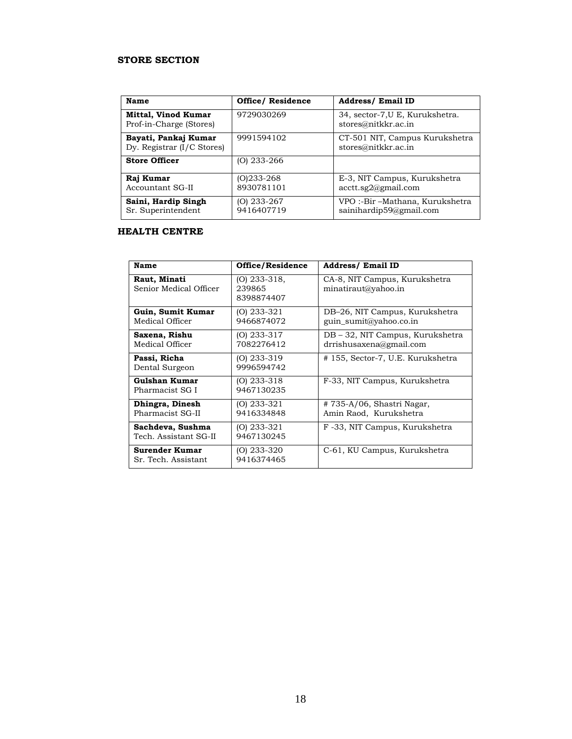**STORE SECTION**

| Name | Office/ Residence | Address/ Email ID |
|---|---|---|
| **Mittal, Vinod Kumar** Prof-in-Charge (Stores) | 9729030269 | 34, sector-7,U E, Kurukshetra. stores@nitkkr.ac.in |
| **Bayati, Pankaj Kumar** Dy. Registrar (I/C Stores) | 9991594102 | CT-501 NIT, Campus Kurukshetra stores@nitkkr.ac.in |
| **Store Officer** | (O) 233-266 | |
| **Raj Kumar** Accountant SG-II | (O)233-268 8930781101 | E-3, NIT Campus, Kurukshetra acctt.sg2@gmail.com |
| **Saini, Hardip Singh** Sr. Superintendent | (O) 233-267 9416407719 | VPO :-Bir –Mathana, Kurukshetra sainihardip59@gmail.com |

**HEALTH CENTRE**

| Name | Office/Residence | Address/ Email ID |
|---|---|---|
| **Raut, Minati** Senior Medical Officer | (O) 233-318, 239865 8398874407 | CA-8, NIT Campus, Kurukshetra minatiraut@yahoo.in |
| **Guin, Sumit Kumar** Medical Officer | (O) 233-321 9466874072 | DB–26, NIT Campus, Kurukshetra guin_sumit@yahoo.co.in |
| **Saxena, Rishu** Medical Officer | (O) 233-317 7082276412 | DB – 32, NIT Campus, Kurukshetra drrishusaxena@gmail.com |
| **Passi, Richa** Dental Surgeon | (O) 233-319 9996594742 | # 155, Sector-7, U.E. Kurukshetra |
| **Gulshan Kumar** Pharmacist SG I | (O) 233-318 9467130235 | F-33, NIT Campus, Kurukshetra |
| **Dhingra, Dinesh** Pharmacist SG-II | (O) 233-321 9416334848 | # 735-A/06, Shastri Nagar, Amin Raod, Kurukshetra |
| **Sachdeva, Sushma** Tech. Assistant SG-II | (O) 233-321 9467130245 | F -33, NIT Campus, Kurukshetra |
| **Surender Kumar** Sr. Tech. Assistant | (O) 233-320 9416374465 | C-61, KU Campus, Kurukshetra |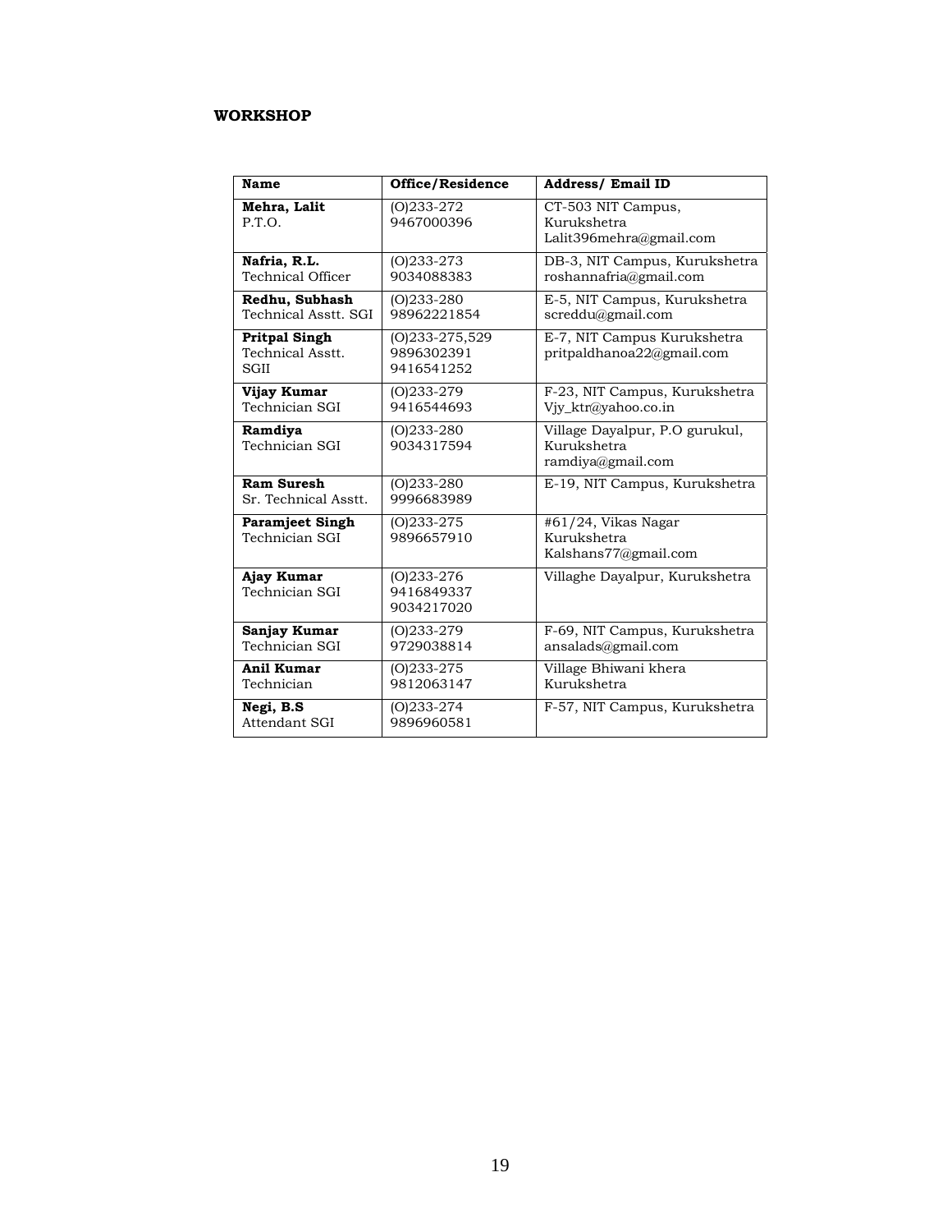**WORKSHOP**

| **Name** | **Office/Residence** | **Address/ Email ID** |
|---|---|---|
| **Mehra, Lalit**<br>P.T.O. | (O)233-272<br>9467000396 | CT-503 NIT Campus, Kurukshetra<br>Lalit396mehra@gmail.com |
| **Nafria, R.L.**<br>Technical Officer | (O)233-273<br>9034088383 | DB-3, NIT Campus, Kurukshetra<br>roshannafria@gmail.com |
| **Redhu, Subhash**<br>Technical Asstt. SGI | (O)233-280<br>98962221854 | E-5, NIT Campus, Kurukshetra<br>screddu@gmail.com |
| **Pritpal Singh**<br>Technical Asstt. SGII | (O)233-275,529<br>9896302391<br>9416541252 | E-7, NIT Campus Kurukshetra<br>pritpaldhanoa22@gmail.com |
| **Vijay Kumar**<br>Technician SGI | (O)233-279<br>9416544693 | F-23, NIT Campus, Kurukshetra<br>Vjy_ktr@yahoo.co.in |
| **Ramdiya**<br>Technician SGI | (O)233-280<br>9034317594 | Village Dayalpur, P.O gurukul, Kurukshetra<br>ramdiya@gmail.com |
| **Ram Suresh**<br>Sr. Technical Asstt. | (O)233-280<br>9996683989 | E-19, NIT Campus, Kurukshetra |
| **Paramjeet Singh**<br>Technician SGI | (O)233-275<br>9896657910 | #61/24, Vikas Nagar Kurukshetra<br>Kalshans77@gmail.com |
| **Ajay Kumar**<br>Technician SGI | (O)233-276<br>9416849337<br>9034217020 | Villaghe Dayalpur, Kurukshetra |
| **Sanjay Kumar**<br>Technician SGI | (O)233-279<br>9729038814 | F-69, NIT Campus, Kurukshetra<br>ansalads@gmail.com |
| **Anil Kumar**<br>Technician | (O)233-275<br>9812063147 | Village Bhiwani khera Kurukshetra |
| **Negi, B.S**<br>Attendant SGI | (O)233-274<br>9896960581 | F-57, NIT Campus, Kurukshetra |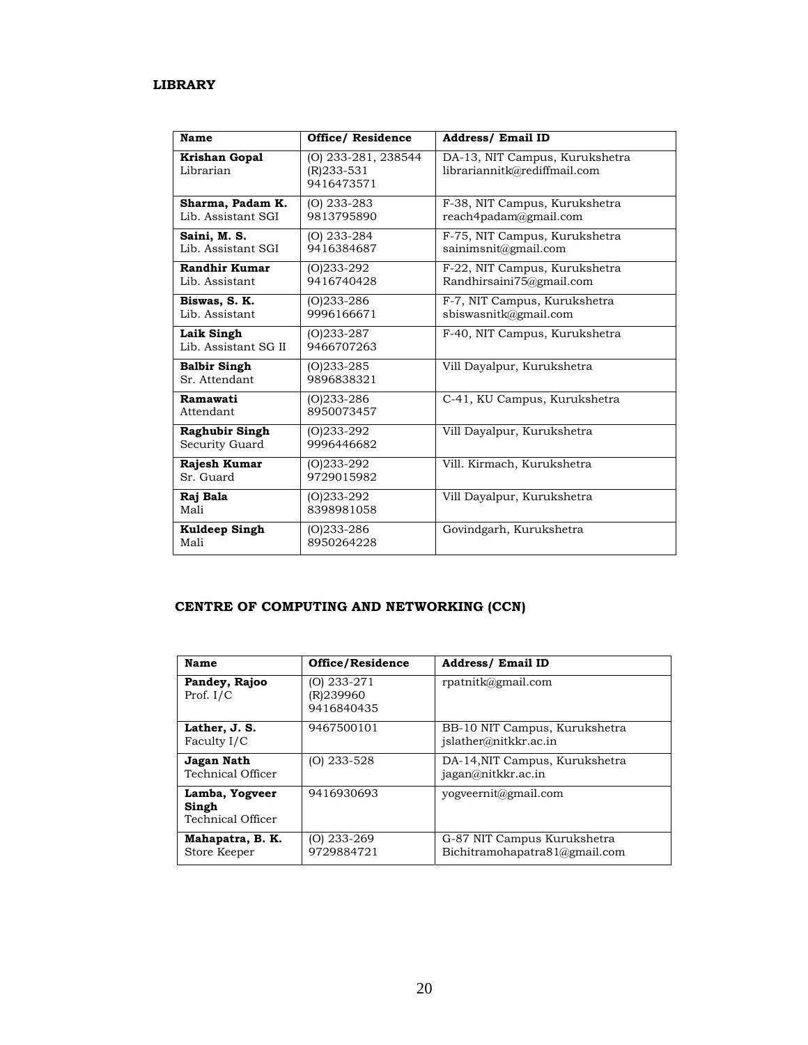## LIBRARY

| Name | Office/ Residence | Address/ Email ID |
|---|---|---|
| **Krishan Gopal** Librarian | (O) 233-281, 238544 (R)233-531 9416473571 | DA-13, NIT Campus, Kurukshetra librariannitk@rediffmail.com |
| **Sharma, Padam K.** Lib. Assistant SGI | (O) 233-283 9813795890 | F-38, NIT Campus, Kurukshetra reach4padam@gmail.com |
| **Saini, M. S.** Lib. Assistant SGI | (O) 233-284 9416384687 | F-75, NIT Campus, Kurukshetra sainimsnit@gmail.com |
| **Randhir Kumar** Lib. Assistant | (O)233-292 9416740428 | F-22, NIT Campus, Kurukshetra Randhirsaini75@gmail.com |
| **Biswas, S. K.** Lib. Assistant | (O)233-286 9996166671 | F-7, NIT Campus, Kurukshetra sbiswasnitk@gmail.com |
| **Laik Singh** Lib. Assistant SG II | (O)233-287 9466707263 | F-40, NIT Campus, Kurukshetra |
| **Balbir Singh** Sr. Attendant | (O)233-285 9896838321 | Vill Dayalpur, Kurukshetra |
| **Ramawati** Attendant | (O)233-286 8950073457 | C-41, KU Campus, Kurukshetra |
| **Raghubir Singh** Security Guard | (O)233-292 9996446682 | Vill Dayalpur, Kurukshetra |
| **Rajesh Kumar** Sr. Guard | (O)233-292 9729015982 | Vill. Kirmach, Kurukshetra |
| **Raj Bala** Mali | (O)233-292 8398981058 | Vill Dayalpur, Kurukshetra |
| **Kuldeep Singh** Mali | (O)233-286 8950264228 | Govindgarh, Kurukshetra |

## CENTRE OF COMPUTING AND NETWORKING (CCN)

| Name | Office/Residence | Address/ Email ID |
|---|---|---|
| **Pandey, Rajoo** Prof. I/C | (O) 233-271 (R)239960 9416840435 | rpatnitk@gmail.com |
| **Lather, J. S.** Faculty I/C | 9467500101 | BB-10 NIT Campus, Kurukshetra jslather@nitkkr.ac.in |
| **Jagan Nath** Technical Officer | (O) 233-528 | DA-14,NIT Campus, Kurukshetra jagan@nitkkr.ac.in |
| **Lamba, Yogveer Singh** Technical Officer | 9416930693 | yogveernit@gmail.com |
| **Mahapatra, B. K.** Store Keeper | (O) 233-269 9729884721 | G-87 NIT Campus Kurukshetra Bichitramohapatra81@gmail.com |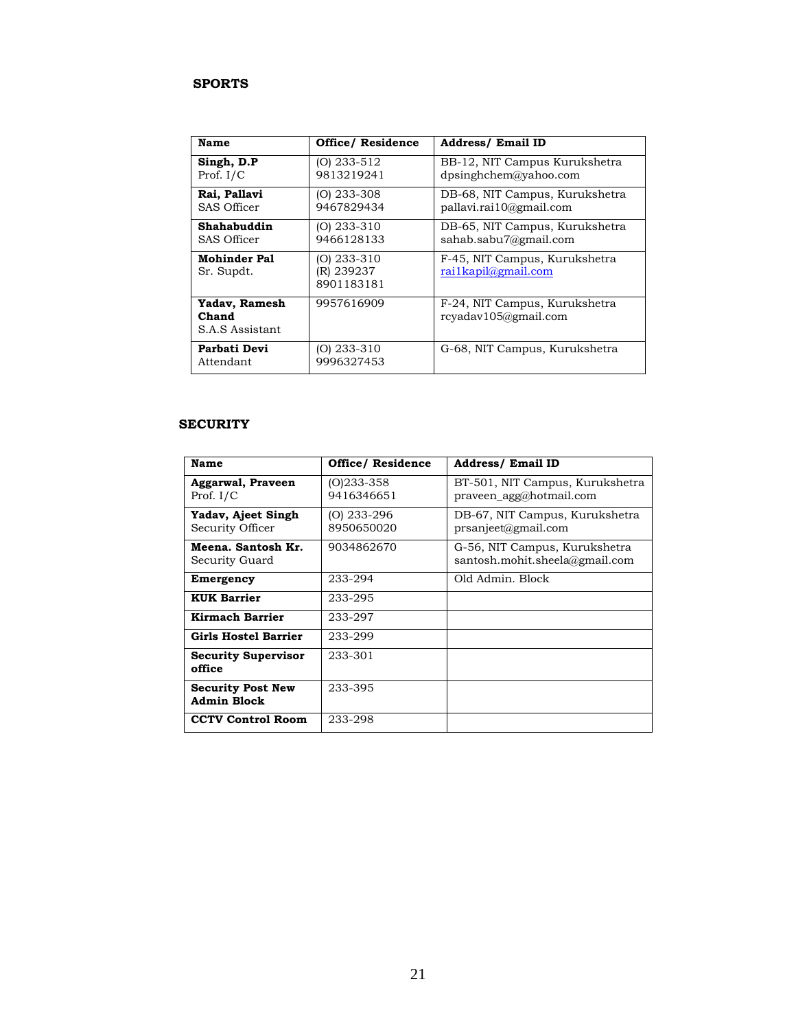## SPORTS

| Name | Office/ Residence | Address/ Email ID |
|---|---|---|
| **Singh, D.P** Prof. I/C | (O) 233-512 9813219241 | BB-12, NIT Campus Kurukshetra dpsinghchem@yahoo.com |
| **Rai, Pallavi** SAS Officer | (O) 233-308 9467829434 | DB-68, NIT Campus, Kurukshetra pallavi.rai10@gmail.com |
| **Shahabuddin** SAS Officer | (O) 233-310 9466128133 | DB-65, NIT Campus, Kurukshetra sahab.sabu7@gmail.com |
| **Mohinder Pal** Sr. Supdt. | (O) 233-310 (R) 239237 8901183181 | F-45, NIT Campus, Kurukshetra rai1kapil@gmail.com |
| **Yadav, Ramesh Chand** S.A.S Assistant | 9957616909 | F-24, NIT Campus, Kurukshetra rcyadav105@gmail.com |
| **Parbati Devi** Attendant | (O) 233-310 9996327453 | G-68, NIT Campus, Kurukshetra |

## SECURITY

| Name | Office/ Residence | Address/ Email ID |
|---|---|---|
| **Aggarwal, Praveen** Prof. I/C | (O)233-358 9416346651 | BT-501, NIT Campus, Kurukshetra praveen_agg@hotmail.com |
| **Yadav, Ajeet Singh** Security Officer | (O) 233-296 8950650020 | DB-67, NIT Campus, Kurukshetra prsanjeet@gmail.com |
| **Meena. Santosh Kr.** Security Guard | 9034862670 | G-56, NIT Campus, Kurukshetra santosh.mohit.sheela@gmail.com |
| **Emergency** | 233-294 | Old Admin. Block |
| **KUK Barrier** | 233-295 | |
| **Kirmach Barrier** | 233-297 | |
| **Girls Hostel Barrier** | 233-299 | |
| **Security Supervisor office** | 233-301 | |
| **Security Post New Admin Block** | 233-395 | |
| **CCTV Control Room** | 233-298 | |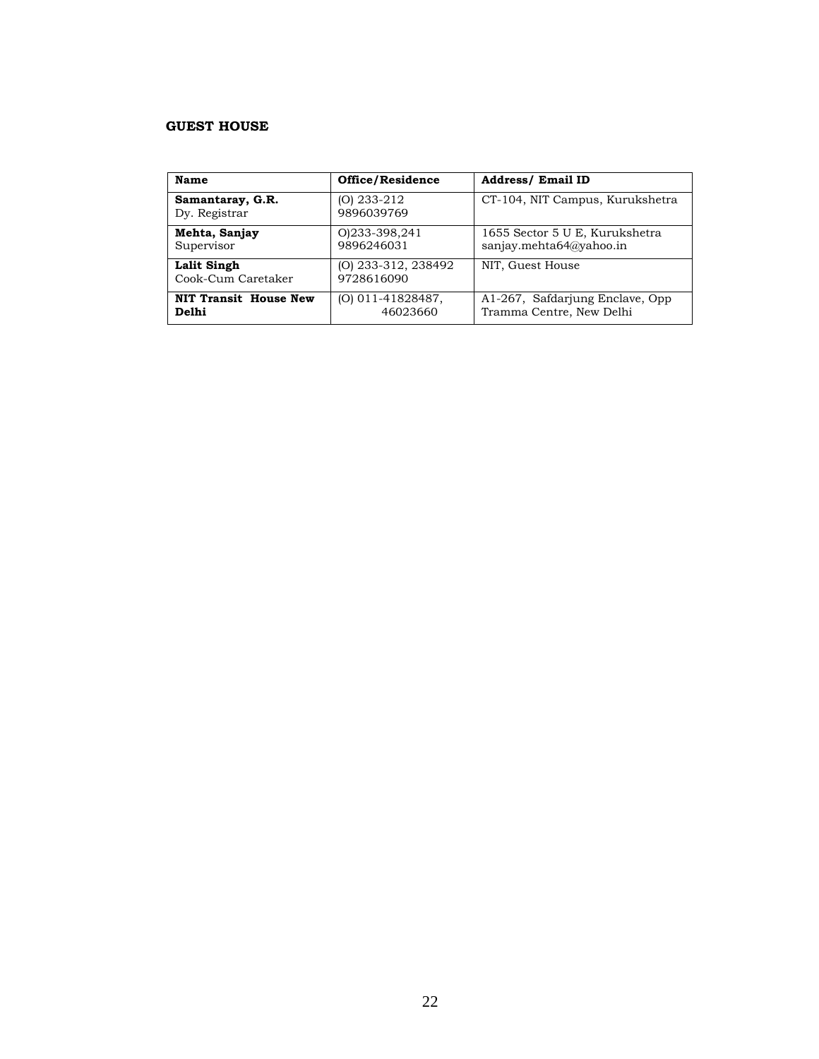**GUEST HOUSE**

| Name | Office/Residence | Address/ Email ID |
|---|---|---|
| **Samantaray, G.R.** Dy. Registrar | (O) 233-212 9896039769 | CT-104, NIT Campus, Kurukshetra |
| **Mehta, Sanjay** Supervisor | O)233-398,241 9896246031 | 1655 Sector 5 U E, Kurukshetra sanjay.mehta64@yahoo.in |
| **Lalit Singh** Cook-Cum Caretaker | (O) 233-312, 238492 9728616090 | NIT, Guest House |
| **NIT Transit House New Delhi** | (O) 011-41828487, 46023660 | A1-267, Safdarjung Enclave, Opp Tramma Centre, New Delhi |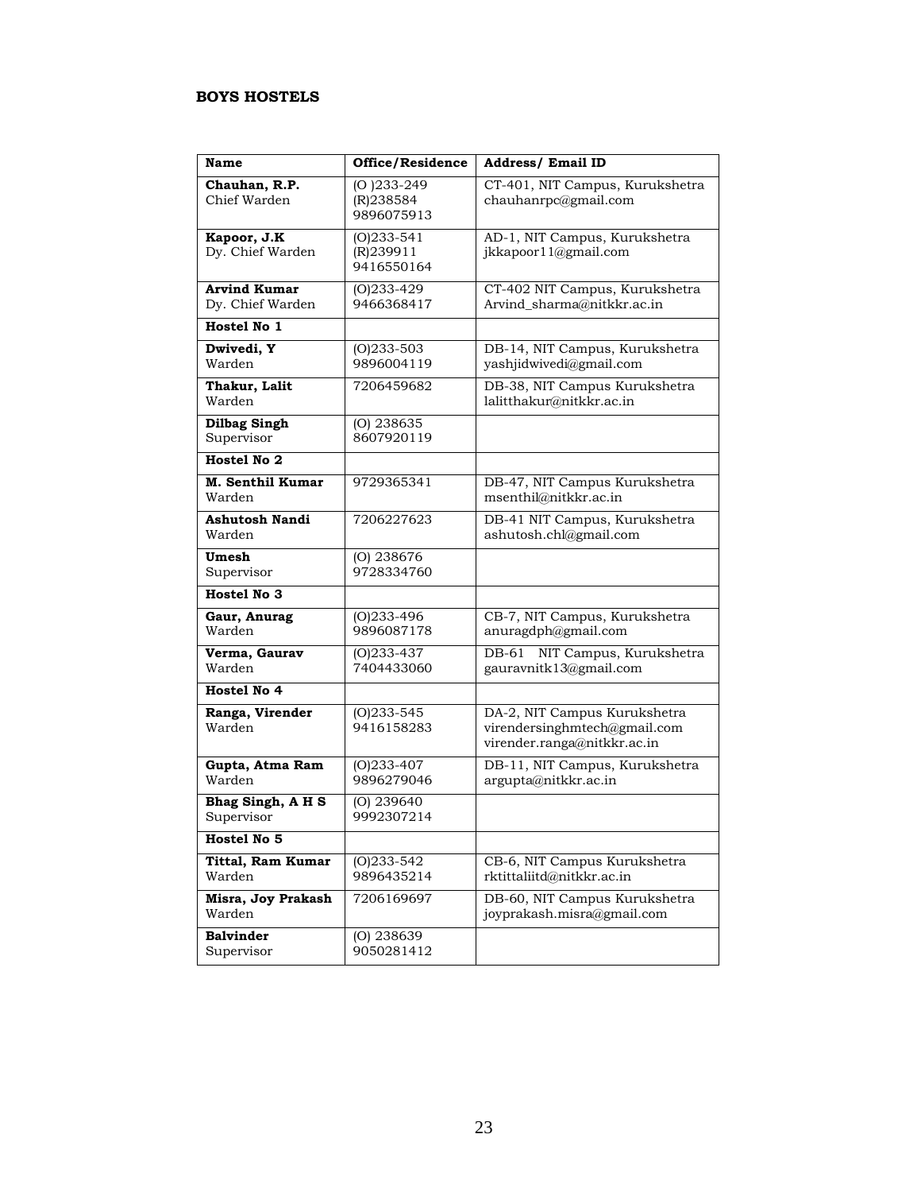**BOYS HOSTELS**

| Name | Office/Residence | Address/ Email ID |
|---|---|---|
| **Chauhan, R.P.** Chief Warden | (O )233-249 (R)238584 9896075913 | CT-401, NIT Campus, Kurukshetra chauhanrpc@gmail.com |
| **Kapoor, J.K** Dy. Chief Warden | (O)233-541 (R)239911 9416550164 | AD-1, NIT Campus, Kurukshetra jkkapoor11@gmail.com |
| **Arvind Kumar** Dy. Chief Warden | (O)233-429 9466368417 | CT-402 NIT Campus, Kurukshetra Arvind_sharma@nitkkr.ac.in |
| **Hostel No 1** | | |
| **Dwivedi, Y** Warden | (O)233-503 9896004119 | DB-14, NIT Campus, Kurukshetra yashjidwivedi@gmail.com |
| **Thakur, Lalit** Warden | 7206459682 | DB-38, NIT Campus Kurukshetra lalitthakur@nitkkr.ac.in |
| **Dilbag Singh** Supervisor | (O) 238635 8607920119 | |
| **Hostel No 2** | | |
| **M. Senthil Kumar** Warden | 9729365341 | DB-47, NIT Campus Kurukshetra msenthil@nitkkr.ac.in |
| **Ashutosh Nandi** Warden | 7206227623 | DB-41 NIT Campus, Kurukshetra ashutosh.chl@gmail.com |
| **Umesh** Supervisor | (O) 238676 9728334760 | |
| **Hostel No 3** | | |
| **Gaur, Anurag** Warden | (O)233-496 9896087178 | CB-7, NIT Campus, Kurukshetra anuragdph@gmail.com |
| **Verma, Gaurav** Warden | (O)233-437 7404433060 | DB-61 NIT Campus, Kurukshetra gauravnitk13@gmail.com |
| **Hostel No 4** | | |
| **Ranga, Virender** Warden | (O)233-545 9416158283 | DA-2, NIT Campus Kurukshetra virendersinghmtech@gmail.com virender.ranga@nitkkr.ac.in |
| **Gupta, Atma Ram** Warden | (O)233-407 9896279046 | DB-11, NIT Campus, Kurukshetra argupta@nitkkr.ac.in |
| **Bhag Singh, A H S** Supervisor | (O) 239640 9992307214 | |
| **Hostel No 5** | | |
| **Tittal, Ram Kumar** Warden | (O)233-542 9896435214 | CB-6, NIT Campus Kurukshetra rktittaliitd@nitkkr.ac.in |
| **Misra, Joy Prakash** Warden | 7206169697 | DB-60, NIT Campus Kurukshetra joyprakash.misra@gmail.com |
| **Balvinder** Supervisor | (O) 238639 9050281412 | |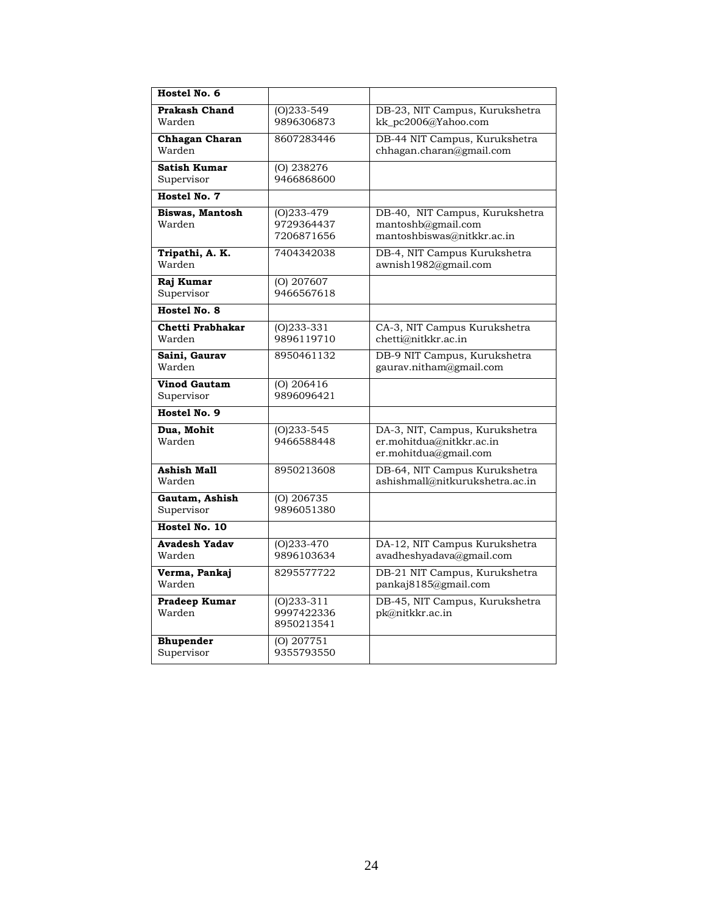| **Hostel No. 6** | | |
|---|---|---|
| **Prakash Chand**<br>Warden | (O)233-549<br>9896306873 | DB-23, NIT Campus, Kurukshetra<br>kk_pc2006@Yahoo.com |
| **Chhagan Charan**<br>Warden | 8607283446 | DB-44 NIT Campus, Kurukshetra<br>chhagan.charan@gmail.com |
| **Satish Kumar**<br>Supervisor | (O) 238276<br>9466868600 | |
| **Hostel No. 7** | | |
| **Biswas, Mantosh**<br>Warden | (O)233-479<br>9729364437<br>7206871656 | DB-40, NIT Campus, Kurukshetra<br>mantoshb@gmail.com<br>mantoshbiswas@nitkkr.ac.in |
| **Tripathi, A. K.**<br>Warden | 7404342038 | DB-4, NIT Campus Kurukshetra<br>awnish1982@gmail.com |
| **Raj Kumar**<br>Supervisor | (O) 207607<br>9466567618 | |
| **Hostel No. 8** | | |
| **Chetti Prabhakar**<br>Warden | (O)233-331<br>9896119710 | CA-3, NIT Campus Kurukshetra<br>chetti@nitkkr.ac.in |
| **Saini, Gaurav**<br>Warden | 8950461132 | DB-9 NIT Campus, Kurukshetra<br>gaurav.nitham@gmail.com |
| **Vinod Gautam**<br>Supervisor | (O) 206416<br>9896096421 | |
| **Hostel No. 9** | | |
| **Dua, Mohit**<br>Warden | (O)233-545<br>9466588448 | DA-3, NIT, Campus, Kurukshetra<br>er.mohitdua@nitkkr.ac.in<br>er.mohitdua@gmail.com |
| **Ashish Mall**<br>Warden | 8950213608 | DB-64, NIT Campus Kurukshetra<br>ashishmall@nitkurukshetra.ac.in |
| **Gautam, Ashish**<br>Supervisor | (O) 206735<br>9896051380 | |
| **Hostel No. 10** | | |
| **Avadesh Yadav**<br>Warden | (O)233-470<br>9896103634 | DA-12, NIT Campus Kurukshetra<br>avadheshyadava@gmail.com |
| **Verma, Pankaj**<br>Warden | 8295577722 | DB-21 NIT Campus, Kurukshetra<br>pankaj8185@gmail.com |
| **Pradeep Kumar**<br>Warden | (O)233-311<br>9997422336<br>8950213541 | DB-45, NIT Campus, Kurukshetra<br>pk@nitkkr.ac.in |
| **Bhupender**<br>Supervisor | (O) 207751<br>9355793550 | |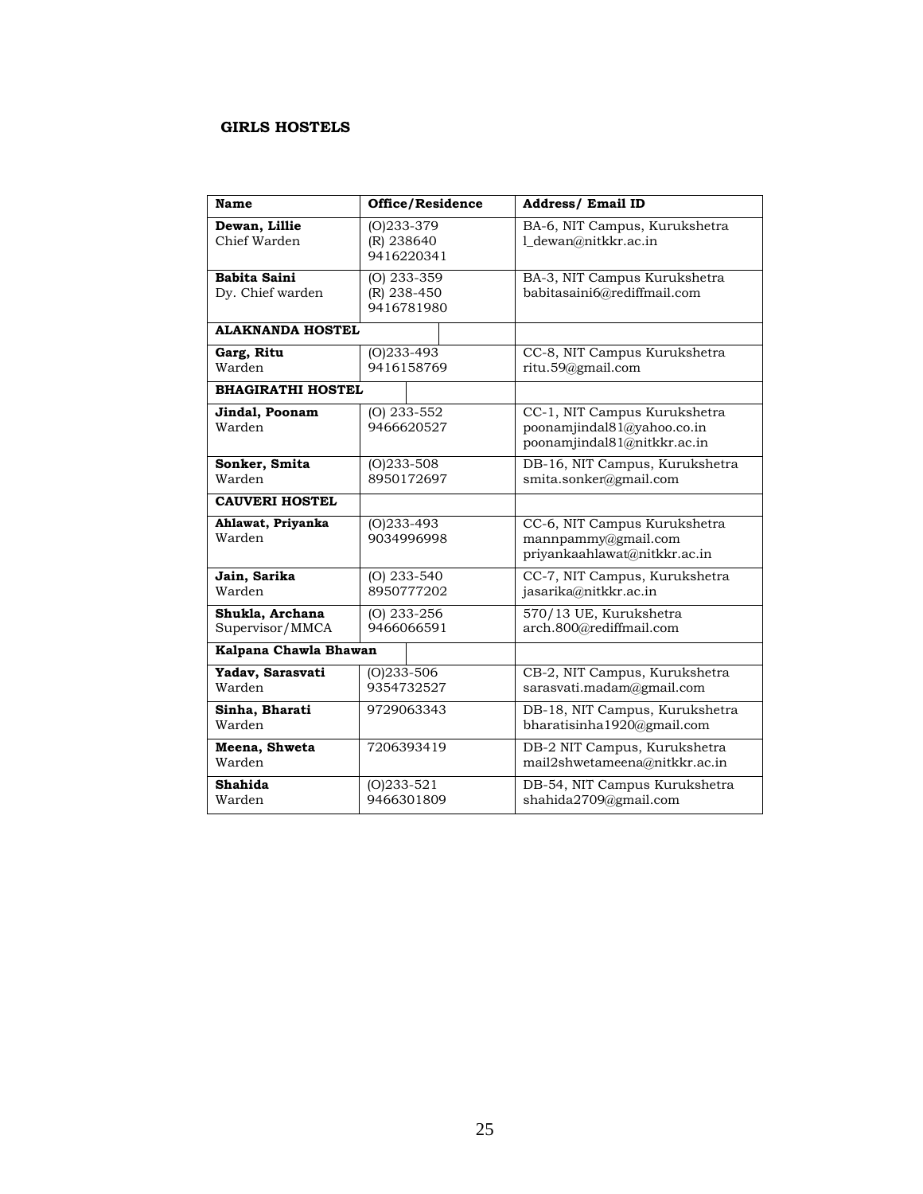**GIRLS HOSTELS**

| Name | Office/Residence | Address/ Email ID |
|---|---|---|
| **Dewan, Lillie**<br>Chief Warden | (O)233-379<br>(R) 238640<br>9416220341 | BA-6, NIT Campus, Kurukshetra<br>l_dewan@nitkkr.ac.in |
| **Babita Saini**<br>Dy. Chief warden | (O) 233-359<br>(R) 238-450<br>9416781980 | BA-3, NIT Campus Kurukshetra<br>babitasaini6@rediffmail.com |
| **ALAKNANDA HOSTEL** | | |
| **Garg, Ritu**<br>Warden | (O)233-493<br>9416158769 | CC-8, NIT Campus Kurukshetra<br>ritu.59@gmail.com |
| **BHAGIRATHI HOSTEL** | | |
| **Jindal, Poonam**<br>Warden | (O) 233-552<br>9466620527 | CC-1, NIT Campus Kurukshetra<br>poonamjindal81@yahoo.co.in<br>poonamjindal81@nitkkr.ac.in |
| **Sonker, Smita**<br>Warden | (O)233-508<br>8950172697 | DB-16, NIT Campus, Kurukshetra<br>smita.sonker@gmail.com |
| **CAUVERI HOSTEL** | | |
| **Ahlawat, Priyanka**<br>Warden | (O)233-493<br>9034996998 | CC-6, NIT Campus Kurukshetra<br>mannpammy@gmail.com<br>priyankaahlawat@nitkkr.ac.in |
| **Jain, Sarika**<br>Warden | (O) 233-540<br>8950777202 | CC-7, NIT Campus, Kurukshetra<br>jasarika@nitkkr.ac.in |
| **Shukla, Archana**<br>Supervisor/MMCA | (O) 233-256<br>9466066591 | 570/13 UE, Kurukshetra<br>arch.800@rediffmail.com |
| **Kalpana Chawla Bhawan** | | |
| **Yadav, Sarasvati**<br>Warden | (O)233-506<br>9354732527 | CB-2, NIT Campus, Kurukshetra<br>sarasvati.madam@gmail.com |
| **Sinha, Bharati**<br>Warden | 9729063343 | DB-18, NIT Campus, Kurukshetra<br>bharatisinha1920@gmail.com |
| **Meena, Shweta**<br>Warden | 7206393419 | DB-2 NIT Campus, Kurukshetra<br>mail2shwetameena@nitkkr.ac.in |
| **Shahida**<br>Warden | (O)233-521<br>9466301809 | DB-54, NIT Campus Kurukshetra<br>shahida2709@gmail.com |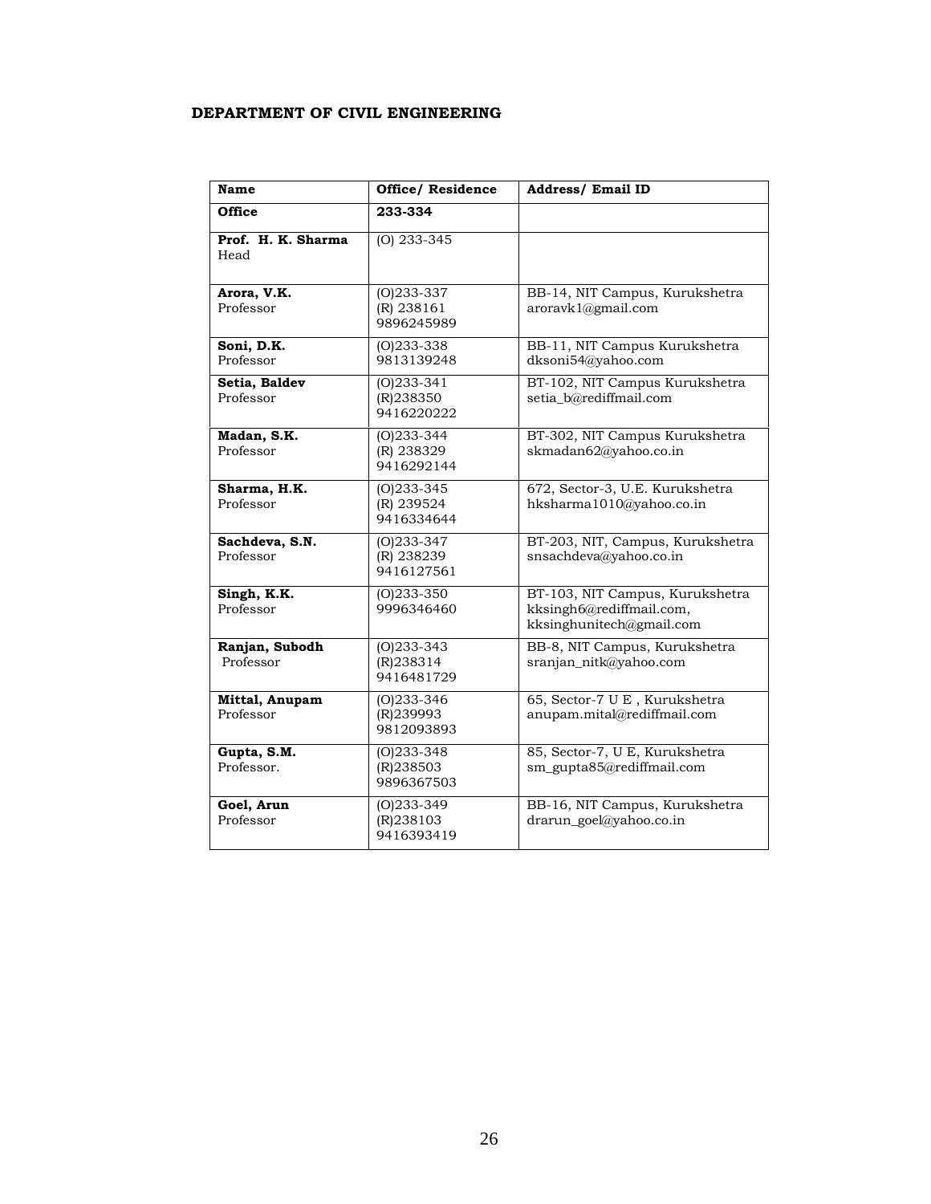**DEPARTMENT OF CIVIL ENGINEERING**

| Name | Office/ Residence | Address/ Email ID |
|---|---|---|
| **Office** | **233-334** | |
| **Prof. H. K. Sharma** Head | (O) 233-345 | |
| **Arora, V.K.** Professor | (O)233-337 (R) 238161 9896245989 | BB-14, NIT Campus, Kurukshetra aroravk1@gmail.com |
| **Soni, D.K.** Professor | (O)233-338 9813139248 | BB-11, NIT Campus Kurukshetra dksoni54@yahoo.com |
| **Setia, Baldev** Professor | (O)233-341 (R)238350 9416220222 | BT-102, NIT Campus Kurukshetra setia_b@rediffmail.com |
| **Madan, S.K.** Professor | (O)233-344 (R) 238329 9416292144 | BT-302, NIT Campus Kurukshetra skmadan62@yahoo.co.in |
| **Sharma, H.K.** Professor | (O)233-345 (R) 239524 9416334644 | 672, Sector-3, U.E. Kurukshetra hksharma1010@yahoo.co.in |
| **Sachdeva, S.N.** Professor | (O)233-347 (R) 238239 9416127561 | BT-203, NIT, Campus, Kurukshetra snsachdeva@yahoo.co.in |
| **Singh, K.K.** Professor | (O)233-350 9996346460 | BT-103, NIT Campus, Kurukshetra kksingh6@rediffmail.com, kksinghunitech@gmail.com |
| **Ranjan, Subodh** Professor | (O)233-343 (R)238314 9416481729 | BB-8, NIT Campus, Kurukshetra sranjan_nitk@yahoo.com |
| **Mittal, Anupam** Professor | (O)233-346 (R)239993 9812093893 | 65, Sector-7 U E , Kurukshetra anupam.mital@rediffmail.com |
| **Gupta, S.M.** Professor. | (O)233-348 (R)238503 9896367503 | 85, Sector-7, U E, Kurukshetra sm_gupta85@rediffmail.com |
| **Goel, Arun** Professor | (O)233-349 (R)238103 9416393419 | BB-16, NIT Campus, Kurukshetra drarun_goel@yahoo.co.in |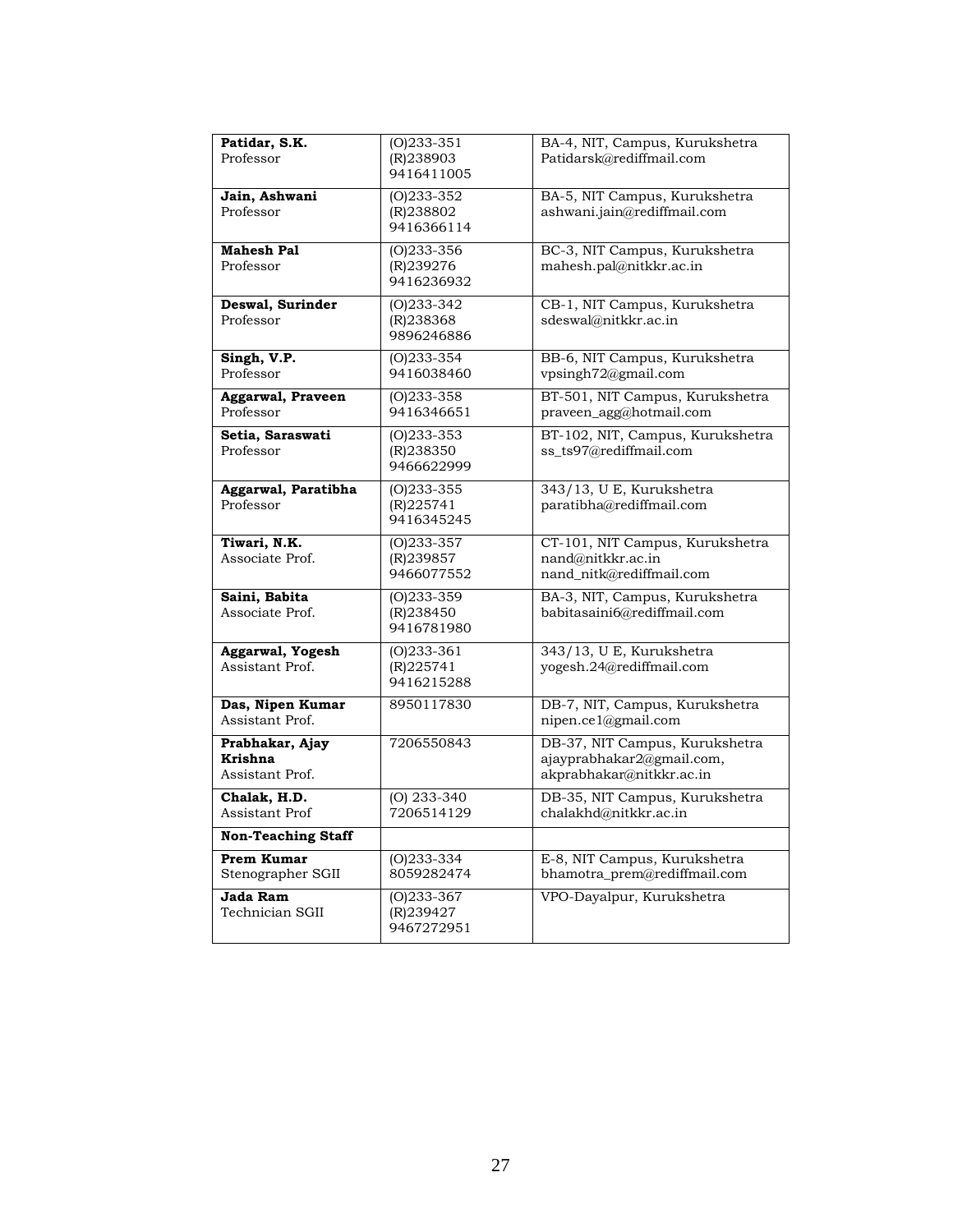| **Patidar, S.K.** Professor | (O)233-351 (R)238903 9416411005 | BA-4, NIT, Campus, Kurukshetra Patidarsk@rediffmail.com |
|---|---|---|
| **Jain, Ashwani** Professor | (O)233-352 (R)238802 9416366114 | BA-5, NIT Campus, Kurukshetra ashwani.jain@rediffmail.com |
| **Mahesh Pal** Professor | (O)233-356 (R)239276 9416236932 | BC-3, NIT Campus, Kurukshetra mahesh.pal@nitkkr.ac.in |
| **Deswal, Surinder** Professor | (O)233-342 (R)238368 9896246886 | CB-1, NIT Campus, Kurukshetra sdeswal@nitkkr.ac.in |
| **Singh, V.P.** Professor | (O)233-354 9416038460 | BB-6, NIT Campus, Kurukshetra vpsingh72@gmail.com |
| **Aggarwal, Praveen** Professor | (O)233-358 9416346651 | BT-501, NIT Campus, Kurukshetra praveen_agg@hotmail.com |
| **Setia, Saraswati** Professor | (O)233-353 (R)238350 9466622999 | BT-102, NIT, Campus, Kurukshetra ss_ts97@rediffmail.com |
| **Aggarwal, Paratibha** Professor | (O)233-355 (R)225741 9416345245 | 343/13, U E, Kurukshetra paratibha@rediffmail.com |
| **Tiwari, N.K.** Associate Prof. | (O)233-357 (R)239857 9466077552 | CT-101, NIT Campus, Kurukshetra nand@nitkkr.ac.in nand_nitk@rediffmail.com |
| **Saini, Babita** Associate Prof. | (O)233-359 (R)238450 9416781980 | BA-3, NIT, Campus, Kurukshetra babitasaini6@rediffmail.com |
| **Aggarwal, Yogesh** Assistant Prof. | (O)233-361 (R)225741 9416215288 | 343/13, U E, Kurukshetra yogesh.24@rediffmail.com |
| **Das, Nipen Kumar** Assistant Prof. | 8950117830 | DB-7, NIT, Campus, Kurukshetra nipen.ce1@gmail.com |
| **Prabhakar, Ajay Krishna** Assistant Prof. | 7206550843 | DB-37, NIT Campus, Kurukshetra ajayprabhakar2@gmail.com, akprabhakar@nitkkr.ac.in |
| **Chalak, H.D.** Assistant Prof | (O) 233-340 7206514129 | DB-35, NIT Campus, Kurukshetra chalakhd@nitkkr.ac.in |
| **Non-Teaching Staff** | | |
| **Prem Kumar** Stenographer SGII | (O)233-334 8059282474 | E-8, NIT Campus, Kurukshetra bhamotra_prem@rediffmail.com |
| **Jada Ram** Technician SGII | (O)233-367 (R)239427 9467272951 | VPO-Dayalpur, Kurukshetra |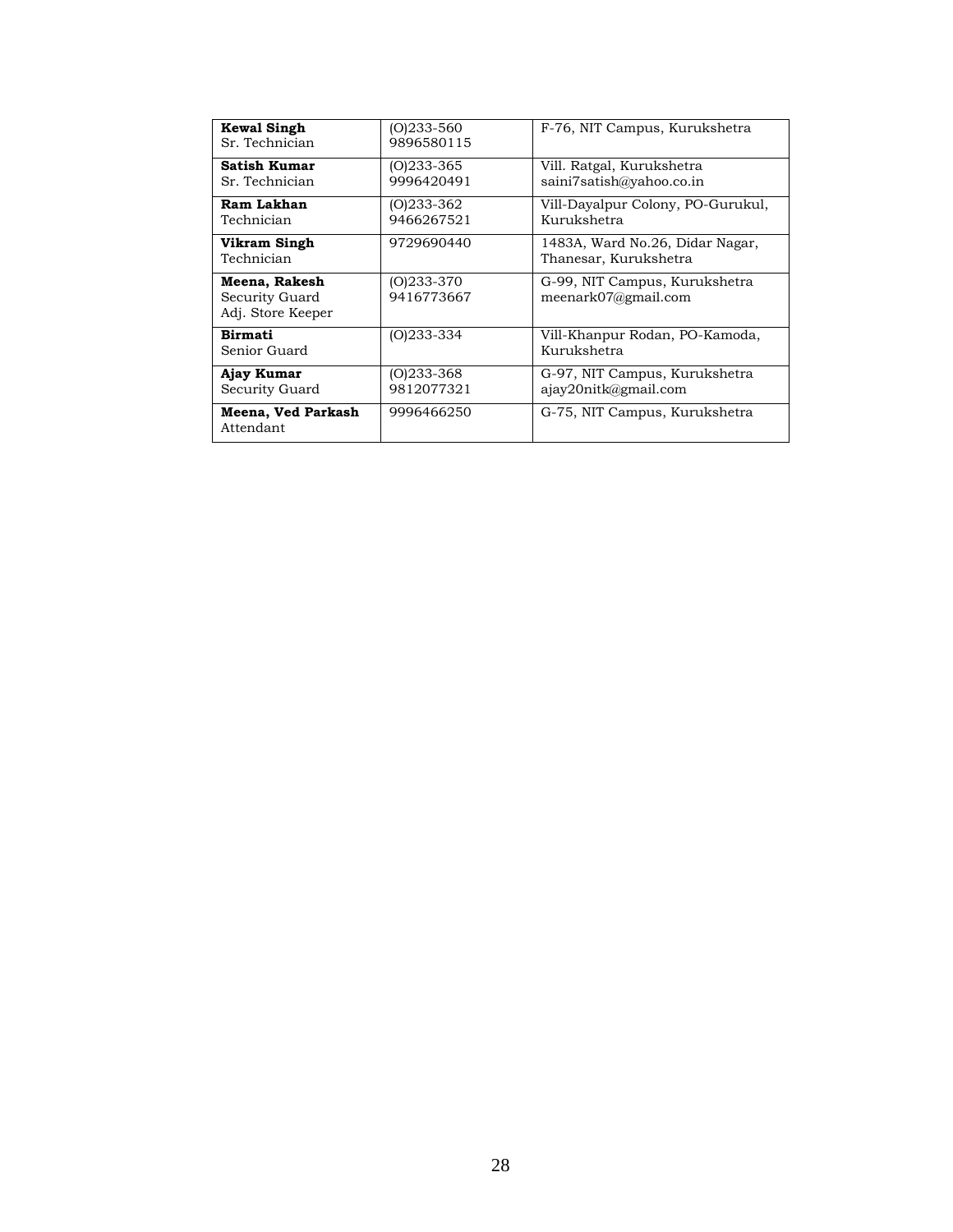| | | |
|---|---|---|
| **Kewal Singh**<br>Sr. Technician | (O)233-560<br>9896580115 | F-76, NIT Campus, Kurukshetra |
| **Satish Kumar**<br>Sr. Technician | (O)233-365<br>9996420491 | Vill. Ratgal, Kurukshetra<br>saini7satish@yahoo.co.in |
| **Ram Lakhan**<br>Technician | (O)233-362<br>9466267521 | Vill-Dayalpur Colony, PO-Gurukul, Kurukshetra |
| **Vikram Singh**<br>Technician | 9729690440 | 1483A, Ward No.26, Didar Nagar, Thanesar, Kurukshetra |
| **Meena, Rakesh**<br>Security Guard<br>Adj. Store Keeper | (O)233-370<br>9416773667 | G-99, NIT Campus, Kurukshetra<br>meenark07@gmail.com |
| **Birmati**<br>Senior Guard | (O)233-334 | Vill-Khanpur Rodan, PO-Kamoda, Kurukshetra |
| **Ajay Kumar**<br>Security Guard | (O)233-368<br>9812077321 | G-97, NIT Campus, Kurukshetra<br>ajay20nitk@gmail.com |
| **Meena, Ved Parkash**<br>Attendant | 9996466250 | G-75, NIT Campus, Kurukshetra |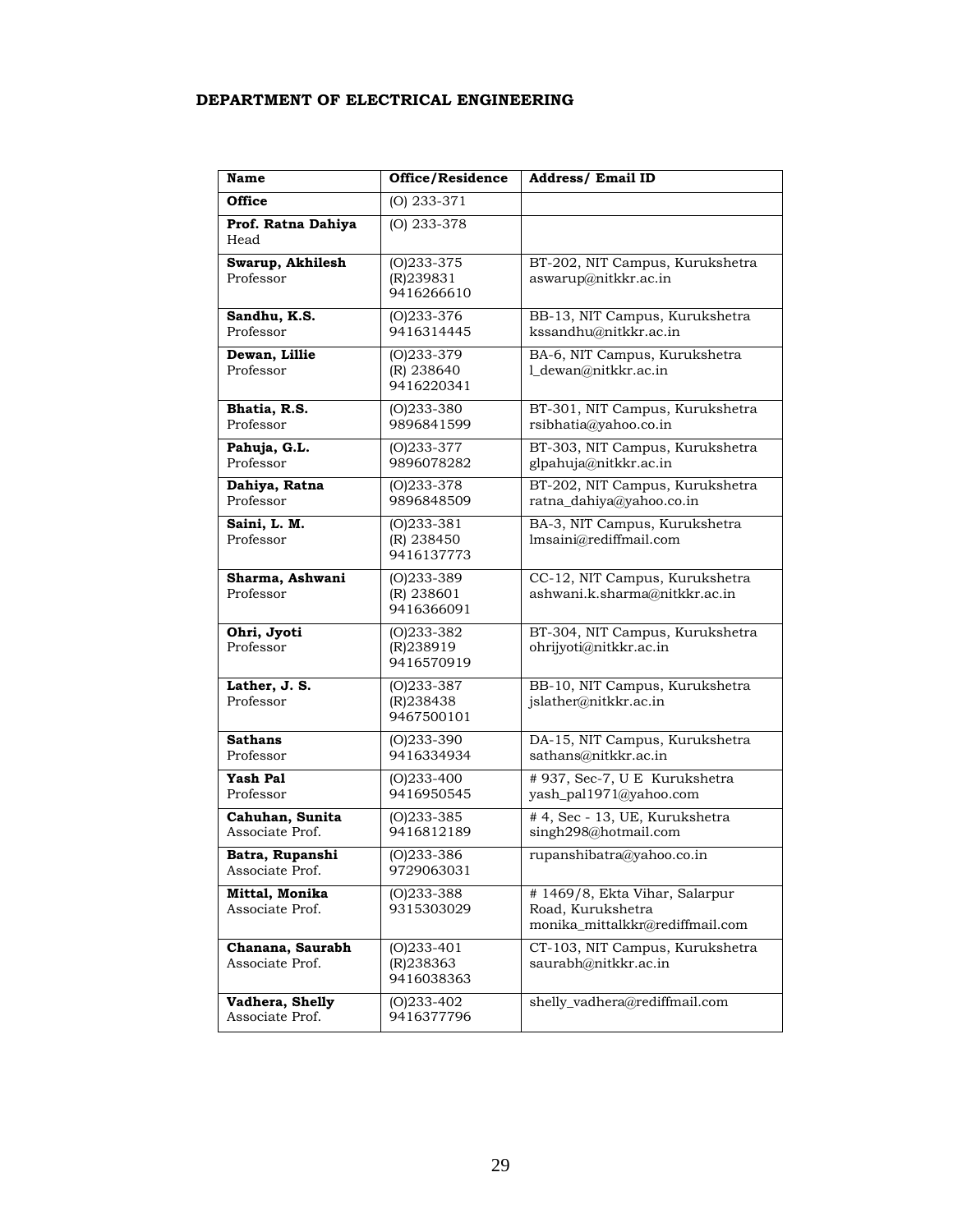**DEPARTMENT OF ELECTRICAL ENGINEERING**

| Name | Office/Residence | Address/ Email ID |
|---|---|---|
| **Office** | (O) 233-371 | |
| **Prof. Ratna Dahiya** Head | (O) 233-378 | |
| **Swarup, Akhilesh** Professor | (O)233-375 (R)239831 9416266610 | BT-202, NIT Campus, Kurukshetra aswarup@nitkkr.ac.in |
| **Sandhu, K.S.** Professor | (O)233-376 9416314445 | BB-13, NIT Campus, Kurukshetra kssandhu@nitkkr.ac.in |
| **Dewan, Lillie** Professor | (O)233-379 (R) 238640 9416220341 | BA-6, NIT Campus, Kurukshetra l_dewan@nitkkr.ac.in |
| **Bhatia, R.S.** Professor | (O)233-380 9896841599 | BT-301, NIT Campus, Kurukshetra rsibhatia@yahoo.co.in |
| **Pahuja, G.L.** Professor | (O)233-377 9896078282 | BT-303, NIT Campus, Kurukshetra glpahuja@nitkkr.ac.in |
| **Dahiya, Ratna** Professor | (O)233-378 9896848509 | BT-202, NIT Campus, Kurukshetra ratna_dahiya@yahoo.co.in |
| **Saini, L. M.** Professor | (O)233-381 (R) 238450 9416137773 | BA-3, NIT Campus, Kurukshetra lmsaini@rediffmail.com |
| **Sharma, Ashwani** Professor | (O)233-389 (R) 238601 9416366091 | CC-12, NIT Campus, Kurukshetra ashwani.k.sharma@nitkkr.ac.in |
| **Ohri, Jyoti** Professor | (O)233-382 (R)238919 9416570919 | BT-304, NIT Campus, Kurukshetra ohrijyoti@nitkkr.ac.in |
| **Lather, J. S.** Professor | (O)233-387 (R)238438 9467500101 | BB-10, NIT Campus, Kurukshetra jslather@nitkkr.ac.in |
| **Sathans** Professor | (O)233-390 9416334934 | DA-15, NIT Campus, Kurukshetra sathans@nitkkr.ac.in |
| **Yash Pal** Professor | (O)233-400 9416950545 | # 937, Sec-7, U E Kurukshetra yash_pal1971@yahoo.com |
| **Cahuhan, Sunita** Associate Prof. | (O)233-385 9416812189 | # 4, Sec - 13, UE, Kurukshetra singh298@hotmail.com |
| **Batra, Rupanshi** Associate Prof. | (O)233-386 9729063031 | rupanshibatra@yahoo.co.in |
| **Mittal, Monika** Associate Prof. | (O)233-388 9315303029 | # 1469/8, Ekta Vihar, Salarpur Road, Kurukshetra monika_mittalkkr@rediffmail.com |
| **Chanana, Saurabh** Associate Prof. | (O)233-401 (R)238363 9416038363 | CT-103, NIT Campus, Kurukshetra saurabh@nitkkr.ac.in |
| **Vadhera, Shelly** Associate Prof. | (O)233-402 9416377796 | shelly_vadhera@rediffmail.com |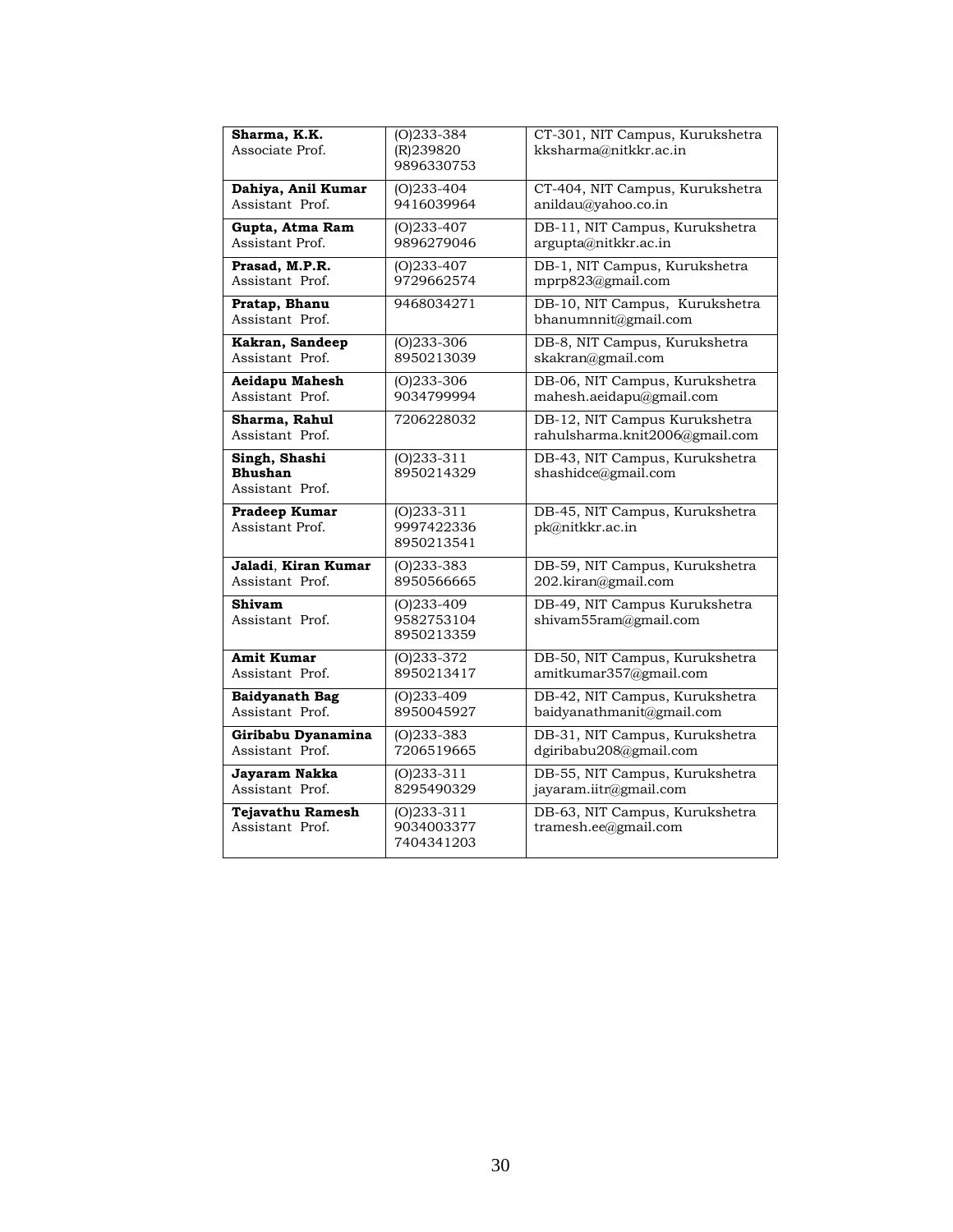| **Sharma, K.K.**<br>Associate Prof. | (O)233-384<br>(R)239820<br>9896330753 | CT-301, NIT Campus, Kurukshetra<br>kksharma@nitkkr.ac.in |
|---|---|---|
| **Dahiya, Anil Kumar**<br>Assistant Prof. | (O)233-404<br>9416039964 | CT-404, NIT Campus, Kurukshetra<br>anildau@yahoo.co.in |
| **Gupta, Atma Ram**<br>Assistant Prof. | (O)233-407<br>9896279046 | DB-11, NIT Campus, Kurukshetra<br>argupta@nitkkr.ac.in |
| **Prasad, M.P.R.**<br>Assistant Prof. | (O)233-407<br>9729662574 | DB-1, NIT Campus, Kurukshetra<br>mprp823@gmail.com |
| **Pratap, Bhanu**<br>Assistant Prof. | 9468034271 | DB-10, NIT Campus, Kurukshetra<br>bhanumnnit@gmail.com |
| **Kakran, Sandeep**<br>Assistant Prof. | (O)233-306<br>8950213039 | DB-8, NIT Campus, Kurukshetra<br>skakran@gmail.com |
| **Aeidapu Mahesh**<br>Assistant Prof. | (O)233-306<br>9034799994 | DB-06, NIT Campus, Kurukshetra<br>mahesh.aeidapu@gmail.com |
| **Sharma, Rahul**<br>Assistant Prof. | 7206228032 | DB-12, NIT Campus Kurukshetra<br>rahulsharma.knit2006@gmail.com |
| **Singh, Shashi Bhushan**<br>Assistant Prof. | (O)233-311<br>8950214329 | DB-43, NIT Campus, Kurukshetra<br>shashidce@gmail.com |
| **Pradeep Kumar**<br>Assistant Prof. | (O)233-311<br>9997422336<br>8950213541 | DB-45, NIT Campus, Kurukshetra<br>pk@nitkkr.ac.in |
| **Jaladi, Kiran Kumar**<br>Assistant Prof. | (O)233-383<br>8950566665 | DB-59, NIT Campus, Kurukshetra<br>202.kiran@gmail.com |
| **Shivam**<br>Assistant Prof. | (O)233-409<br>9582753104<br>8950213359 | DB-49, NIT Campus Kurukshetra<br>shivam55ram@gmail.com |
| **Amit Kumar**<br>Assistant Prof. | (O)233-372<br>8950213417 | DB-50, NIT Campus, Kurukshetra<br>amitkumar357@gmail.com |
| **Baidyanath Bag**<br>Assistant Prof. | (O)233-409<br>8950045927 | DB-42, NIT Campus, Kurukshetra<br>baidyanathmanit@gmail.com |
| **Giribabu Dyanamina**<br>Assistant Prof. | (O)233-383<br>7206519665 | DB-31, NIT Campus, Kurukshetra<br>dgiribabu208@gmail.com |
| **Jayaram Nakka**<br>Assistant Prof. | (O)233-311<br>8295490329 | DB-55, NIT Campus, Kurukshetra<br>jayaram.iitr@gmail.com |
| **Tejavathu Ramesh**<br>Assistant Prof. | (O)233-311<br>9034003377<br>7404341203 | DB-63, NIT Campus, Kurukshetra<br>tramesh.ee@gmail.com |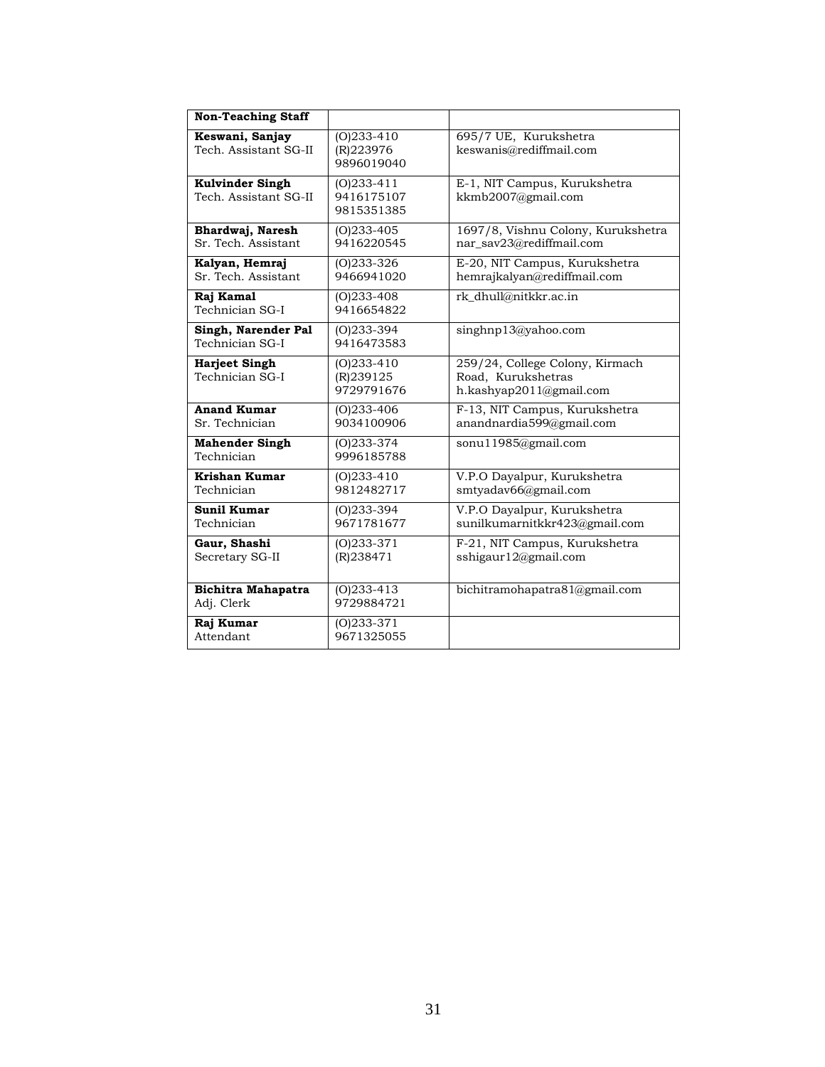| **Non-Teaching Staff** | | |
|---|---|---|
| **Keswani, Sanjay**<br>Tech. Assistant SG-II | (O)233-410<br>(R)223976<br>9896019040 | 695/7 UE, Kurukshetra<br>keswanis@rediffmail.com |
| **Kulvinder Singh**<br>Tech. Assistant SG-II | (O)233-411<br>9416175107<br>9815351385 | E-1, NIT Campus, Kurukshetra<br>kkmb2007@gmail.com |
| **Bhardwaj, Naresh**<br>Sr. Tech. Assistant | (O)233-405<br>9416220545 | 1697/8, Vishnu Colony, Kurukshetra<br>nar_sav23@rediffmail.com |
| **Kalyan, Hemraj**<br>Sr. Tech. Assistant | (O)233-326<br>9466941020 | E-20, NIT Campus, Kurukshetra<br>hemrajkalyan@rediffmail.com |
| **Raj Kamal**<br>Technician SG-I | (O)233-408<br>9416654822 | rk_dhull@nitkkr.ac.in |
| **Singh, Narender Pal**<br>Technician SG-I | (O)233-394<br>9416473583 | singhnp13@yahoo.com |
| **Harjeet Singh**<br>Technician SG-I | (O)233-410<br>(R)239125<br>9729791676 | 259/24, College Colony, Kirmach Road, Kurukshetras<br>h.kashyap2011@gmail.com |
| **Anand Kumar**<br>Sr. Technician | (O)233-406<br>9034100906 | F-13, NIT Campus, Kurukshetra<br>anandnardia599@gmail.com |
| **Mahender Singh**<br>Technician | (O)233-374<br>9996185788 | sonu11985@gmail.com |
| **Krishan Kumar**<br>Technician | (O)233-410<br>9812482717 | V.P.O Dayalpur, Kurukshetra<br>smtyadav66@gmail.com |
| **Sunil Kumar**<br>Technician | (O)233-394<br>9671781677 | V.P.O Dayalpur, Kurukshetra<br>sunilkumarnitkkr423@gmail.com |
| **Gaur, Shashi**<br>Secretary SG-II | (O)233-371<br>(R)238471 | F-21, NIT Campus, Kurukshetra<br>sshigaur12@gmail.com |
| **Bichitra Mahapatra**<br>Adj. Clerk | (O)233-413<br>9729884721 | bichitramohapatra81@gmail.com |
| **Raj Kumar**<br>Attendant | (O)233-371<br>9671325055 | |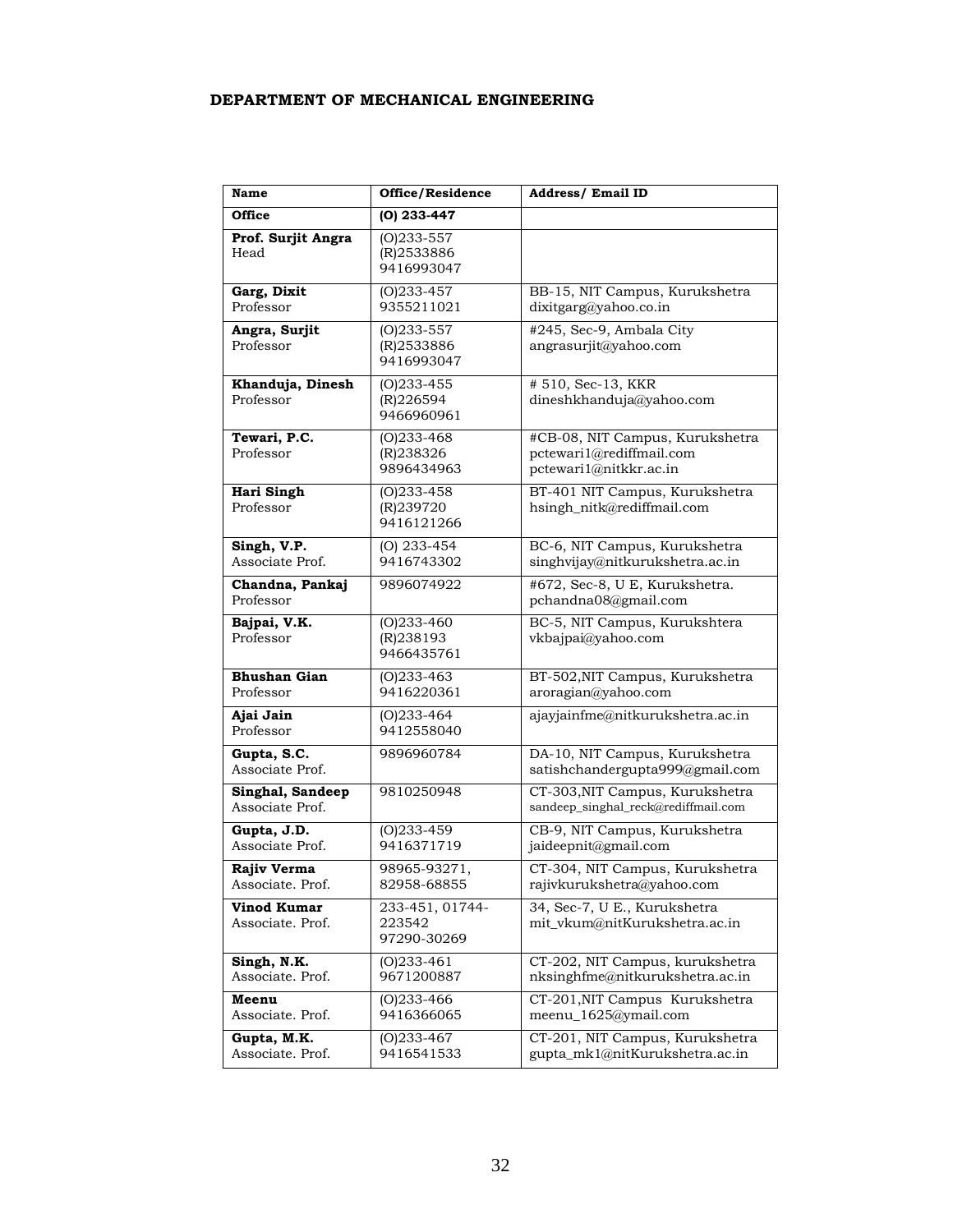**DEPARTMENT OF MECHANICAL ENGINEERING**

| Name | Office/Residence | Address/ Email ID |
|---|---|---|
| **Office** | **(O) 233-447** | |
| **Prof. Surjit Angra** Head | (O)233-557 (R)2533886 9416993047 | |
| **Garg, Dixit** Professor | (O)233-457 9355211021 | BB-15, NIT Campus, Kurukshetra dixitgarg@yahoo.co.in |
| **Angra, Surjit** Professor | (O)233-557 (R)2533886 9416993047 | #245, Sec-9, Ambala City angrasurjit@yahoo.com |
| **Khanduja, Dinesh** Professor | (O)233-455 (R)226594 9466960961 | # 510, Sec-13, KKR dineshkhanduja@yahoo.com |
| **Tewari, P.C.** Professor | (O)233-468 (R)238326 9896434963 | #CB-08, NIT Campus, Kurukshetra pctewari1@rediffmail.com pctewari1@nitkkr.ac.in |
| **Hari Singh** Professor | (O)233-458 (R)239720 9416121266 | BT-401 NIT Campus, Kurukshetra hsingh_nitk@rediffmail.com |
| **Singh, V.P.** Associate Prof. | (O) 233-454 9416743302 | BC-6, NIT Campus, Kurukshetra singhvijay@nitkurukshetra.ac.in |
| **Chandna, Pankaj** Professor | 9896074922 | #672, Sec-8, U E, Kurukshetra. pchandna08@gmail.com |
| **Bajpai, V.K.** Professor | (O)233-460 (R)238193 9466435761 | BC-5, NIT Campus, Kurukshtera vkbajpai@yahoo.com |
| **Bhushan Gian** Professor | (O)233-463 9416220361 | BT-502,NIT Campus, Kurukshetra aroragian@yahoo.com |
| **Ajai Jain** Professor | (O)233-464 9412558040 | ajayjainfme@nitkurukshetra.ac.in |
| **Gupta, S.C.** Associate Prof. | 9896960784 | DA-10, NIT Campus, Kurukshetra satishchandergupta999@gmail.com |
| **Singhal, Sandeep** Associate Prof. | 9810250948 | CT-303,NIT Campus, Kurukshetra sandeep_singhal_reck@rediffmail.com |
| **Gupta, J.D.** Associate Prof. | (O)233-459 9416371719 | CB-9, NIT Campus, Kurukshetra jaideepnit@gmail.com |
| **Rajiv Verma** Associate. Prof. | 98965-93271, 82958-68855 | CT-304, NIT Campus, Kurukshetra rajivkurukshetra@yahoo.com |
| **Vinod Kumar** Associate. Prof. | 233-451, 01744-223542 97290-30269 | 34, Sec-7, U E., Kurukshetra mit_vkum@nitKurukshetra.ac.in |
| **Singh, N.K.** Associate. Prof. | (O)233-461 9671200887 | CT-202, NIT Campus, kurukshetra nksinghfme@nitkurukshetra.ac.in |
| **Meenu** Associate. Prof. | (O)233-466 9416366065 | CT-201,NIT Campus Kurukshetra meenu_1625@ymail.com |
| **Gupta, M.K.** Associate. Prof. | (O)233-467 9416541533 | CT-201, NIT Campus, Kurukshetra gupta_mk1@nitKurukshetra.ac.in |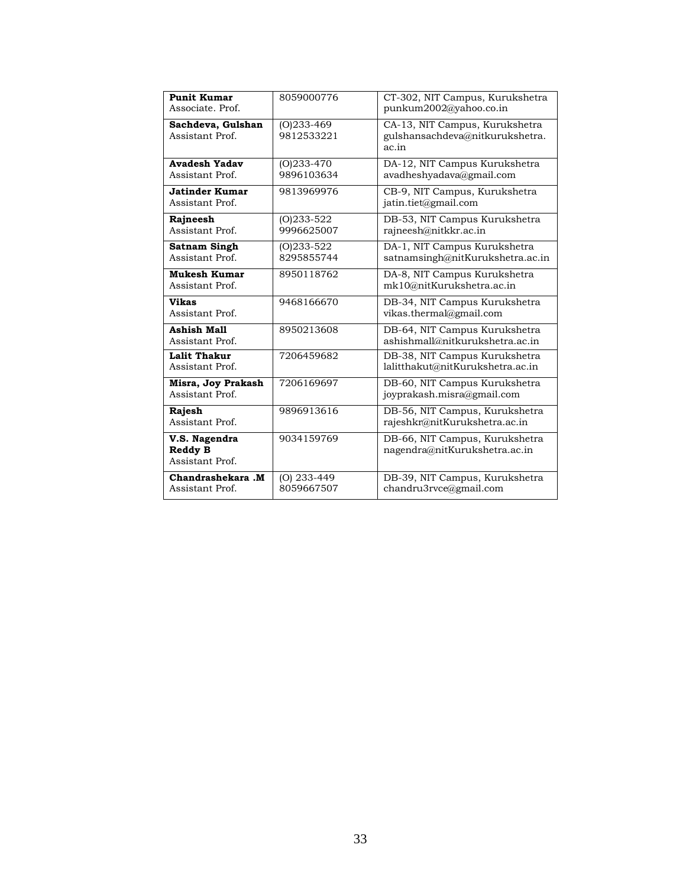| | | |
|---|---|---|
| **Punit Kumar**<br>Associate. Prof. | 8059000776 | CT-302, NIT Campus, Kurukshetra<br>punkum2002@yahoo.co.in |
| **Sachdeva, Gulshan**<br>Assistant Prof. | (O)233-469<br>9812533221 | CA-13, NIT Campus, Kurukshetra<br>gulshansachdeva@nitkurukshetra.<br>ac.in |
| **Avadesh Yadav**<br>Assistant Prof. | (O)233-470<br>9896103634 | DA-12, NIT Campus Kurukshetra<br>avadheshyadava@gmail.com |
| **Jatinder Kumar**<br>Assistant Prof. | 9813969976 | CB-9, NIT Campus, Kurukshetra<br>jatin.tiet@gmail.com |
| **Rajneesh**<br>Assistant Prof. | (O)233-522<br>9996625007 | DB-53, NIT Campus Kurukshetra<br>rajneesh@nitkkr.ac.in |
| **Satnam Singh**<br>Assistant Prof. | (O)233-522<br>8295855744 | DA-1, NIT Campus Kurukshetra<br>satnamsingh@nitKurukshetra.ac.in |
| **Mukesh Kumar**<br>Assistant Prof. | 8950118762 | DA-8, NIT Campus Kurukshetra<br>mk10@nitKurukshetra.ac.in |
| **Vikas**<br>Assistant Prof. | 9468166670 | DB-34, NIT Campus Kurukshetra<br>vikas.thermal@gmail.com |
| **Ashish Mall**<br>Assistant Prof. | 8950213608 | DB-64, NIT Campus Kurukshetra<br>ashishmall@nitkurukshetra.ac.in |
| **Lalit Thakur**<br>Assistant Prof. | 7206459682 | DB-38, NIT Campus Kurukshetra<br>lalitthakut@nitKurukshetra.ac.in |
| **Misra, Joy Prakash**<br>Assistant Prof. | 7206169697 | DB-60, NIT Campus Kurukshetra<br>joyprakash.misra@gmail.com |
| **Rajesh**<br>Assistant Prof. | 9896913616 | DB-56, NIT Campus, Kurukshetra<br>rajeshkr@nitKurukshetra.ac.in |
| **V.S. Nagendra Reddy B**<br>Assistant Prof. | 9034159769 | DB-66, NIT Campus, Kurukshetra<br>nagendra@nitKurukshetra.ac.in |
| **Chandrashekara .M**<br>Assistant Prof. | (O) 233-449<br>8059667507 | DB-39, NIT Campus, Kurukshetra<br>chandru3rvce@gmail.com |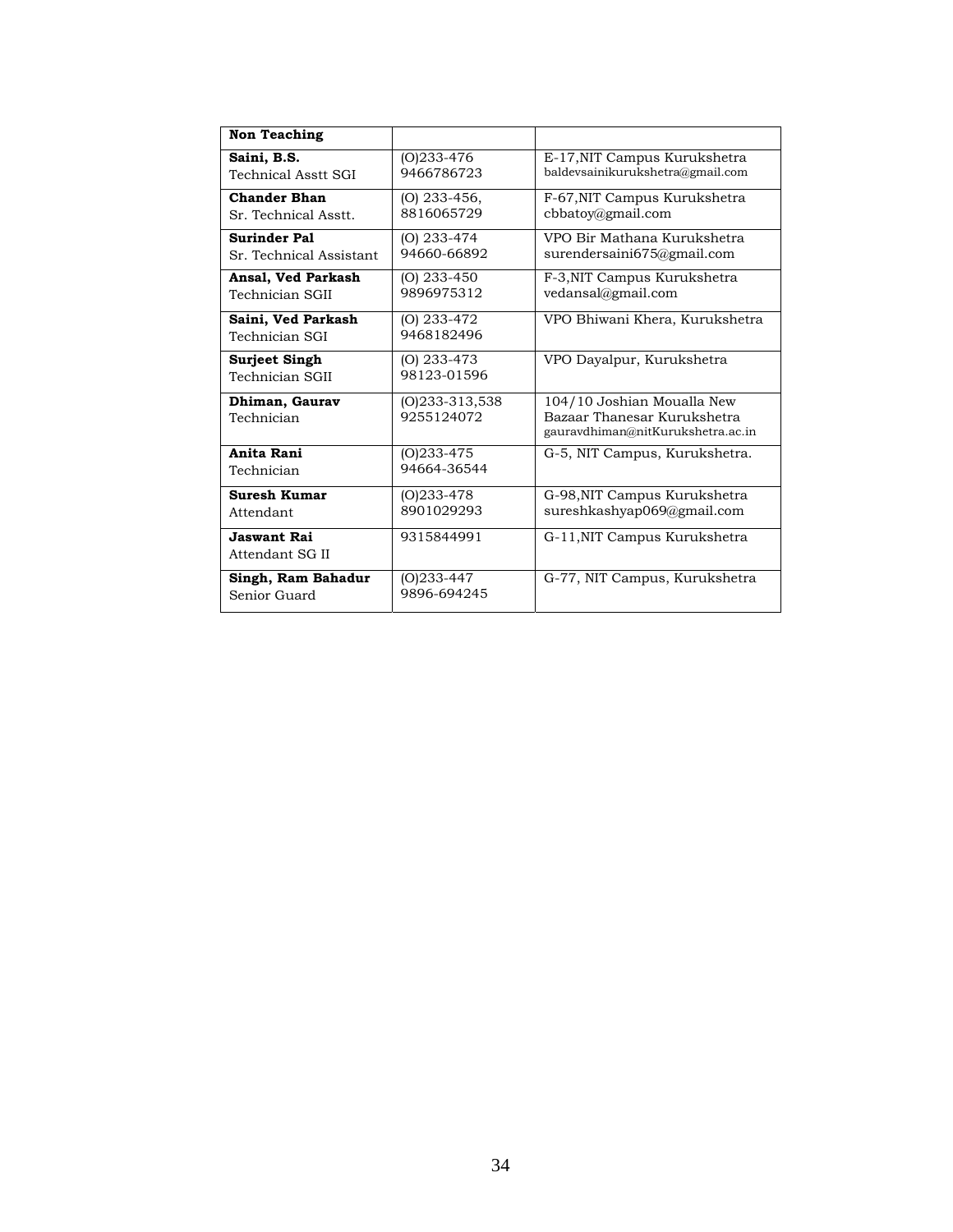| **Non Teaching** | | |
|---|---|---|
| **Saini, B.S.**<br>Technical Asstt SGI | (O)233-476<br>9466786723 | E-17,NIT Campus Kurukshetra<br>baldevsainikurukshetra@gmail.com |
| **Chander Bhan**<br>Sr. Technical Asstt. | (O) 233-456,<br>8816065729 | F-67,NIT Campus Kurukshetra<br>cbbatoy@gmail.com |
| **Surinder Pal**<br>Sr. Technical Assistant | (O) 233-474<br>94660-66892 | VPO Bir Mathana Kurukshetra<br>surendersaini675@gmail.com |
| **Ansal, Ved Parkash**<br>Technician SGII | (O) 233-450<br>9896975312 | F-3,NIT Campus Kurukshetra<br>vedansal@gmail.com |
| **Saini, Ved Parkash**<br>Technician SGI | (O) 233-472<br>9468182496 | VPO Bhiwani Khera, Kurukshetra |
| **Surjeet Singh**<br>Technician SGII | (O) 233-473<br>98123-01596 | VPO Dayalpur, Kurukshetra |
| **Dhiman, Gaurav**<br>Technician | (O)233-313,538<br>9255124072 | 104/10 Joshian Moualla New Bazaar Thanesar Kurukshetra<br>gauravdhiman@nitKurukshetra.ac.in |
| **Anita Rani**<br>Technician | (O)233-475<br>94664-36544 | G-5, NIT Campus, Kurukshetra. |
| **Suresh Kumar**<br>Attendant | (O)233-478<br>8901029293 | G-98,NIT Campus Kurukshetra<br>sureshkashyap069@gmail.com |
| **Jaswant Rai**<br>Attendant SG II | 9315844991 | G-11,NIT Campus Kurukshetra |
| **Singh, Ram Bahadur**<br>Senior Guard | (O)233-447<br>9896-694245 | G-77, NIT Campus, Kurukshetra |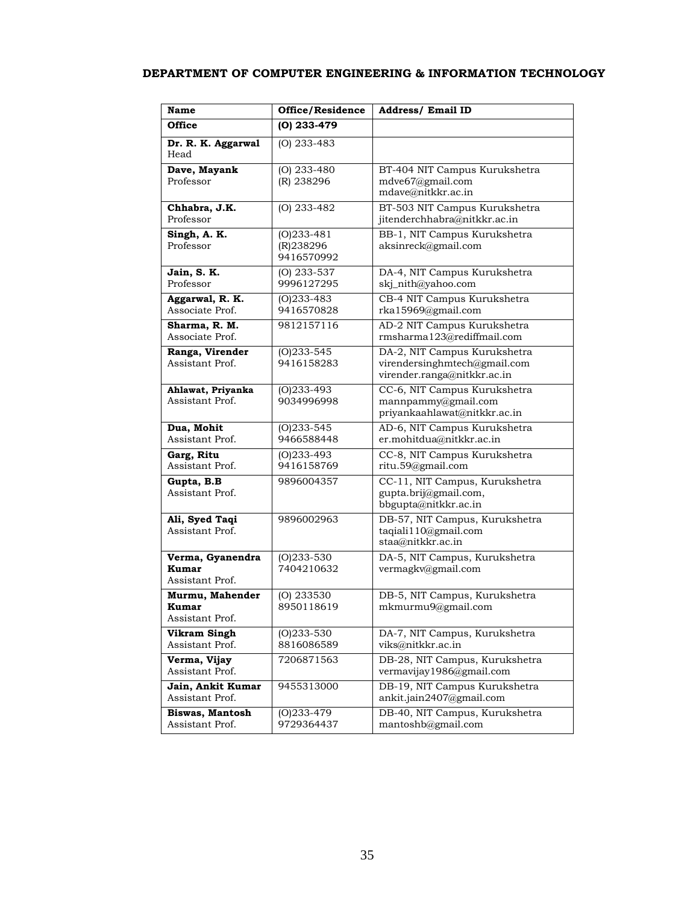**DEPARTMENT OF COMPUTER ENGINEERING & INFORMATION TECHNOLOGY**

| Name | Office/Residence | Address/ Email ID |
|---|---|---|
| **Office** | **(O) 233-479** | |
| **Dr. R. K. Aggarwal** Head | (O) 233-483 | |
| **Dave, Mayank** Professor | (O) 233-480 (R) 238296 | BT-404 NIT Campus Kurukshetra mdve67@gmail.com mdave@nitkkr.ac.in |
| **Chhabra, J.K.** Professor | (O) 233-482 | BT-503 NIT Campus Kurukshetra jitenderchhabra@nitkkr.ac.in |
| **Singh, A. K.** Professor | (O)233-481 (R)238296 9416570992 | BB-1, NIT Campus Kurukshetra aksinreck@gmail.com |
| **Jain, S. K.** Professor | (O) 233-537 9996127295 | DA-4, NIT Campus Kurukshetra skj_nith@yahoo.com |
| **Aggarwal, R. K.** Associate Prof. | (O)233-483 9416570828 | CB-4 NIT Campus Kurukshetra rka15969@gmail.com |
| **Sharma, R. M.** Associate Prof. | 9812157116 | AD-2 NIT Campus Kurukshetra rmsharma123@rediffmail.com |
| **Ranga, Virender** Assistant Prof. | (O)233-545 9416158283 | DA-2, NIT Campus Kurukshetra virendersinghmtech@gmail.com virender.ranga@nitkkr.ac.in |
| **Ahlawat, Priyanka** Assistant Prof. | (O)233-493 9034996998 | CC-6, NIT Campus Kurukshetra mannpammy@gmail.com priyankaahlawat@nitkkr.ac.in |
| **Dua, Mohit** Assistant Prof. | (O)233-545 9466588448 | AD-6, NIT Campus Kurukshetra er.mohitdua@nitkkr.ac.in |
| **Garg, Ritu** Assistant Prof. | (O)233-493 9416158769 | CC-8, NIT Campus Kurukshetra ritu.59@gmail.com |
| **Gupta, B.B** Assistant Prof. | 9896004357 | CC-11, NIT Campus, Kurukshetra gupta.brij@gmail.com, bbgupta@nitkkr.ac.in |
| **Ali, Syed Taqi** Assistant Prof. | 9896002963 | DB-57, NIT Campus, Kurukshetra taqiali110@gmail.com staa@nitkkr.ac.in |
| **Verma, Gyanendra Kumar** Assistant Prof. | (O)233-530 7404210632 | DA-5, NIT Campus, Kurukshetra vermagkv@gmail.com |
| **Murmu, Mahender Kumar** Assistant Prof. | (O) 233530 8950118619 | DB-5, NIT Campus, Kurukshetra mkmurmu9@gmail.com |
| **Vikram Singh** Assistant Prof. | (O)233-530 8816086589 | DA-7, NIT Campus, Kurukshetra viks@nitkkr.ac.in |
| **Verma, Vijay** Assistant Prof. | 7206871563 | DB-28, NIT Campus, Kurukshetra vermavijay1986@gmail.com |
| **Jain, Ankit Kumar** Assistant Prof. | 9455313000 | DB-19, NIT Campus Kurukshetra ankit.jain2407@gmail.com |
| **Biswas, Mantosh** Assistant Prof. | (O)233-479 9729364437 | DB-40, NIT Campus, Kurukshetra mantoshb@gmail.com |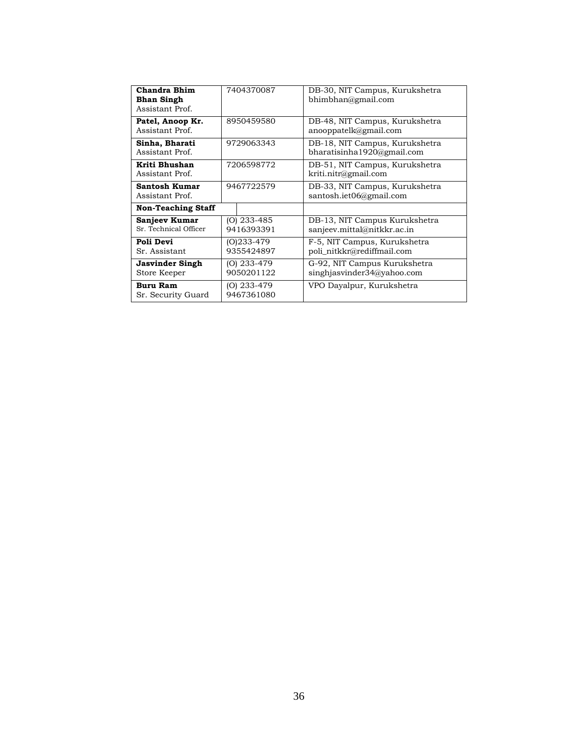| | | |
|---|---|---|
| **Chandra Bhim Bhan Singh**<br>Assistant Prof. | 7404370087 | DB-30, NIT Campus, Kurukshetra<br>bhimbhan@gmail.com |
| **Patel, Anoop Kr.**<br>Assistant Prof. | 8950459580 | DB-48, NIT Campus, Kurukshetra<br>anooppatelk@gmail.com |
| **Sinha, Bharati**<br>Assistant Prof. | 9729063343 | DB-18, NIT Campus, Kurukshetra<br>bharatisinha1920@gmail.com |
| **Kriti Bhushan**<br>Assistant Prof. | 7206598772 | DB-51, NIT Campus, Kurukshetra<br>kriti.nitr@gmail.com |
| **Santosh Kumar**<br>Assistant Prof. | 9467722579 | DB-33, NIT Campus, Kurukshetra<br>santosh.iet06@gmail.com |
| **Non-Teaching Staff** | | |
| **Sanjeev Kumar**<br>Sr. Technical Officer | (O) 233-485<br>9416393391 | DB-13, NIT Campus Kurukshetra<br>sanjeev.mittal@nitkkr.ac.in |
| **Poli Devi**<br>Sr. Assistant | (O)233-479<br>9355424897 | F-5, NIT Campus, Kurukshetra<br>poli_nitkkr@rediffmail.com |
| **Jasvinder Singh**<br>Store Keeper | (O) 233-479<br>9050201122 | G-92, NIT Campus Kurukshetra<br>singhjasvinder34@yahoo.com |
| **Buru Ram**<br>Sr. Security Guard | (O) 233-479<br>9467361080 | VPO Dayalpur, Kurukshetra |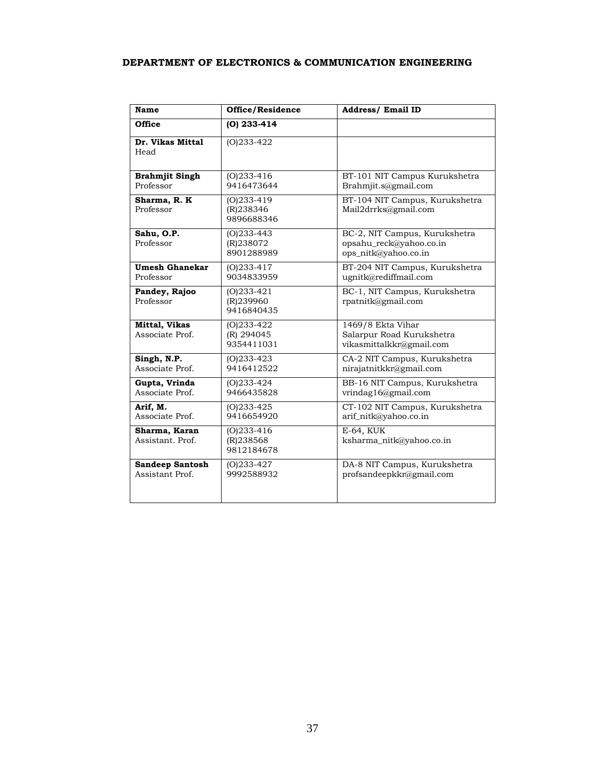## DEPARTMENT OF ELECTRONICS & COMMUNICATION ENGINEERING

| Name | Office/Residence | Address/ Email ID |
|---|---|---|
| **Office** | **(O) 233-414** | |
| **Dr. Vikas Mittal** Head | (O)233-422 | |
| **Brahmjit Singh** Professor | (O)233-416 9416473644 | BT-101 NIT Campus Kurukshetra Brahmjit.s@gmail.com |
| **Sharma, R. K** Professor | (O)233-419 (R)238346 9896688346 | BT-104 NIT Campus, Kurukshetra Mail2drrks@gmail.com |
| **Sahu, O.P.** Professor | (O)233-443 (R)238072 8901288989 | BC-2, NIT Campus, Kurukshetra opsahu_reck@yahoo.co.in ops_nitk@yahoo.co.in |
| **Umesh Ghanekar** Professor | (O)233-417 9034833959 | BT-204 NIT Campus, Kurukshetra ugnitk@rediffmail.com |
| **Pandey, Rajoo** Professor | (O)233-421 (R)239960 9416840435 | BC-1, NIT Campus, Kurukshetra rpatnitk@gmail.com |
| **Mittal, Vikas** Associate Prof. | (O)233-422 (R) 294045 9354411031 | 1469/8 Ekta Vihar Salarpur Road Kurukshetra vikasmittalkkr@gmail.com |
| **Singh, N.P.** Associate Prof. | (O)233-423 9416412522 | CA-2 NIT Campus, Kurukshetra nirajatnitkkr@gmail.com |
| **Gupta, Vrinda** Associate Prof. | (O)233-424 9466435828 | BB-16 NIT Campus, Kurukshetra vrindag16@gmail.com |
| **Arif, M.** Associate Prof. | (O)233-425 9416654920 | CT-102 NIT Campus, Kurukshetra arif_nitk@yahoo.co.in |
| **Sharma, Karan** Assistant. Prof. | (O)233-416 (R)238568 9812184678 | E-64, KUK ksharma_nitk@yahoo.co.in |
| **Sandeep Santosh** Assistant Prof. | (O)233-427 9992588932 | DA-8 NIT Campus, Kurukshetra profsandeepkkr@gmail.com |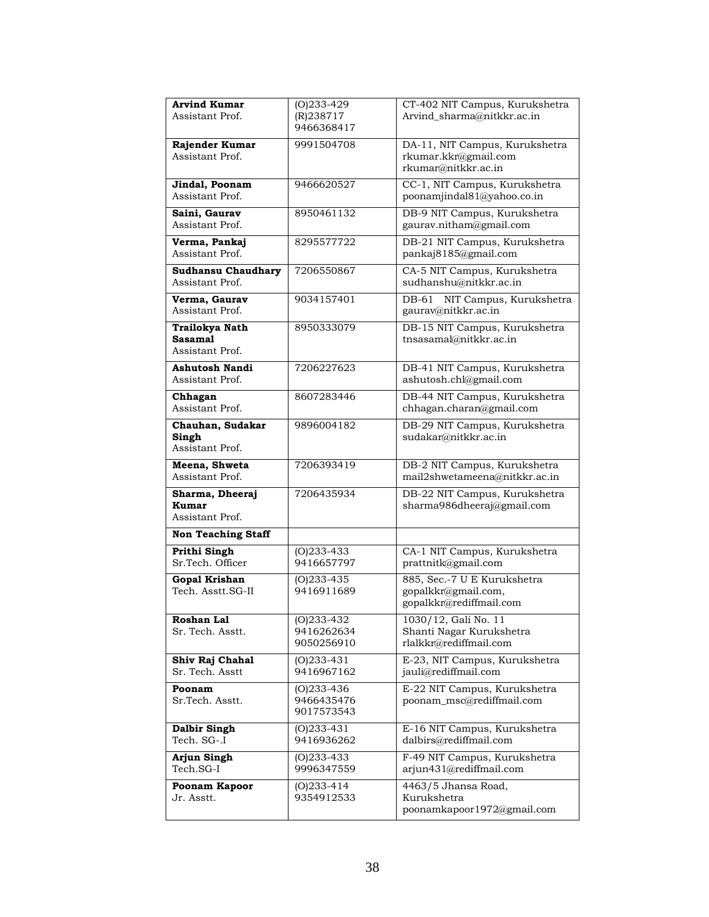| | | |
|---|---|---|
| **Arvind Kumar**<br>Assistant Prof. | (O)233-429<br>(R)238717<br>9466368417 | CT-402 NIT Campus, Kurukshetra<br>Arvind_sharma@nitkkr.ac.in |
| **Rajender Kumar**<br>Assistant Prof. | 9991504708 | DA-11, NIT Campus, Kurukshetra<br>rkumar.kkr@gmail.com<br>rkumar@nitkkr.ac.in |
| **Jindal, Poonam**<br>Assistant Prof. | 9466620527 | CC-1, NIT Campus, Kurukshetra<br>poonamjindal81@yahoo.co.in |
| **Saini, Gaurav**<br>Assistant Prof. | 8950461132 | DB-9 NIT Campus, Kurukshetra<br>gaurav.nitham@gmail.com |
| **Verma, Pankaj**<br>Assistant Prof. | 8295577722 | DB-21 NIT Campus, Kurukshetra<br>pankaj8185@gmail.com |
| **Sudhansu Chaudhary**<br>Assistant Prof. | 7206550867 | CA-5 NIT Campus, Kurukshetra<br>sudhanshu@nitkkr.ac.in |
| **Verma, Gaurav**<br>Assistant Prof. | 9034157401 | DB-61 NIT Campus, Kurukshetra<br>gaurav@nitkkr.ac.in |
| **Trailokya Nath Sasamal**<br>Assistant Prof. | 8950333079 | DB-15 NIT Campus, Kurukshetra<br>tnsasamal@nitkkr.ac.in |
| **Ashutosh Nandi**<br>Assistant Prof. | 7206227623 | DB-41 NIT Campus, Kurukshetra<br>ashutosh.chl@gmail.com |
| **Chhagan**<br>Assistant Prof. | 8607283446 | DB-44 NIT Campus, Kurukshetra<br>chhagan.charan@gmail.com |
| **Chauhan, Sudakar Singh**<br>Assistant Prof. | 9896004182 | DB-29 NIT Campus, Kurukshetra<br>sudakar@nitkkr.ac.in |
| **Meena, Shweta**<br>Assistant Prof. | 7206393419 | DB-2 NIT Campus, Kurukshetra<br>mail2shwetameena@nitkkr.ac.in |
| **Sharma, Dheeraj Kumar**<br>Assistant Prof. | 7206435934 | DB-22 NIT Campus, Kurukshetra<br>sharma986dheeraj@gmail.com |
| **Non Teaching Staff** | | |
| **Prithi Singh**<br>Sr.Tech. Officer | (O)233-433<br>9416657797 | CA-1 NIT Campus, Kurukshetra<br>prattnitk@gmail.com |
| **Gopal Krishan**<br>Tech. Asstt.SG-II | (O)233-435<br>9416911689 | 885, Sec.-7 U E Kurukshetra<br>gopalkkr@gmail.com,<br>gopalkkr@rediffmail.com |
| **Roshan Lal**<br>Sr. Tech. Asstt. | (O)233-432<br>9416262634<br>9050256910 | 1030/12, Gali No. 11<br>Shanti Nagar Kurukshetra<br>rlalkkr@rediffmail.com |
| **Shiv Raj Chahal**<br>Sr. Tech. Asstt | (O)233-431<br>9416967162 | E-23, NIT Campus, Kurukshetra<br>jauli@rediffmail.com |
| **Poonam**<br>Sr.Tech. Asstt. | (O)233-436<br>9466435476<br>9017573543 | E-22 NIT Campus, Kurukshetra<br>poonam_msc@rediffmail.com |
| **Dalbir Singh**<br>Tech. SG-.I | (O)233-431<br>9416936262 | E-16 NIT Campus, Kurukshetra<br>dalbirs@rediffmail.com |
| **Arjun Singh**<br>Tech.SG-I | (O)233-433<br>9996347559 | F-49 NIT Campus, Kurukshetra<br>arjun431@rediffmail.com |
| **Poonam Kapoor**<br>Jr. Asstt. | (O)233-414<br>9354912533 | 4463/5 Jhansa Road,<br>Kurukshetra<br>poonamkapoor1972@gmail.com |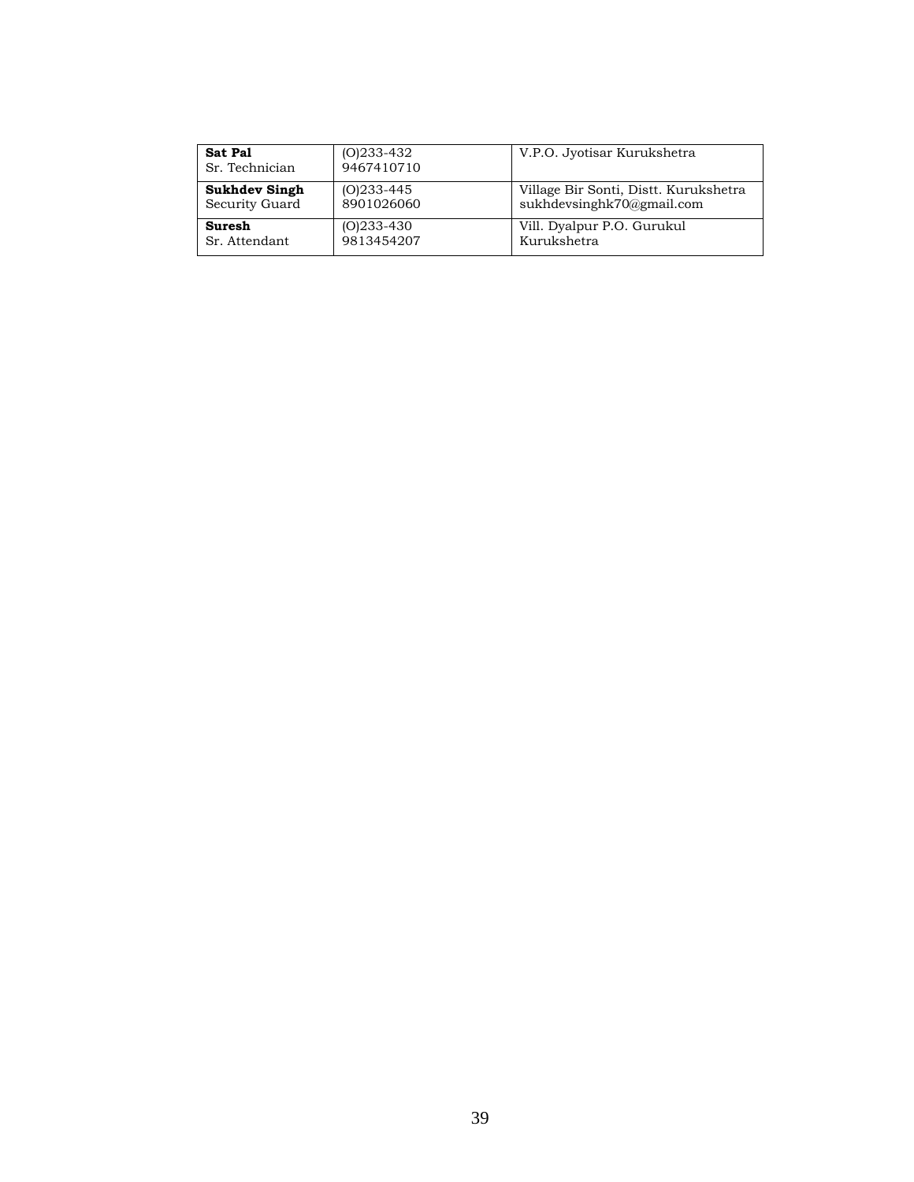| **Sat Pal**<br>Sr. Technician | (O)233-432<br>9467410710 | V.P.O. Jyotisar Kurukshetra |
|---|---|---|
| **Sukhdev Singh**<br>Security Guard | (O)233-445<br>8901026060 | Village Bir Sonti, Distt. Kurukshetra<br>sukhdevsinghk70@gmail.com |
| **Suresh**<br>Sr. Attendant | (O)233-430<br>9813454207 | Vill. Dyalpur P.O. Gurukul<br>Kurukshetra |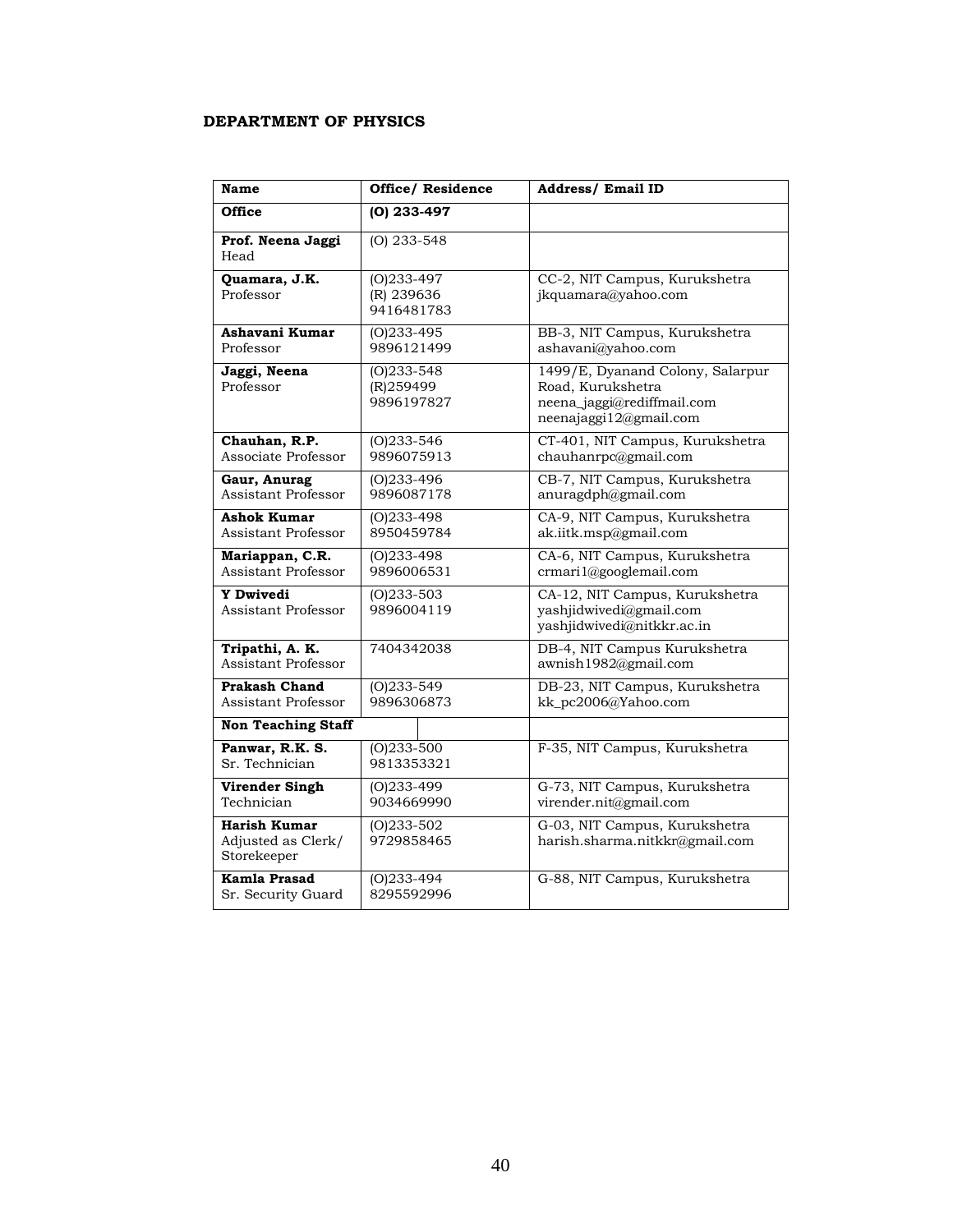**DEPARTMENT OF PHYSICS**

| Name | Office/ Residence | Address/ Email ID |
|---|---|---|
| **Office** | **(O) 233-497** | |
| **Prof. Neena Jaggi** Head | (O) 233-548 | |
| **Quamara, J.K.** Professor | (O)233-497 (R) 239636 9416481783 | CC-2, NIT Campus, Kurukshetra jkquamara@yahoo.com |
| **Ashavani Kumar** Professor | (O)233-495 9896121499 | BB-3, NIT Campus, Kurukshetra ashavani@yahoo.com |
| **Jaggi, Neena** Professor | (O)233-548 (R)259499 9896197827 | 1499/E, Dyanand Colony, Salarpur Road, Kurukshetra neena_jaggi@rediffmail.com neenajaggi12@gmail.com |
| **Chauhan, R.P.** Associate Professor | (O)233-546 9896075913 | CT-401, NIT Campus, Kurukshetra chauhanrpc@gmail.com |
| **Gaur, Anurag** Assistant Professor | (O)233-496 9896087178 | CB-7, NIT Campus, Kurukshetra anuragdph@gmail.com |
| **Ashok Kumar** Assistant Professor | (O)233-498 8950459784 | CA-9, NIT Campus, Kurukshetra ak.iitk.msp@gmail.com |
| **Mariappan, C.R.** Assistant Professor | (O)233-498 9896006531 | CA-6, NIT Campus, Kurukshetra crmari1@googlemail.com |
| **Y Dwivedi** Assistant Professor | (O)233-503 9896004119 | CA-12, NIT Campus, Kurukshetra yashjidwivedi@gmail.com yashjidwivedi@nitkkr.ac.in |
| **Tripathi, A. K.** Assistant Professor | 7404342038 | DB-4, NIT Campus Kurukshetra awnish1982@gmail.com |
| **Prakash Chand** Assistant Professor | (O)233-549 9896306873 | DB-23, NIT Campus, Kurukshetra kk_pc2006@Yahoo.com |
| **Non Teaching Staff** | | |
| **Panwar, R.K. S.** Sr. Technician | (O)233-500 9813353321 | F-35, NIT Campus, Kurukshetra |
| **Virender Singh** Technician | (O)233-499 9034669990 | G-73, NIT Campus, Kurukshetra virender.nit@gmail.com |
| **Harish Kumar** Adjusted as Clerk/ Storekeeper | (O)233-502 9729858465 | G-03, NIT Campus, Kurukshetra harish.sharma.nitkkr@gmail.com |
| **Kamla Prasad** Sr. Security Guard | (O)233-494 8295592996 | G-88, NIT Campus, Kurukshetra |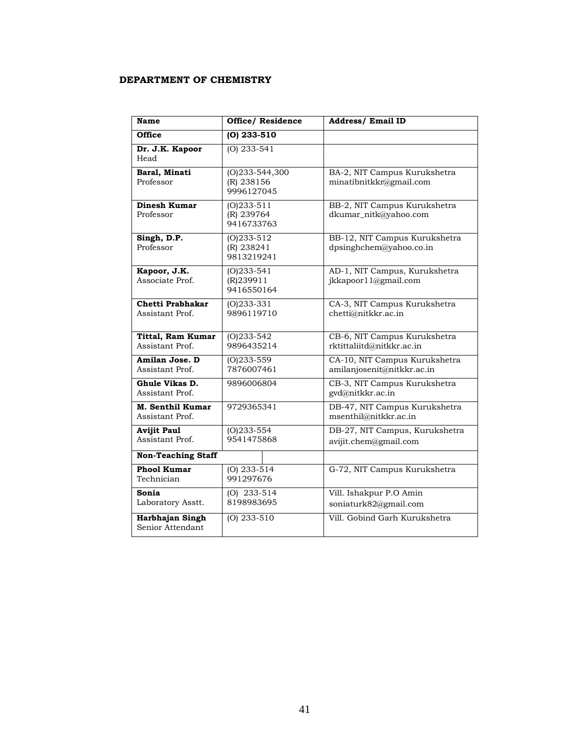## DEPARTMENT OF CHEMISTRY

| Name | Office/ Residence | Address/ Email ID |
|---|---|---|
| **Office** | **(O) 233-510** | |
| **Dr. J.K. Kapoor**<br>Head | (O) 233-541 | |
| **Baral, Minati**<br>Professor | (O)233-544,300<br>(R) 238156<br>9996127045 | BA-2, NIT Campus Kurukshetra<br>minatibnitkkr@gmail.com |
| **Dinesh Kumar**<br>Professor | (O)233-511<br>(R) 239764<br>9416733763 | BB-2, NIT Campus Kurukshetra<br>dkumar_nitk@yahoo.com |
| **Singh, D.P.**<br>Professor | (O)233-512<br>(R) 238241<br>9813219241 | BB-12, NIT Campus Kurukshetra<br>dpsinghchem@yahoo.co.in |
| **Kapoor, J.K.**<br>Associate Prof. | (O)233-541<br>(R)239911<br>9416550164 | AD-1, NIT Campus, Kurukshetra<br>jkkapoor11@gmail.com |
| **Chetti Prabhakar**<br>Assistant Prof. | (O)233-331<br>9896119710 | CA-3, NIT Campus Kurukshetra<br>chetti@nitkkr.ac.in |
| **Tittal, Ram Kumar**<br>Assistant Prof. | (O)233-542<br>9896435214 | CB-6, NIT Campus Kurukshetra<br>rktittaliitd@nitkkr.ac.in |
| **Amilan Jose. D**<br>Assistant Prof. | (O)233-559<br>7876007461 | CA-10, NIT Campus Kurukshetra<br>amilanjosenit@nitkkr.ac.in |
| **Ghule Vikas D.**<br>Assistant Prof. | 9896006804 | CB-3, NIT Campus Kurukshetra<br>gvd@nitkkr.ac.in |
| **M. Senthil Kumar**<br>Assistant Prof. | 9729365341 | DB-47, NIT Campus Kurukshetra<br>msenthil@nitkkr.ac.in |
| **Avijit Paul**<br>Assistant Prof. | (O)233-554<br>9541475868 | DB-27, NIT Campus, Kurukshetra<br>avijit.chem@gmail.com |
| **Non-Teaching Staff** | | |
| **Phool Kumar**<br>Technician | (O) 233-514<br>991297676 | G-72, NIT Campus Kurukshetra |
| **Sonia**<br>Laboratory Asstt. | (O) 233-514<br>8198983695 | Vill. Ishakpur P.O Amin<br>soniaturk82@gmail.com |
| **Harbhajan Singh**<br>Senior Attendant | (O) 233-510 | Vill. Gobind Garh Kurukshetra |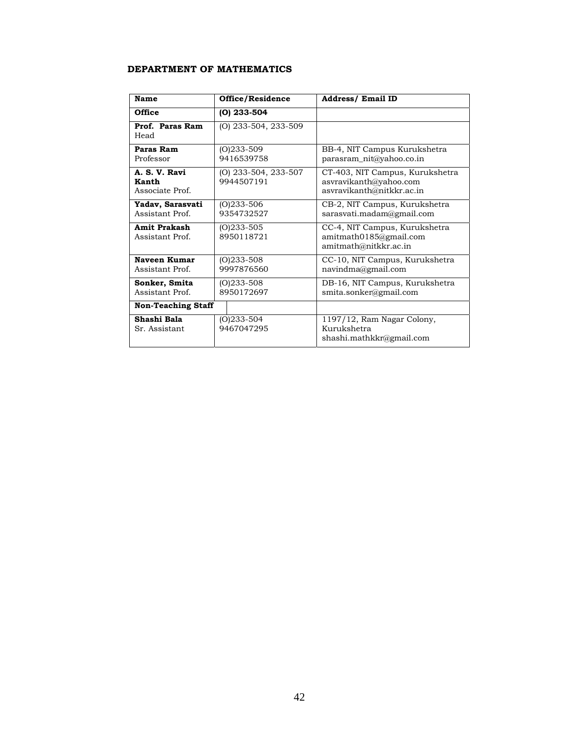**DEPARTMENT OF MATHEMATICS**

| Name | Office/Residence | Address/ Email ID |
|---|---|---|
| **Office** | **(O) 233-504** | |
| **Prof. Paras Ram**<br>Head | (O) 233-504, 233-509 | |
| **Paras Ram**<br>Professor | (O)233-509<br>9416539758 | BB-4, NIT Campus Kurukshetra<br>parasram_nit@yahoo.co.in |
| **A. S. V. Ravi Kanth**<br>Associate Prof. | (O) 233-504, 233-507<br>9944507191 | CT-403, NIT Campus, Kurukshetra<br>asvravikanth@yahoo.com<br>asvravikanth@nitkkr.ac.in |
| **Yadav, Sarasvati**<br>Assistant Prof. | (O)233-506<br>9354732527 | CB-2, NIT Campus, Kurukshetra<br>sarasvati.madam@gmail.com |
| **Amit Prakash**<br>Assistant Prof. | (O)233-505<br>8950118721 | CC-4, NIT Campus, Kurukshetra<br>amitmath0185@gmail.com<br>amitmath@nitkkr.ac.in |
| **Naveen Kumar**<br>Assistant Prof. | (O)233-508<br>9997876560 | CC-10, NIT Campus, Kurukshetra<br>navindma@gmail.com |
| **Sonker, Smita**<br>Assistant Prof. | (O)233-508<br>8950172697 | DB-16, NIT Campus, Kurukshetra<br>smita.sonker@gmail.com |
| **Non-Teaching Staff** | | |
| **Shashi Bala**<br>Sr. Assistant | (O)233-504<br>9467047295 | 1197/12, Ram Nagar Colony, Kurukshetra<br>shashi.mathkkr@gmail.com |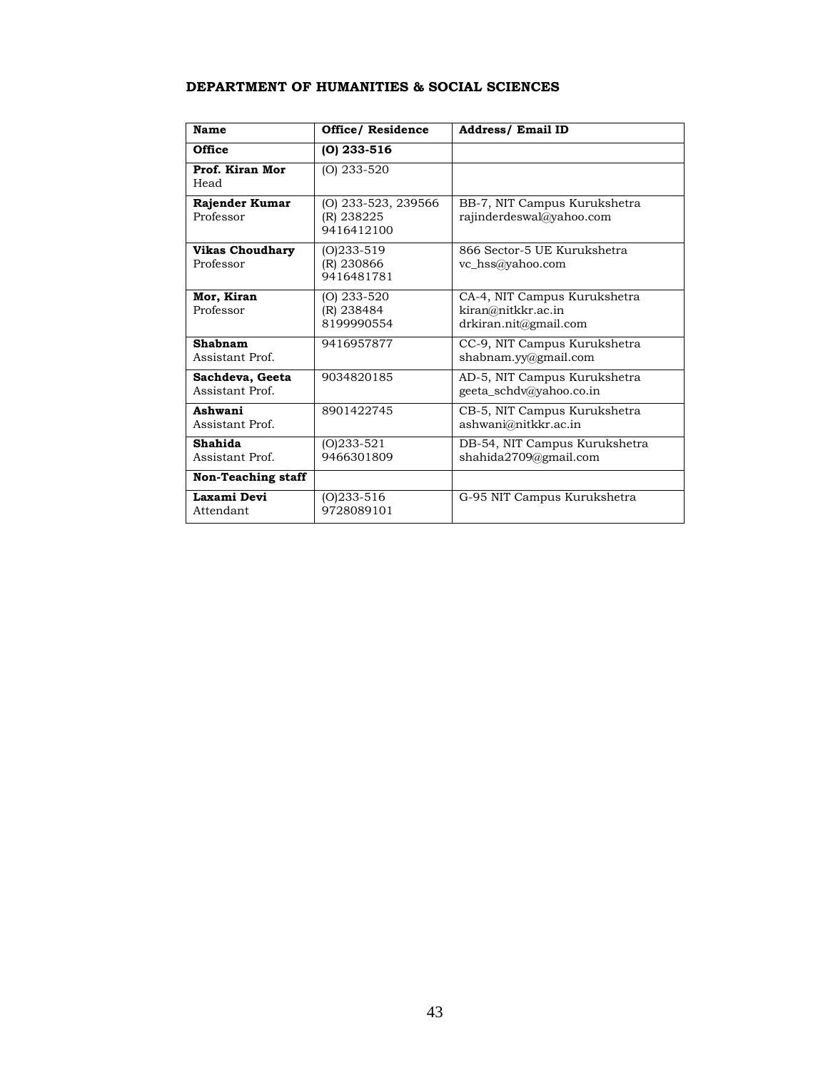**DEPARTMENT OF HUMANITIES & SOCIAL SCIENCES**

| Name | Office/ Residence | Address/ Email ID |
|---|---|---|
| **Office** | **(O) 233-516** | |
| **Prof. Kiran Mor**<br>Head | (O) 233-520 | |
| **Rajender Kumar**<br>Professor | (O) 233-523, 239566<br>(R) 238225<br>9416412100 | BB-7, NIT Campus Kurukshetra<br>rajinderdeswal@yahoo.com |
| **Vikas Choudhary**<br>Professor | (O)233-519<br>(R) 230866<br>9416481781 | 866 Sector-5 UE Kurukshetra<br>vc_hss@yahoo.com |
| **Mor, Kiran**<br>Professor | (O) 233-520<br>(R) 238484<br>8199990554 | CA-4, NIT Campus Kurukshetra<br>kiran@nitkkr.ac.in<br>drkiran.nit@gmail.com |
| **Shabnam**<br>Assistant Prof. | 9416957877 | CC-9, NIT Campus Kurukshetra<br>shabnam.yy@gmail.com |
| **Sachdeva, Geeta**<br>Assistant Prof. | 9034820185 | AD-5, NIT Campus Kurukshetra<br>geeta_schdv@yahoo.co.in |
| **Ashwani**<br>Assistant Prof. | 8901422745 | CB-5, NIT Campus Kurukshetra<br>ashwani@nitkkr.ac.in |
| **Shahida**<br>Assistant Prof. | (O)233-521<br>9466301809 | DB-54, NIT Campus Kurukshetra<br>shahida2709@gmail.com |
| **Non-Teaching staff** | | |
| **Laxami Devi**<br>Attendant | (O)233-516<br>9728089101 | G-95 NIT Campus Kurukshetra |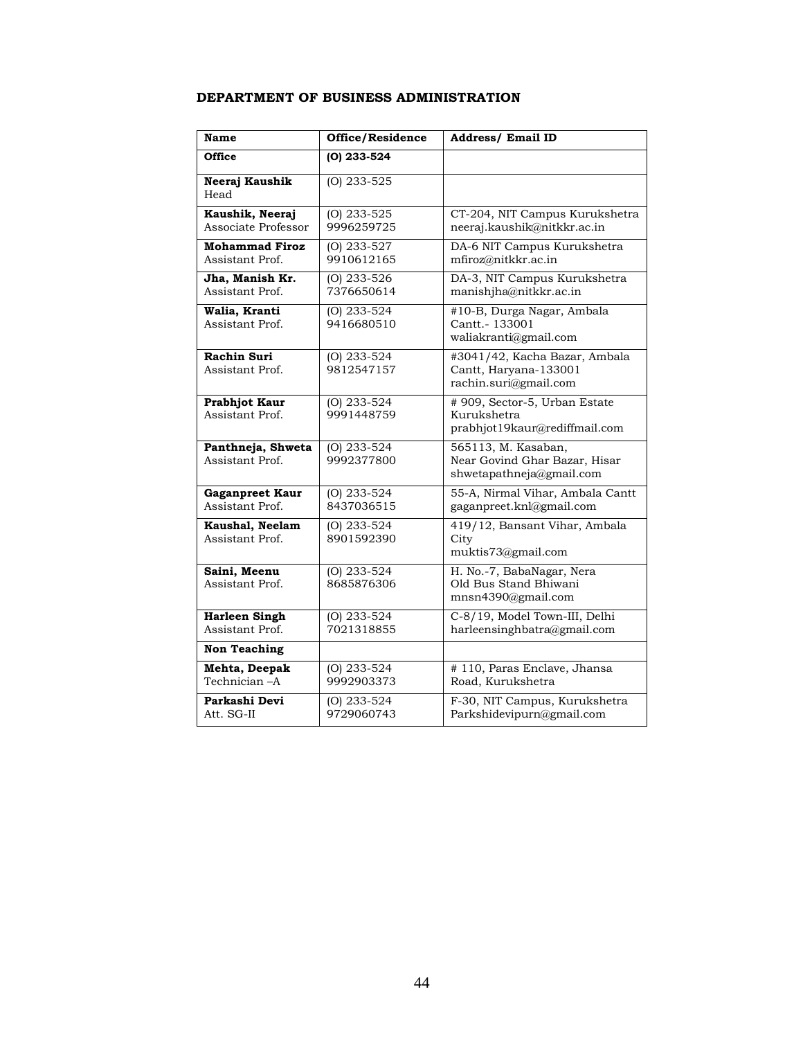**DEPARTMENT OF BUSINESS ADMINISTRATION**

| Name | Office/Residence | Address/ Email ID |
|---|---|---|
| **Office** | **(O) 233-524** | |
| **Neeraj Kaushik** Head | (O) 233-525 | |
| **Kaushik, Neeraj** Associate Professor | (O) 233-525 9996259725 | CT-204, NIT Campus Kurukshetra neeraj.kaushik@nitkkr.ac.in |
| **Mohammad Firoz** Assistant Prof. | (O) 233-527 9910612165 | DA-6 NIT Campus Kurukshetra mfiroz@nitkkr.ac.in |
| **Jha, Manish Kr.** Assistant Prof. | (O) 233-526 7376650614 | DA-3, NIT Campus Kurukshetra manishjha@nitkkr.ac.in |
| **Walia, Kranti** Assistant Prof. | (O) 233-524 9416680510 | #10-B, Durga Nagar, Ambala Cantt.- 133001 waliakranti@gmail.com |
| **Rachin Suri** Assistant Prof. | (O) 233-524 9812547157 | #3041/42, Kacha Bazar, Ambala Cantt, Haryana-133001 rachin.suri@gmail.com |
| **Prabhjot Kaur** Assistant Prof. | (O) 233-524 9991448759 | # 909, Sector-5, Urban Estate Kurukshetra prabhjot19kaur@rediffmail.com |
| **Panthneja, Shweta** Assistant Prof. | (O) 233-524 9992377800 | 565113, M. Kasaban, Near Govind Ghar Bazar, Hisar shwetapathneja@gmail.com |
| **Gaganpreet Kaur** Assistant Prof. | (O) 233-524 8437036515 | 55-A, Nirmal Vihar, Ambala Cantt gaganpreet.knl@gmail.com |
| **Kaushal, Neelam** Assistant Prof. | (O) 233-524 8901592390 | 419/12, Bansant Vihar, Ambala City muktis73@gmail.com |
| **Saini, Meenu** Assistant Prof. | (O) 233-524 8685876306 | H. No.-7, BabaNagar, Nera Old Bus Stand Bhiwani mnsn4390@gmail.com |
| **Harleen Singh** Assistant Prof. | (O) 233-524 7021318855 | C-8/19, Model Town-III, Delhi harleensinghbatra@gmail.com |
| **Non Teaching** | | |
| **Mehta, Deepak** Technician –A | (O) 233-524 9992903373 | # 110, Paras Enclave, Jhansa Road, Kurukshetra |
| **Parkashi Devi** Att. SG-II | (O) 233-524 9729060743 | F-30, NIT Campus, Kurukshetra Parkshidevipurn@gmail.com |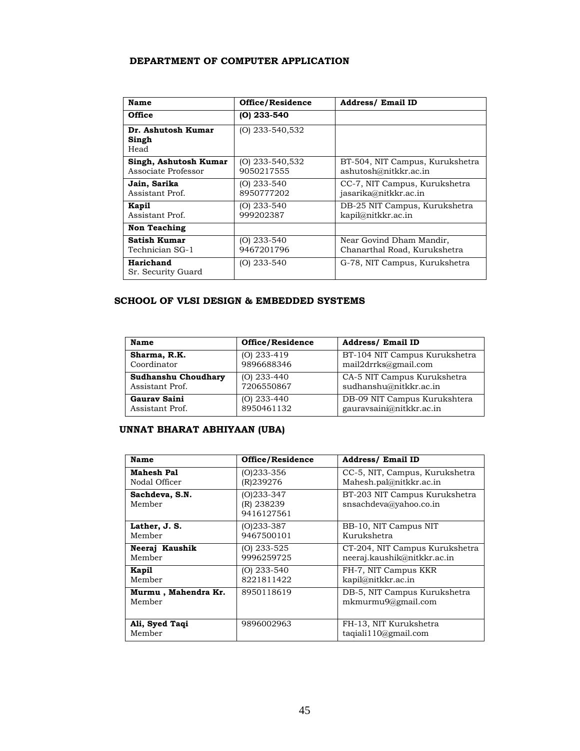**DEPARTMENT OF COMPUTER APPLICATION**

| Name | Office/Residence | Address/ Email ID |
|---|---|---|
| **Office** | **(O) 233-540** | |
| **Dr. Ashutosh Kumar Singh** Head | (O) 233-540,532 | |
| **Singh, Ashutosh Kumar** Associate Professor | (O) 233-540,532 9050217555 | BT-504, NIT Campus, Kurukshetra ashutosh@nitkkr.ac.in |
| **Jain, Sarika** Assistant Prof. | (O) 233-540 8950777202 | CC-7, NIT Campus, Kurukshetra jasarika@nitkkr.ac.in |
| **Kapil** Assistant Prof. | (O) 233-540 999202387 | DB-25 NIT Campus, Kurukshetra kapil@nitkkr.ac.in |
| **Non Teaching** | | |
| **Satish Kumar** Technician SG-1 | (O) 233-540 9467201796 | Near Govind Dham Mandir, Chanarthal Road, Kurukshetra |
| **Harichand** Sr. Security Guard | (O) 233-540 | G-78, NIT Campus, Kurukshetra |

**SCHOOL OF VLSI DESIGN & EMBEDDED SYSTEMS**

| Name | Office/Residence | Address/ Email ID |
|---|---|---|
| **Sharma, R.K.** Coordinator | (O) 233-419 9896688346 | BT-104 NIT Campus Kurukshetra mail2drrks@gmail.com |
| **Sudhanshu Choudhary** Assistant Prof. | (O) 233-440 7206550867 | CA-5 NIT Campus Kurukshetra sudhanshu@nitkkr.ac.in |
| **Gaurav Saini** Assistant Prof. | (O) 233-440 8950461132 | DB-09 NIT Campus Kurukshtera gauravsaini@nitkkr.ac.in |

**UNNAT BHARAT ABHIYAAN (UBA)**

| Name | Office/Residence | Address/ Email ID |
|---|---|---|
| **Mahesh Pal** Nodal Officer | (O)233-356 (R)239276 | CC-5, NIT, Campus, Kurukshetra Mahesh.pal@nitkkr.ac.in |
| **Sachdeva, S.N.** Member | (O)233-347 (R) 238239 9416127561 | BT-203 NIT Campus Kurukshetra snsachdeva@yahoo.co.in |
| **Lather, J. S.** Member | (O)233-387 9467500101 | BB-10, NIT Campus NIT Kurukshetra |
| **Neeraj Kaushik** Member | (O) 233-525 9996259725 | CT-204, NIT Campus Kurukshetra neeraj.kaushik@nitkkr.ac.in |
| **Kapil** Member | (O) 233-540 8221811422 | FH-7, NIT Campus KKR kapil@nitkkr.ac.in |
| **Murmu , Mahendra Kr.** Member | 8950118619 | DB-5, NIT Campus Kurukshetra mkmurmu9@gmail.com |
| **Ali, Syed Taqi** Member | 9896002963 | FH-13, NIT Kurukshetra taqiali110@gmail.com |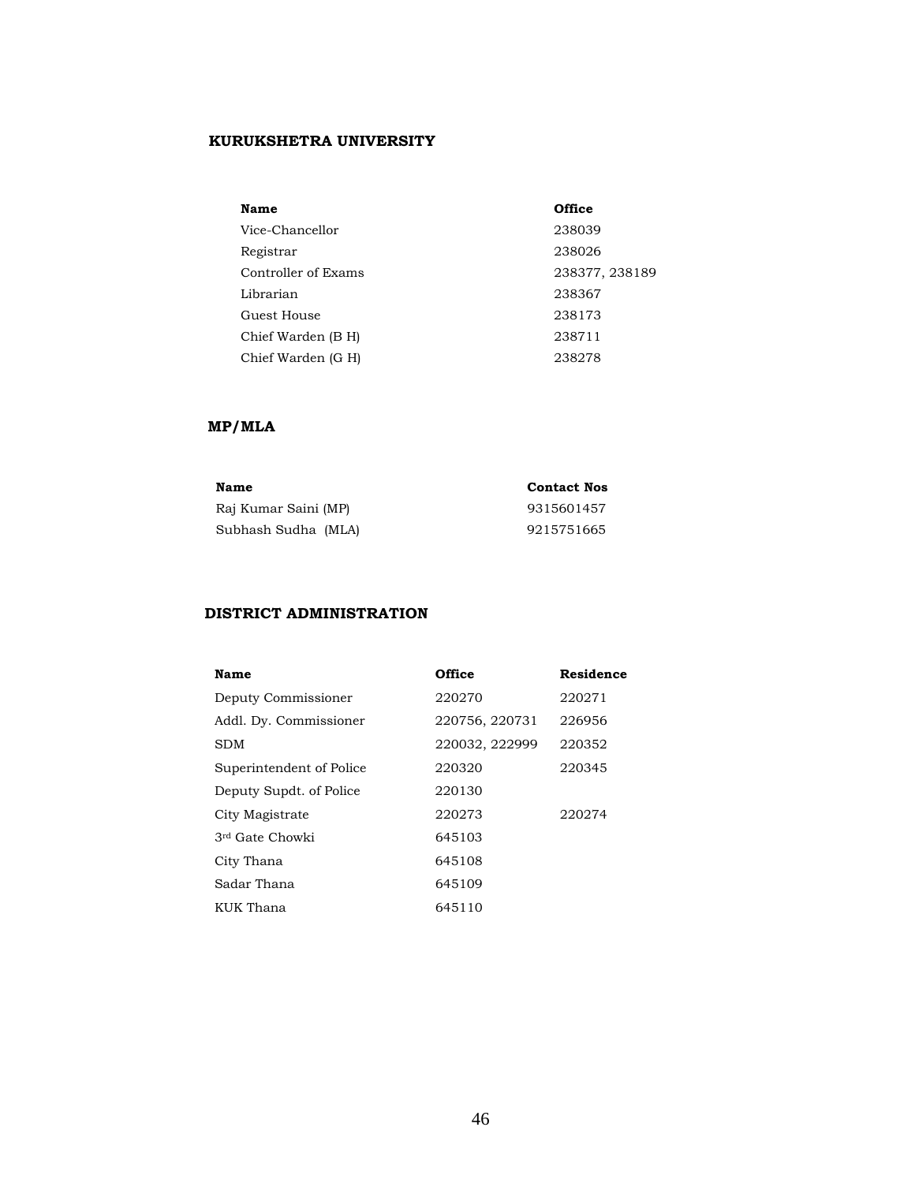## KURUKSHETRA UNIVERSITY

| Name | Office |
|---|---|
| Vice-Chancellor | 238039 |
| Registrar | 238026 |
| Controller of Exams | 238377, 238189 |
| Librarian | 238367 |
| Guest House | 238173 |
| Chief Warden (B H) | 238711 |
| Chief Warden (G H) | 238278 |

## MP/MLA

| Name | Contact Nos |
|---|---|
| Raj Kumar Saini (MP) | 9315601457 |
| Subhash Sudha (MLA) | 9215751665 |

## DISTRICT ADMINISTRATION

| Name | Office | Residence |
|---|---|---|
| Deputy Commissioner | 220270 | 220271 |
| Addl. Dy. Commissioner | 220756, 220731 | 226956 |
| SDM | 220032, 222999 | 220352 |
| Superintendent of Police | 220320 | 220345 |
| Deputy Supdt. of Police | 220130 | |
| City Magistrate | 220273 | 220274 |
| 3rd Gate Chowki | 645103 | |
| City Thana | 645108 | |
| Sadar Thana | 645109 | |
| KUK Thana | 645110 | |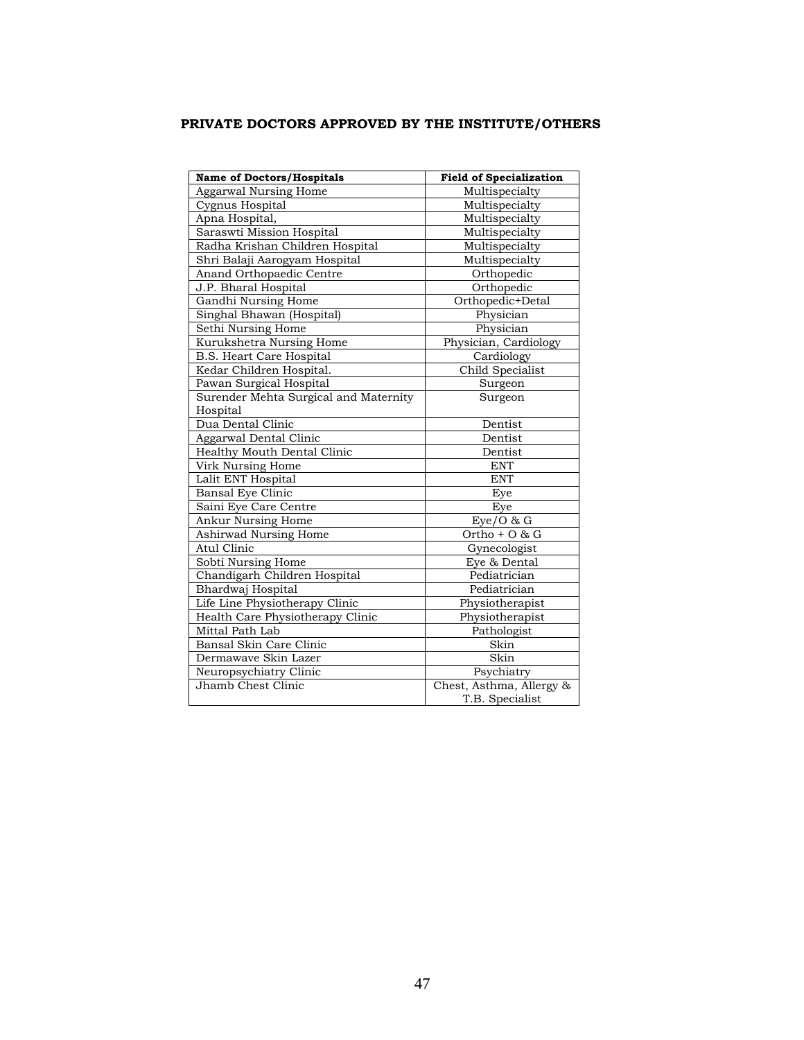**PRIVATE DOCTORS APPROVED BY THE INSTITUTE/OTHERS**

| Name of Doctors/Hospitals | Field of Specialization |
|---|---|
| Aggarwal Nursing Home | Multispecialty |
| Cygnus Hospital | Multispecialty |
| Apna Hospital, | Multispecialty |
| Saraswti Mission Hospital | Multispecialty |
| Radha Krishan Children Hospital | Multispecialty |
| Shri Balaji Aarogyam Hospital | Multispecialty |
| Anand Orthopaedic Centre | Orthopedic |
| J.P. Bharal Hospital | Orthopedic |
| Gandhi Nursing Home | Orthopedic+Detal |
| Singhal Bhawan (Hospital) | Physician |
| Sethi Nursing Home | Physician |
| Kurukshetra Nursing Home | Physician, Cardiology |
| B.S. Heart Care Hospital | Cardiology |
| Kedar Children Hospital. | Child Specialist |
| Pawan Surgical Hospital | Surgeon |
| Surender Mehta Surgical and Maternity Hospital | Surgeon |
| Dua Dental Clinic | Dentist |
| Aggarwal Dental Clinic | Dentist |
| Healthy Mouth Dental Clinic | Dentist |
| Virk Nursing Home | ENT |
| Lalit ENT Hospital | ENT |
| Bansal Eye Clinic | Eye |
| Saini Eye Care Centre | Eye |
| Ankur Nursing Home | Eye/O & G |
| Ashirwad Nursing Home | Ortho + O & G |
| Atul Clinic | Gynecologist |
| Sobti Nursing Home | Eye & Dental |
| Chandigarh Children Hospital | Pediatrician |
| Bhardwaj Hospital | Pediatrician |
| Life Line Physiotherapy Clinic | Physiotherapist |
| Health Care Physiotherapy Clinic | Physiotherapist |
| Mittal Path Lab | Pathologist |
| Bansal Skin Care Clinic | Skin |
| Dermawave Skin Lazer | Skin |
| Neuropsychiatry Clinic | Psychiatry |
| Jhamb Chest Clinic | Chest, Asthma, Allergy & T.B. Specialist |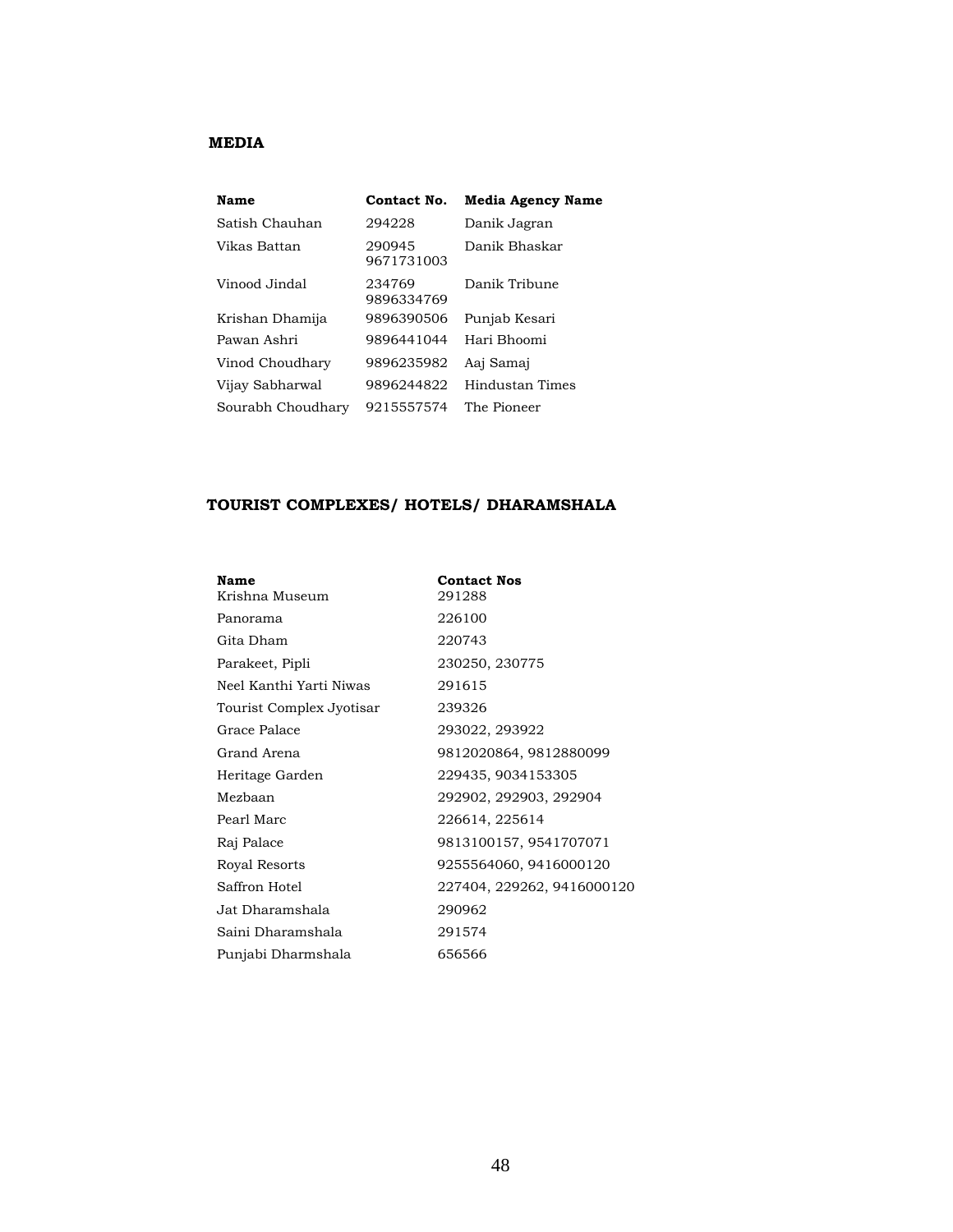## MEDIA

| Name | Contact No. | Media Agency Name |
|---|---|---|
| Satish Chauhan | 294228 | Danik Jagran |
| Vikas Battan | 290945 9671731003 | Danik Bhaskar |
| Vinood Jindal | 234769 9896334769 | Danik Tribune |
| Krishan Dhamija | 9896390506 | Punjab Kesari |
| Pawan Ashri | 9896441044 | Hari Bhoomi |
| Vinod Choudhary | 9896235982 | Aaj Samaj |
| Vijay Sabharwal | 9896244822 | Hindustan Times |
| Sourabh Choudhary | 9215557574 | The Pioneer |

## TOURIST COMPLEXES/ HOTELS/ DHARAMSHALA

| Name | Contact Nos |
|---|---|
| Krishna Museum | 291288 |
| Panorama | 226100 |
| Gita Dham | 220743 |
| Parakeet, Pipli | 230250, 230775 |
| Neel Kanthi Yarti Niwas | 291615 |
| Tourist Complex Jyotisar | 239326 |
| Grace Palace | 293022, 293922 |
| Grand Arena | 9812020864, 9812880099 |
| Heritage Garden | 229435, 9034153305 |
| Mezbaan | 292902, 292903, 292904 |
| Pearl Marc | 226614, 225614 |
| Raj Palace | 9813100157, 9541707071 |
| Royal Resorts | 9255564060, 9416000120 |
| Saffron Hotel | 227404, 229262, 9416000120 |
| Jat Dharamshala | 290962 |
| Saini Dharamshala | 291574 |
| Punjabi Dharmshala | 656566 |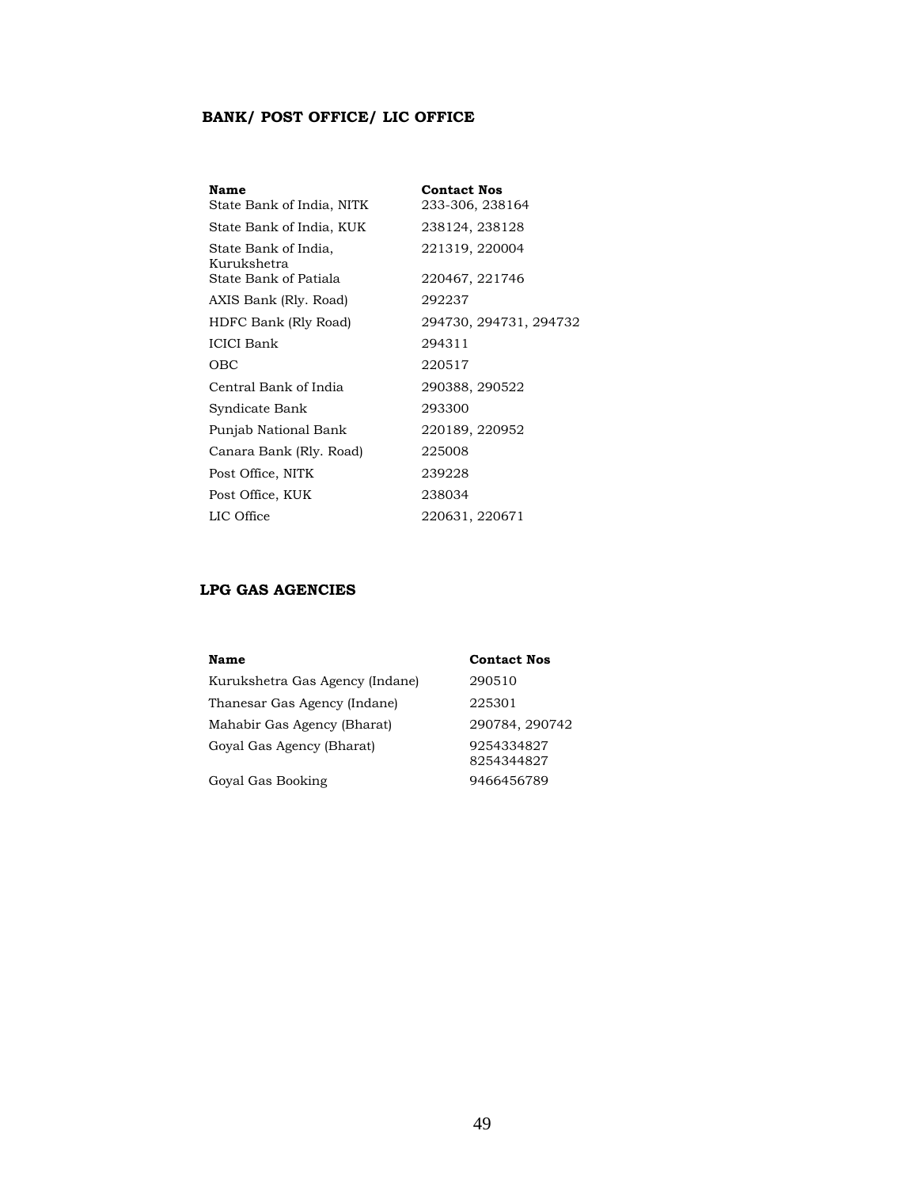## BANK/ POST OFFICE/ LIC OFFICE

| Name | Contact Nos |
|---|---|
| State Bank of India, NITK | 233-306, 238164 |
| State Bank of India, KUK | 238124, 238128 |
| State Bank of India, Kurukshetra | 221319, 220004 |
| State Bank of Patiala | 220467, 221746 |
| AXIS Bank (Rly. Road) | 292237 |
| HDFC Bank (Rly Road) | 294730, 294731, 294732 |
| ICICI Bank | 294311 |
| OBC | 220517 |
| Central Bank of India | 290388, 290522 |
| Syndicate Bank | 293300 |
| Punjab National Bank | 220189, 220952 |
| Canara Bank (Rly. Road) | 225008 |
| Post Office, NITK | 239228 |
| Post Office, KUK | 238034 |
| LIC Office | 220631, 220671 |

## LPG GAS AGENCIES

| Name | Contact Nos |
|---|---|
| Kurukshetra Gas Agency (Indane) | 290510 |
| Thanesar Gas Agency (Indane) | 225301 |
| Mahabir Gas Agency (Bharat) | 290784, 290742 |
| Goyal Gas Agency (Bharat) | 9254334827<br>8254344827 |
| Goyal Gas Booking | 9466456789 |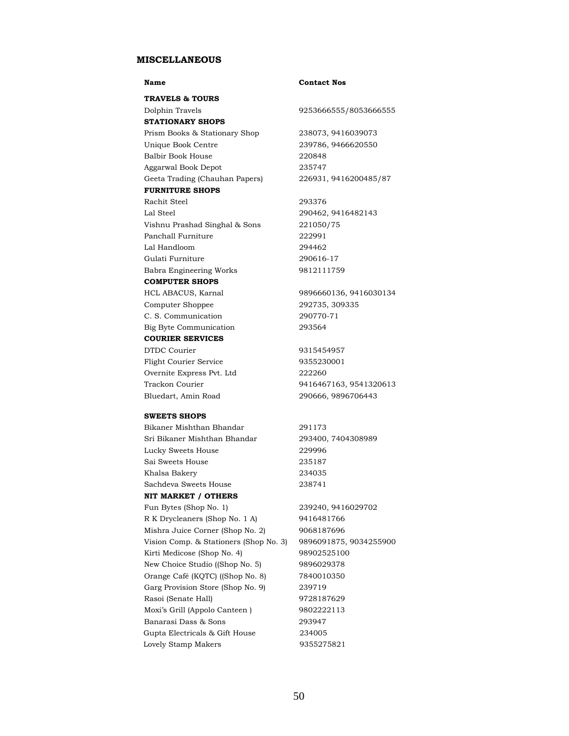## MISCELLANEOUS

| Name | Contact Nos |
|---|---|
| **TRAVELS & TOURS** | |
| Dolphin Travels | 9253666555/8053666555 |
| **STATIONARY SHOPS** | |
| Prism Books & Stationary Shop | 238073, 9416039073 |
| Unique Book Centre | 239786, 9466620550 |
| Balbir Book House | 220848 |
| Aggarwal Book Depot | 235747 |
| Geeta Trading (Chauhan Papers) | 226931, 9416200485/87 |
| **FURNITURE SHOPS** | |
| Rachit Steel | 293376 |
| Lal Steel | 290462, 9416482143 |
| Vishnu Prashad Singhal & Sons | 221050/75 |
| Panchall Furniture | 222991 |
| Lal Handloom | 294462 |
| Gulati Furniture | 290616-17 |
| Babra Engineering Works | 9812111759 |
| **COMPUTER SHOPS** | |
| HCL ABACUS, Karnal | 9896660136, 9416030134 |
| Computer Shoppee | 292735, 309335 |
| C. S. Communication | 290770-71 |
| Big Byte Communication | 293564 |
| **COURIER SERVICES** | |
| DTDC Courier | 9315454957 |
| Flight Courier Service | 9355230001 |
| Overnite Express Pvt. Ltd | 222260 |
| Trackon Courier | 9416467163, 9541320613 |
| Bluedart, Amin Road | 290666, 9896706443 |
| **SWEETS SHOPS** | |
| Bikaner Mishthan Bhandar | 291173 |
| Sri Bikaner Mishthan Bhandar | 293400, 7404308989 |
| Lucky Sweets House | 229996 |
| Sai Sweets House | 235187 |
| Khalsa Bakery | 234035 |
| Sachdeva Sweets House | 238741 |
| **NIT MARKET / OTHERS** | |
| Fun Bytes (Shop No. 1) | 239240, 9416029702 |
| R K Drycleaners (Shop No. 1 A) | 9416481766 |
| Mishra Juice Corner (Shop No. 2) | 9068187696 |
| Vision Comp. & Stationers (Shop No. 3) | 9896091875, 9034255900 |
| Kirti Medicose (Shop No. 4) | 98902525100 |
| New Choice Studio ((Shop No. 5) | 9896029378 |
| Orange Café (KQTC) ((Shop No. 8) | 7840010350 |
| Garg Provision Store (Shop No. 9) | 239719 |
| Rasoi (Senate Hall) | 9728187629 |
| Moxi's Grill (Appolo Canteen ) | 9802222113 |
| Banarasi Dass & Sons | 293947 |
| Gupta Electricals & Gift House | 234005 |
| Lovely Stamp Makers | 9355275821 |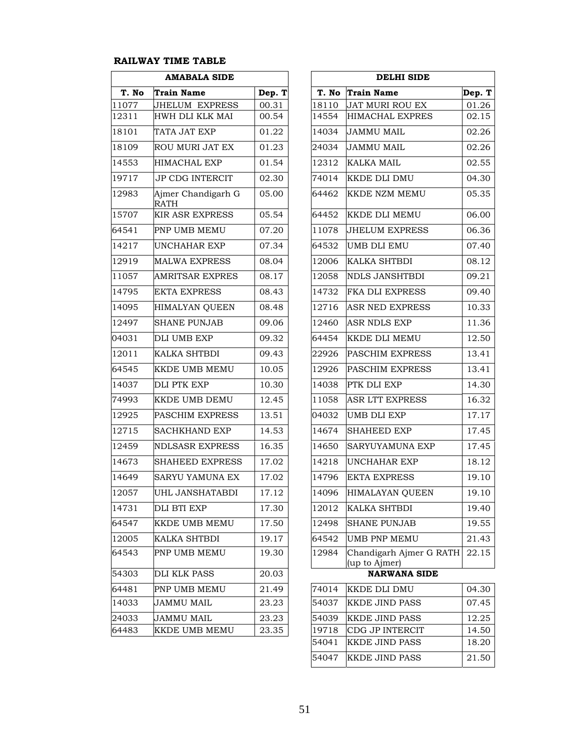**RAILWAY TIME TABLE**

| AMABALA SIDE | | |
|---|---|---|
| **T. No** | **Train Name** | **Dep. T** |
| 11077 | JHELUM EXPRESS | 00.31 |
| 12311 | HWH DLI KLK MAI | 00.54 |
| 18101 | TATA JAT EXP | 01.22 |
| 18109 | ROU MURI JAT EX | 01.23 |
| 14553 | HIMACHAL EXP | 01.54 |
| 19717 | JP CDG INTERCIT | 02.30 |
| 12983 | Ajmer Chandigarh G RATH | 05.00 |
| 15707 | KIR ASR EXPRESS | 05.54 |
| 64541 | PNP UMB MEMU | 07.20 |
| 14217 | UNCHAHAR EXP | 07.34 |
| 12919 | MALWA EXPRESS | 08.04 |
| 11057 | AMRITSAR EXPRES | 08.17 |
| 14795 | EKTA EXPRESS | 08.43 |
| 14095 | HIMALYAN QUEEN | 08.48 |
| 12497 | SHANE PUNJAB | 09.06 |
| 04031 | DLI UMB EXP | 09.32 |
| 12011 | KALKA SHTBDI | 09.43 |
| 64545 | KKDE UMB MEMU | 10.05 |
| 14037 | DLI PTK EXP | 10.30 |
| 74993 | KKDE UMB DEMU | 12.45 |
| 12925 | PASCHIM EXPRESS | 13.51 |
| 12715 | SACHKHAND EXP | 14.53 |
| 12459 | NDLSASR EXPRESS | 16.35 |
| 14673 | SHAHEED EXPRESS | 17.02 |
| 14649 | SARYU YAMUNA EX | 17.02 |
| 12057 | UHL JANSHATABDI | 17.12 |
| 14731 | DLI BTI EXP | 17.30 |
| 64547 | KKDE UMB MEMU | 17.50 |
| 12005 | KALKA SHTBDI | 19.17 |
| 64543 | PNP UMB MEMU | 19.30 |
| 54303 | DLI KLK PASS | 20.03 |
| 64481 | PNP UMB MEMU | 21.49 |
| 14033 | JAMMU MAIL | 23.23 |
| 24033 | JAMMU MAIL | 23.23 |
| 64483 | KKDE UMB MEMU | 23.35 |

| DELHI SIDE | | |
|---|---|---|
| **T. No** | **Train Name** | **Dep. T** |
| 18110 | JAT MURI ROU EX | 01.26 |
| 14554 | HIMACHAL EXPRES | 02.15 |
| 14034 | JAMMU MAIL | 02.26 |
| 24034 | JAMMU MAIL | 02.26 |
| 12312 | KALKA MAIL | 02.55 |
| 74014 | KKDE DLI DMU | 04.30 |
| 64462 | KKDE NZM MEMU | 05.35 |
| 64452 | KKDE DLI MEMU | 06.00 |
| 11078 | JHELUM EXPRESS | 06.36 |
| 64532 | UMB DLI EMU | 07.40 |
| 12006 | KALKA SHTBDI | 08.12 |
| 12058 | NDLS JANSHTBDI | 09.21 |
| 14732 | FKA DLI EXPRESS | 09.40 |
| 12716 | ASR NED EXPRESS | 10.33 |
| 12460 | ASR NDLS EXP | 11.36 |
| 64454 | KKDE DLI MEMU | 12.50 |
| 22926 | PASCHIM EXPRESS | 13.41 |
| 12926 | PASCHIM EXPRESS | 13.41 |
| 14038 | PTK DLI EXP | 14.30 |
| 11058 | ASR LTT EXPRESS | 16.32 |
| 04032 | UMB DLI EXP | 17.17 |
| 14674 | SHAHEED EXP | 17.45 |
| 14650 | SARYUYAMUNA EXP | 17.45 |
| 14218 | UNCHAHAR EXP | 18.12 |
| 14796 | EKTA EXPRESS | 19.10 |
| 14096 | HIMALAYAN QUEEN | 19.10 |
| 12012 | KALKA SHTBDI | 19.40 |
| 12498 | SHANE PUNJAB | 19.55 |
| 64542 | UMB PNP MEMU | 21.43 |
| 12984 | Chandigarh Ajmer G RATH (up to Ajmer) | 22.15 |

| NARWANA SIDE | | |
|---|---|---|
| 74014 | KKDE DLI DMU | 04.30 |
| 54037 | KKDE JIND PASS | 07.45 |
| 54039 | KKDE JIND PASS | 12.25 |
| 19718 | CDG JP INTERCIT | 14.50 |
| 54041 | KKDE JIND PASS | 18.20 |
| 54047 | KKDE JIND PASS | 21.50 |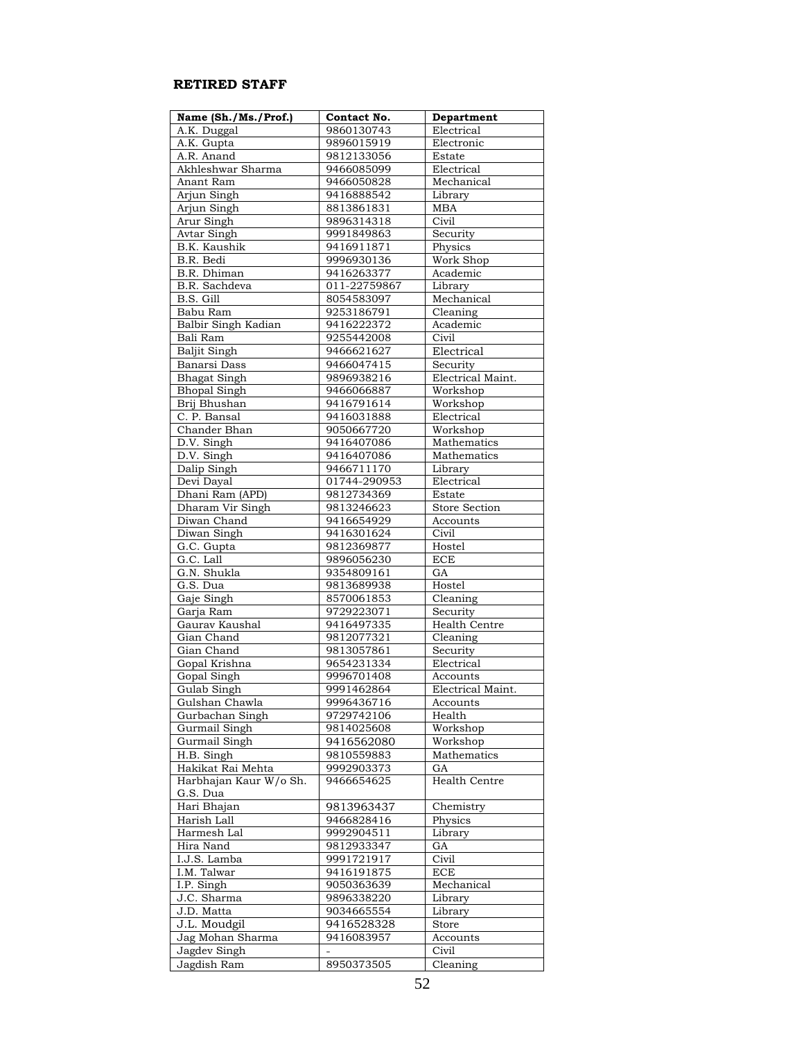**RETIRED STAFF**

| Name (Sh./Ms./Prof.) | Contact No. | Department |
|---|---|---|
| A.K. Duggal | 9860130743 | Electrical |
| A.K. Gupta | 9896015919 | Electronic |
| A.R. Anand | 9812133056 | Estate |
| Akhleshwar Sharma | 9466085099 | Electrical |
| Anant Ram | 9466050828 | Mechanical |
| Arjun Singh | 9416888542 | Library |
| Arjun Singh | 8813861831 | MBA |
| Arur Singh | 9896314318 | Civil |
| Avtar Singh | 9991849863 | Security |
| B.K. Kaushik | 9416911871 | Physics |
| B.R. Bedi | 9996930136 | Work Shop |
| B.R. Dhiman | 9416263377 | Academic |
| B.R. Sachdeva | 011-22759867 | Library |
| B.S. Gill | 8054583097 | Mechanical |
| Babu Ram | 9253186791 | Cleaning |
| Balbir Singh Kadian | 9416222372 | Academic |
| Bali Ram | 9255442008 | Civil |
| Baljit Singh | 9466621627 | Electrical |
| Banarsi Dass | 9466047415 | Security |
| Bhagat Singh | 9896938216 | Electrical Maint. |
| Bhopal Singh | 9466066887 | Workshop |
| Brij Bhushan | 9416791614 | Workshop |
| C. P. Bansal | 9416031888 | Electrical |
| Chander Bhan | 9050667720 | Workshop |
| D.V. Singh | 9416407086 | Mathematics |
| D.V. Singh | 9416407086 | Mathematics |
| Dalip Singh | 9466711170 | Library |
| Devi Dayal | 01744-290953 | Electrical |
| Dhani Ram (APD) | 9812734369 | Estate |
| Dharam Vir Singh | 9813246623 | Store Section |
| Diwan Chand | 9416654929 | Accounts |
| Diwan Singh | 9416301624 | Civil |
| G.C. Gupta | 9812369877 | Hostel |
| G.C. Lall | 9896056230 | ECE |
| G.N. Shukla | 9354809161 | GA |
| G.S. Dua | 9813689938 | Hostel |
| Gaje Singh | 8570061853 | Cleaning |
| Garja Ram | 9729223071 | Security |
| Gaurav Kaushal | 9416497335 | Health Centre |
| Gian Chand | 9812077321 | Cleaning |
| Gian Chand | 9813057861 | Security |
| Gopal Krishna | 9654231334 | Electrical |
| Gopal Singh | 9996701408 | Accounts |
| Gulab Singh | 9991462864 | Electrical Maint. |
| Gulshan Chawla | 9996436716 | Accounts |
| Gurbachan Singh | 9729742106 | Health |
| Gurmail Singh | 9814025608 | Workshop |
| Gurmail Singh | 9416562080 | Workshop |
| H.B. Singh | 9810559883 | Mathematics |
| Hakikat Rai Mehta | 9992903373 | GA |
| Harbhajan Kaur W/o Sh. G.S. Dua | 9466654625 | Health Centre |
| Hari Bhajan | 9813963437 | Chemistry |
| Harish Lall | 9466828416 | Physics |
| Harmesh Lal | 9992904511 | Library |
| Hira Nand | 9812933347 | GA |
| I.J.S. Lamba | 9991721917 | Civil |
| I.M. Talwar | 9416191875 | ECE |
| I.P. Singh | 9050363639 | Mechanical |
| J.C. Sharma | 9896338220 | Library |
| J.D. Matta | 9034665554 | Library |
| J.L. Moudgil | 9416528328 | Store |
| Jag Mohan Sharma | 9416083957 | Accounts |
| Jagdev Singh | - | Civil |
| Jagdish Ram | 8950373505 | Cleaning |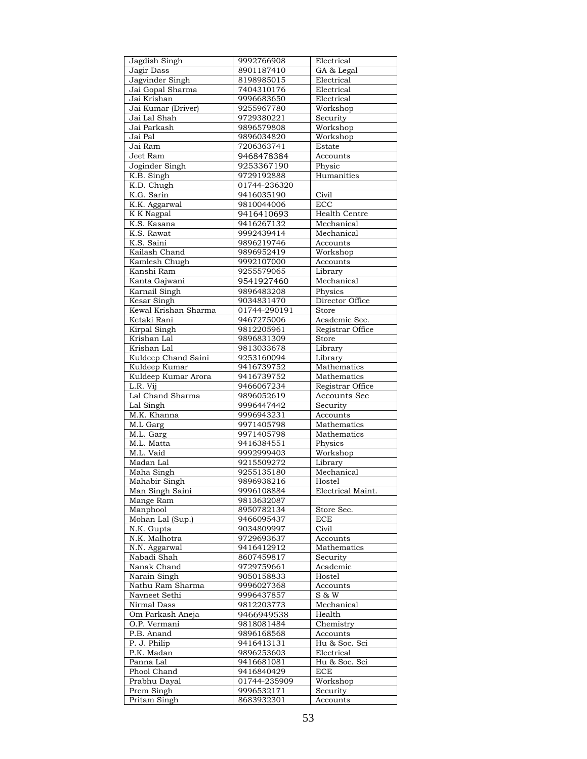| Jagdish Singh | 9992766908 | Electrical |
|---|---|---|
| Jagir Dass | 8901187410 | GA & Legal |
| Jagvinder Singh | 8198985015 | Electrical |
| Jai Gopal Sharma | 7404310176 | Electrical |
| Jai Krishan | 9996683650 | Electrical |
| Jai Kumar (Driver) | 9255967780 | Workshop |
| Jai Lal Shah | 9729380221 | Security |
| Jai Parkash | 9896579808 | Workshop |
| Jai Pal | 9896034820 | Workshop |
| Jai Ram | 7206363741 | Estate |
| Jeet Ram | 9468478384 | Accounts |
| Joginder Singh | 9253367190 | Physic |
| K.B. Singh | 9729192888 | Humanities |
| K.D. Chugh | 01744-236320 | |
| K.G. Sarin | 9416035190 | Civil |
| K.K. Aggarwal | 9810044006 | ECC |
| K K Nagpal | 9416410693 | Health Centre |
| K.S. Kasana | 9416267132 | Mechanical |
| K.S. Rawat | 9992439414 | Mechanical |
| K.S. Saini | 9896219746 | Accounts |
| Kailash Chand | 9896952419 | Workshop |
| Kamlesh Chugh | 9992107000 | Accounts |
| Kanshi Ram | 9255579065 | Library |
| Kanta Gajwani | 9541927460 | Mechanical |
| Karnail Singh | 9896483208 | Physics |
| Kesar Singh | 9034831470 | Director Office |
| Kewal Krishan Sharma | 01744-290191 | Store |
| Ketaki Rani | 9467275006 | Academic Sec. |
| Kirpal Singh | 9812205961 | Registrar Office |
| Krishan Lal | 9896831309 | Store |
| Krishan Lal | 9813033678 | Library |
| Kuldeep Chand Saini | 9253160094 | Library |
| Kuldeep Kumar | 9416739752 | Mathematics |
| Kuldeep Kumar Arora | 9416739752 | Mathematics |
| L.R. Vij | 9466067234 | Registrar Office |
| Lal Chand Sharma | 9896052619 | Accounts Sec |
| Lal Singh | 9996447442 | Security |
| M.K. Khanna | 9996943231 | Accounts |
| M.L Garg | 9971405798 | Mathematics |
| M.L. Garg | 9971405798 | Mathematics |
| M.L. Matta | 9416384551 | Physics |
| M.L. Vaid | 9992999403 | Workshop |
| Madan Lal | 9215509272 | Library |
| Maha Singh | 9255135180 | Mechanical |
| Mahabir Singh | 9896938216 | Hostel |
| Man Singh Saini | 9996108884 | Electrical Maint. |
| Mange Ram | 9813632087 | |
| Manphool | 8950782134 | Store Sec. |
| Mohan Lal (Sup.) | 9466095437 | ECE |
| N.K. Gupta | 9034809997 | Civil |
| N.K. Malhotra | 9729693637 | Accounts |
| N.N. Aggarwal | 9416412912 | Mathematics |
| Nabadi Shah | 8607459817 | Security |
| Nanak Chand | 9729759661 | Academic |
| Narain Singh | 9050158833 | Hostel |
| Nathu Ram Sharma | 9996027368 | Accounts |
| Navneet Sethi | 9996437857 | S & W |
| Nirmal Dass | 9812203773 | Mechanical |
| Om Parkash Aneja | 9466949538 | Health |
| O.P. Vermani | 9818081484 | Chemistry |
| P.B. Anand | 9896168568 | Accounts |
| P. J. Philip | 9416413131 | Hu & Soc. Sci |
| P.K. Madan | 9896253603 | Electrical |
| Panna Lal | 9416681081 | Hu & Soc. Sci |
| Phool Chand | 9416840429 | ECE |
| Prabhu Dayal | 01744-235909 | Workshop |
| Prem Singh | 9996532171 | Security |
| Pritam Singh | 8683932301 | Accounts |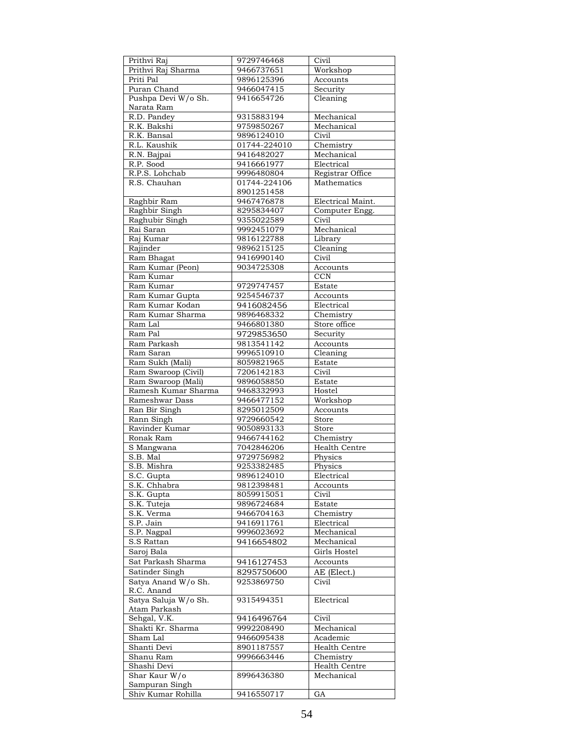| Prithvi Raj | 9729746468 | Civil |
|---|---|---|
| Prithvi Raj Sharma | 9466737651 | Workshop |
| Priti Pal | 9896125396 | Accounts |
| Puran Chand | 9466047415 | Security |
| Pushpa Devi W/o Sh. Narata Ram | 9416654726 | Cleaning |
| R.D. Pandey | 9315883194 | Mechanical |
| R.K. Bakshi | 9759850267 | Mechanical |
| R.K. Bansal | 9896124010 | Civil |
| R.L. Kaushik | 01744-224010 | Chemistry |
| R.N. Bajpai | 9416482027 | Mechanical |
| R.P. Sood | 9416661977 | Electrical |
| R.P.S. Lohchab | 9996480804 | Registrar Office |
| R.S. Chauhan | 01744-224106 8901251458 | Mathematics |
| Raghbir Ram | 9467476878 | Electrical Maint. |
| Raghbir Singh | 8295834407 | Computer Engg. |
| Raghubir Singh | 9355022589 | Civil |
| Rai Saran | 9992451079 | Mechanical |
| Raj Kumar | 9816122788 | Library |
| Rajinder | 9896215125 | Cleaning |
| Ram Bhagat | 9416990140 | Civil |
| Ram Kumar (Peon) | 9034725308 | Accounts |
| Ram Kumar | | CCN |
| Ram Kumar | 9729747457 | Estate |
| Ram Kumar Gupta | 9254546737 | Accounts |
| Ram Kumar Kodan | 9416082456 | Electrical |
| Ram Kumar Sharma | 9896468332 | Chemistry |
| Ram Lal | 9466801380 | Store office |
| Ram Pal | 9729853650 | Security |
| Ram Parkash | 9813541142 | Accounts |
| Ram Saran | 9996510910 | Cleaning |
| Ram Sukh (Mali) | 8059821965 | Estate |
| Ram Swaroop (Civil) | 7206142183 | Civil |
| Ram Swaroop (Mali) | 9896058850 | Estate |
| Ramesh Kumar Sharma | 9468332993 | Hostel |
| Rameshwar Dass | 9466477152 | Workshop |
| Ran Bir Singh | 8295012509 | Accounts |
| Rann Singh | 9729660542 | Store |
| Ravinder Kumar | 9050893133 | Store |
| Ronak Ram | 9466744162 | Chemistry |
| S Mangwana | 7042846206 | Health Centre |
| S.B. Mal | 9729756982 | Physics |
| S.B. Mishra | 9253382485 | Physics |
| S.C. Gupta | 9896124010 | Electrical |
| S.K. Chhabra | 9812398481 | Accounts |
| S.K. Gupta | 8059915051 | Civil |
| S.K. Tuteja | 9896724684 | Estate |
| S.K. Verma | 9466704163 | Chemistry |
| S.P. Jain | 9416911761 | Electrical |
| S.P. Nagpal | 9996023692 | Mechanical |
| S.S Rattan | 9416654802 | Mechanical |
| Saroj Bala | | Girls Hostel |
| Sat Parkash Sharma | 9416127453 | Accounts |
| Satinder Singh | 8295750600 | AE (Elect.) |
| Satya Anand W/o Sh. R.C. Anand | 9253869750 | Civil |
| Satya Saluja W/o Sh. Atam Parkash | 9315494351 | Electrical |
| Sehgal, V.K. | 9416496764 | Civil |
| Shakti Kr. Sharma | 9992208490 | Mechanical |
| Sham Lal | 9466095438 | Academic |
| Shanti Devi | 8901187557 | Health Centre |
| Shanu Ram | 9996663446 | Chemistry |
| Shashi Devi | | Health Centre |
| Shar Kaur W/o Sampuran Singh | 8996436380 | Mechanical |
| Shiv Kumar Rohilla | 9416550717 | GA |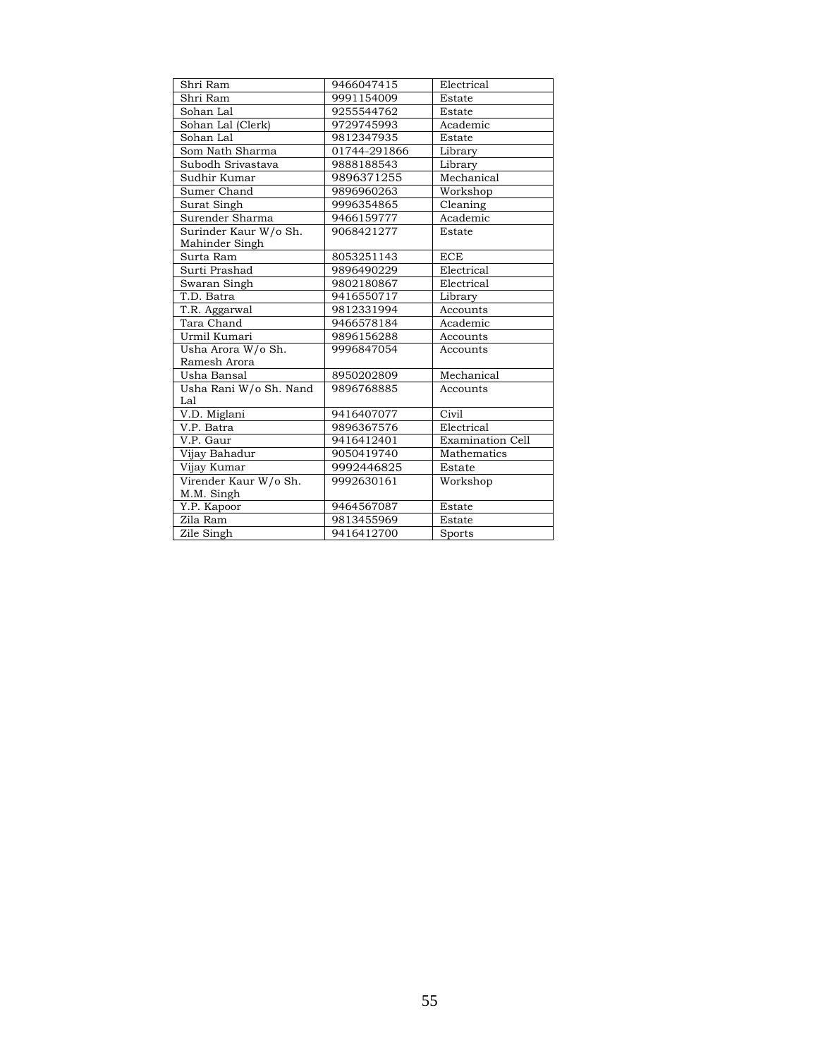| Shri Ram | 9466047415 | Electrical |
|---|---|---|
| Shri Ram | 9991154009 | Estate |
| Sohan Lal | 9255544762 | Estate |
| Sohan Lal (Clerk) | 9729745993 | Academic |
| Sohan Lal | 9812347935 | Estate |
| Som Nath Sharma | 01744-291866 | Library |
| Subodh Srivastava | 9888188543 | Library |
| Sudhir Kumar | 9896371255 | Mechanical |
| Sumer Chand | 9896960263 | Workshop |
| Surat Singh | 9996354865 | Cleaning |
| Surender Sharma | 9466159777 | Academic |
| Surinder Kaur W/o Sh. Mahinder Singh | 9068421277 | Estate |
| Surta Ram | 8053251143 | ECE |
| Surti Prashad | 9896490229 | Electrical |
| Swaran Singh | 9802180867 | Electrical |
| T.D. Batra | 9416550717 | Library |
| T.R. Aggarwal | 9812331994 | Accounts |
| Tara Chand | 9466578184 | Academic |
| Urmil Kumari | 9896156288 | Accounts |
| Usha Arora W/o Sh. Ramesh Arora | 9996847054 | Accounts |
| Usha Bansal | 8950202809 | Mechanical |
| Usha Rani W/o Sh. Nand Lal | 9896768885 | Accounts |
| V.D. Miglani | 9416407077 | Civil |
| V.P. Batra | 9896367576 | Electrical |
| V.P. Gaur | 9416412401 | Examination Cell |
| Vijay Bahadur | 9050419740 | Mathematics |
| Vijay Kumar | 9992446825 | Estate |
| Virender Kaur W/o Sh. M.M. Singh | 9992630161 | Workshop |
| Y.P. Kapoor | 9464567087 | Estate |
| Zila Ram | 9813455969 | Estate |
| Zile Singh | 9416412700 | Sports |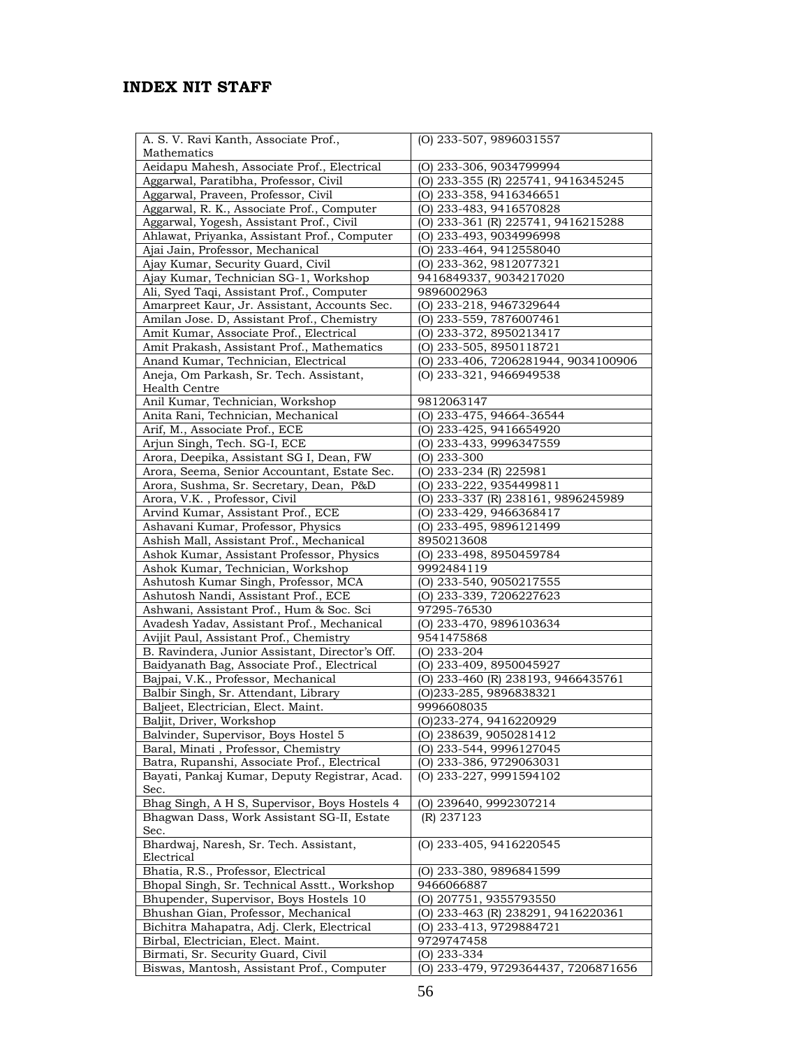# INDEX NIT STAFF

| Name | Phone |
|---|---|
| A. S. V. Ravi Kanth, Associate Prof., Mathematics | (O) 233-507, 9896031557 |
| Aeidapu Mahesh, Associate Prof., Electrical | (O) 233-306, 9034799994 |
| Aggarwal, Paratibha, Professor, Civil | (O) 233-355 (R) 225741, 9416345245 |
| Aggarwal, Praveen, Professor, Civil | (O) 233-358, 9416346651 |
| Aggarwal, R. K., Associate Prof., Computer | (O) 233-483, 9416570828 |
| Aggarwal, Yogesh, Assistant Prof., Civil | (O) 233-361 (R) 225741, 9416215288 |
| Ahlawat, Priyanka, Assistant Prof., Computer | (O) 233-493, 9034996998 |
| Ajai Jain, Professor, Mechanical | (O) 233-464, 9412558040 |
| Ajay Kumar, Security Guard, Civil | (O) 233-362, 9812077321 |
| Ajay Kumar, Technician SG-1, Workshop | 9416849337, 9034217020 |
| Ali, Syed Taqi, Assistant Prof., Computer | 9896002963 |
| Amarpreet Kaur, Jr. Assistant, Accounts Sec. | (O) 233-218, 9467329644 |
| Amilan Jose. D, Assistant Prof., Chemistry | (O) 233-559, 7876007461 |
| Amit Kumar, Associate Prof., Electrical | (O) 233-372, 8950213417 |
| Amit Prakash, Assistant Prof., Mathematics | (O) 233-505, 8950118721 |
| Anand Kumar, Technician, Electrical | (O) 233-406, 7206281944, 9034100906 |
| Aneja, Om Parkash, Sr. Tech. Assistant, Health Centre | (O) 233-321, 9466949538 |
| Anil Kumar, Technician, Workshop | 9812063147 |
| Anita Rani, Technician, Mechanical | (O) 233-475, 94664-36544 |
| Arif, M., Associate Prof., ECE | (O) 233-425, 9416654920 |
| Arjun Singh, Tech. SG-I, ECE | (O) 233-433, 9996347559 |
| Arora, Deepika, Assistant SG I, Dean, FW | (O) 233-300 |
| Arora, Seema, Senior Accountant, Estate Sec. | (O) 233-234 (R) 225981 |
| Arora, Sushma, Sr. Secretary, Dean, P&D | (O) 233-222, 9354499811 |
| Arora, V.K. , Professor, Civil | (O) 233-337 (R) 238161, 9896245989 |
| Arvind Kumar, Assistant Prof., ECE | (O) 233-429, 9466368417 |
| Ashavani Kumar, Professor, Physics | (O) 233-495, 9896121499 |
| Ashish Mall, Assistant Prof., Mechanical | 8950213608 |
| Ashok Kumar, Assistant Professor, Physics | (O) 233-498, 8950459784 |
| Ashok Kumar, Technician, Workshop | 9992484119 |
| Ashutosh Kumar Singh, Professor, MCA | (O) 233-540, 9050217555 |
| Ashutosh Nandi, Assistant Prof., ECE | (O) 233-339, 7206227623 |
| Ashwani, Assistant Prof., Hum & Soc. Sci | 97295-76530 |
| Avadesh Yadav, Assistant Prof., Mechanical | (O) 233-470, 9896103634 |
| Avijit Paul, Assistant Prof., Chemistry | 9541475868 |
| B. Ravindera, Junior Assistant, Director's Off. | (O) 233-204 |
| Baidyanath Bag, Associate Prof., Electrical | (O) 233-409, 8950045927 |
| Bajpai, V.K., Professor, Mechanical | (O) 233-460 (R) 238193, 9466435761 |
| Balbir Singh, Sr. Attendant, Library | (O)233-285, 9896838321 |
| Baljeet, Electrician, Elect. Maint. | 9996608035 |
| Baljit, Driver, Workshop | (O)233-274, 9416220929 |
| Balvinder, Supervisor, Boys Hostel 5 | (O) 238639, 9050281412 |
| Baral, Minati , Professor, Chemistry | (O) 233-544, 9996127045 |
| Batra, Rupanshi, Associate Prof., Electrical | (O) 233-386, 9729063031 |
| Bayati, Pankaj Kumar, Deputy Registrar, Acad. Sec. | (O) 233-227, 9991594102 |
| Bhag Singh, A H S, Supervisor, Boys Hostels 4 | (O) 239640, 9992307214 |
| Bhagwan Dass, Work Assistant SG-II, Estate Sec. | (R) 237123 |
| Bhardwaj, Naresh, Sr. Tech. Assistant, Electrical | (O) 233-405, 9416220545 |
| Bhatia, R.S., Professor, Electrical | (O) 233-380, 9896841599 |
| Bhopal Singh, Sr. Technical Asstt., Workshop | 9466066887 |
| Bhupender, Supervisor, Boys Hostels 10 | (O) 207751, 9355793550 |
| Bhushan Gian, Professor, Mechanical | (O) 233-463 (R) 238291, 9416220361 |
| Bichitra Mahapatra, Adj. Clerk, Electrical | (O) 233-413, 9729884721 |
| Birbal, Electrician, Elect. Maint. | 9729747458 |
| Birmati, Sr. Security Guard, Civil | (O) 233-334 |
| Biswas, Mantosh, Assistant Prof., Computer | (O) 233-479, 9729364437, 7206871656 |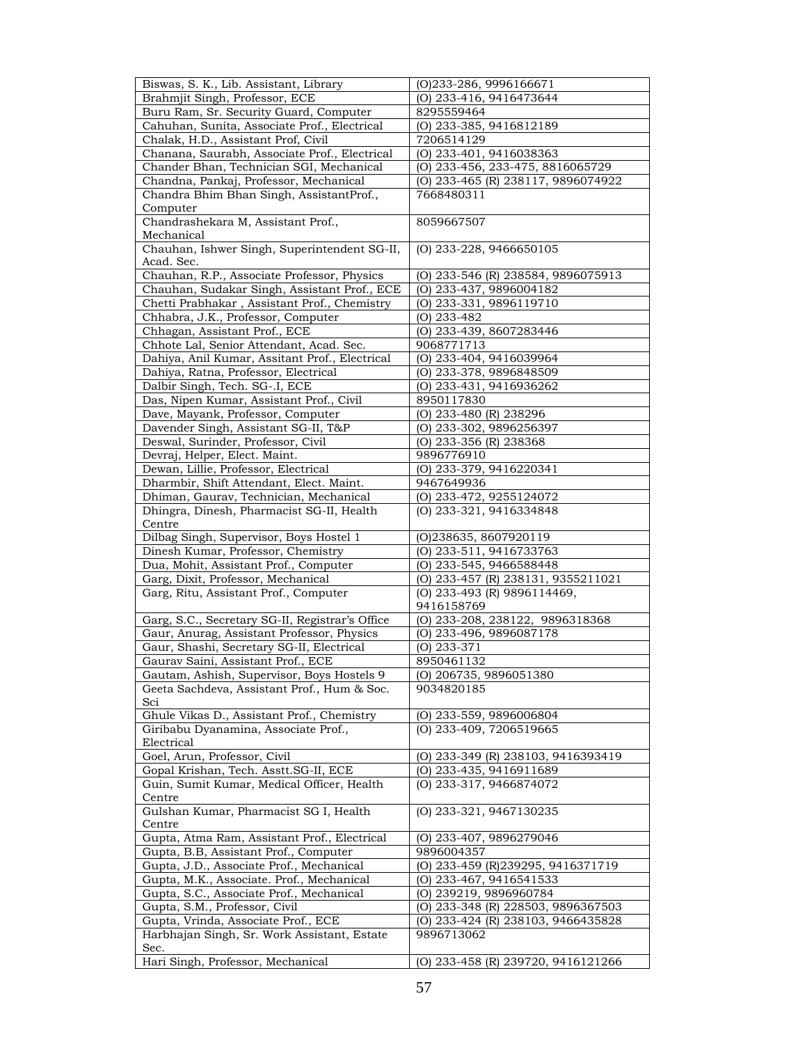| | |
|---|---|
| Biswas, S. K., Lib. Assistant, Library | (O)233-286, 9996166671 |
| Brahmjit Singh, Professor, ECE | (O) 233-416, 9416473644 |
| Buru Ram, Sr. Security Guard, Computer | 8295559464 |
| Cahuhan, Sunita, Associate Prof., Electrical | (O) 233-385, 9416812189 |
| Chalak, H.D., Assistant Prof, Civil | 7206514129 |
| Chanana, Saurabh, Associate Prof., Electrical | (O) 233-401, 9416038363 |
| Chander Bhan, Technician SGI, Mechanical | (O) 233-456, 233-475, 8816065729 |
| Chandna, Pankaj, Professor, Mechanical | (O) 233-465 (R) 238117, 9896074922 |
| Chandra Bhim Bhan Singh, AssistantProf., Computer | 7668480311 |
| Chandrashekara M, Assistant Prof., Mechanical | 8059667507 |
| Chauhan, Ishwer Singh, Superintendent SG-II, Acad. Sec. | (O) 233-228, 9466650105 |
| Chauhan, R.P., Associate Professor, Physics | (O) 233-546 (R) 238584, 9896075913 |
| Chauhan, Sudakar Singh, Assistant Prof., ECE | (O) 233-437, 9896004182 |
| Chetti Prabhakar , Assistant Prof., Chemistry | (O) 233-331, 9896119710 |
| Chhabra, J.K., Professor, Computer | (O) 233-482 |
| Chhagan, Assistant Prof., ECE | (O) 233-439, 8607283446 |
| Chhote Lal, Senior Attendant, Acad. Sec. | 9068771713 |
| Dahiya, Anil Kumar, Assitant Prof., Electrical | (O) 233-404, 9416039964 |
| Dahiya, Ratna, Professor, Electrical | (O) 233-378, 9896848509 |
| Dalbir Singh, Tech. SG-.I, ECE | (O) 233-431, 9416936262 |
| Das, Nipen Kumar, Assistant Prof., Civil | 8950117830 |
| Dave, Mayank, Professor, Computer | (O) 233-480 (R) 238296 |
| Davender Singh, Assistant SG-II, T&P | (O) 233-302, 9896256397 |
| Deswal, Surinder, Professor, Civil | (O) 233-356 (R) 238368 |
| Devraj, Helper, Elect. Maint. | 9896776910 |
| Dewan, Lillie, Professor, Electrical | (O) 233-379, 9416220341 |
| Dharmbir, Shift Attendant, Elect. Maint. | 9467649936 |
| Dhiman, Gaurav, Technician, Mechanical | (O) 233-472, 9255124072 |
| Dhingra, Dinesh, Pharmacist SG-II, Health Centre | (O) 233-321, 9416334848 |
| Dilbag Singh, Supervisor, Boys Hostel 1 | (O)238635, 8607920119 |
| Dinesh Kumar, Professor, Chemistry | (O) 233-511, 9416733763 |
| Dua, Mohit, Assistant Prof., Computer | (O) 233-545, 9466588448 |
| Garg, Dixit, Professor, Mechanical | (O) 233-457 (R) 238131, 9355211021 |
| Garg, Ritu, Assistant Prof., Computer | (O) 233-493 (R) 9896114469, 9416158769 |
| Garg, S.C., Secretary SG-II, Registrar's Office | (O) 233-208, 238122, 9896318368 |
| Gaur, Anurag, Assistant Professor, Physics | (O) 233-496, 9896087178 |
| Gaur, Shashi, Secretary SG-II, Electrical | (O) 233-371 |
| Gaurav Saini, Assistant Prof., ECE | 8950461132 |
| Gautam, Ashish, Supervisor, Boys Hostels 9 | (O) 206735, 9896051380 |
| Geeta Sachdeva, Assistant Prof., Hum & Soc. Sci | 9034820185 |
| Ghule Vikas D., Assistant Prof., Chemistry | (O) 233-559, 9896006804 |
| Giribabu Dyanamina, Associate Prof., Electrical | (O) 233-409, 7206519665 |
| Goel, Arun, Professor, Civil | (O) 233-349 (R) 238103, 9416393419 |
| Gopal Krishan, Tech. Asstt.SG-II, ECE | (O) 233-435, 9416911689 |
| Guin, Sumit Kumar, Medical Officer, Health Centre | (O) 233-317, 9466874072 |
| Gulshan Kumar, Pharmacist SG I, Health Centre | (O) 233-321, 9467130235 |
| Gupta, Atma Ram, Assistant Prof., Electrical | (O) 233-407, 9896279046 |
| Gupta, B.B, Assistant Prof., Computer | 9896004357 |
| Gupta, J.D., Associate Prof., Mechanical | (O) 233-459 (R)239295, 9416371719 |
| Gupta, M.K., Associate. Prof., Mechanical | (O) 233-467, 9416541533 |
| Gupta, S.C., Associate Prof., Mechanical | (O) 239219, 9896960784 |
| Gupta, S.M., Professor, Civil | (O) 233-348 (R) 228503, 9896367503 |
| Gupta, Vrinda, Associate Prof., ECE | (O) 233-424 (R) 238103, 9466435828 |
| Harbhajan Singh, Sr. Work Assistant, Estate Sec. | 9896713062 |
| Hari Singh, Professor, Mechanical | (O) 233-458 (R) 239720, 9416121266 |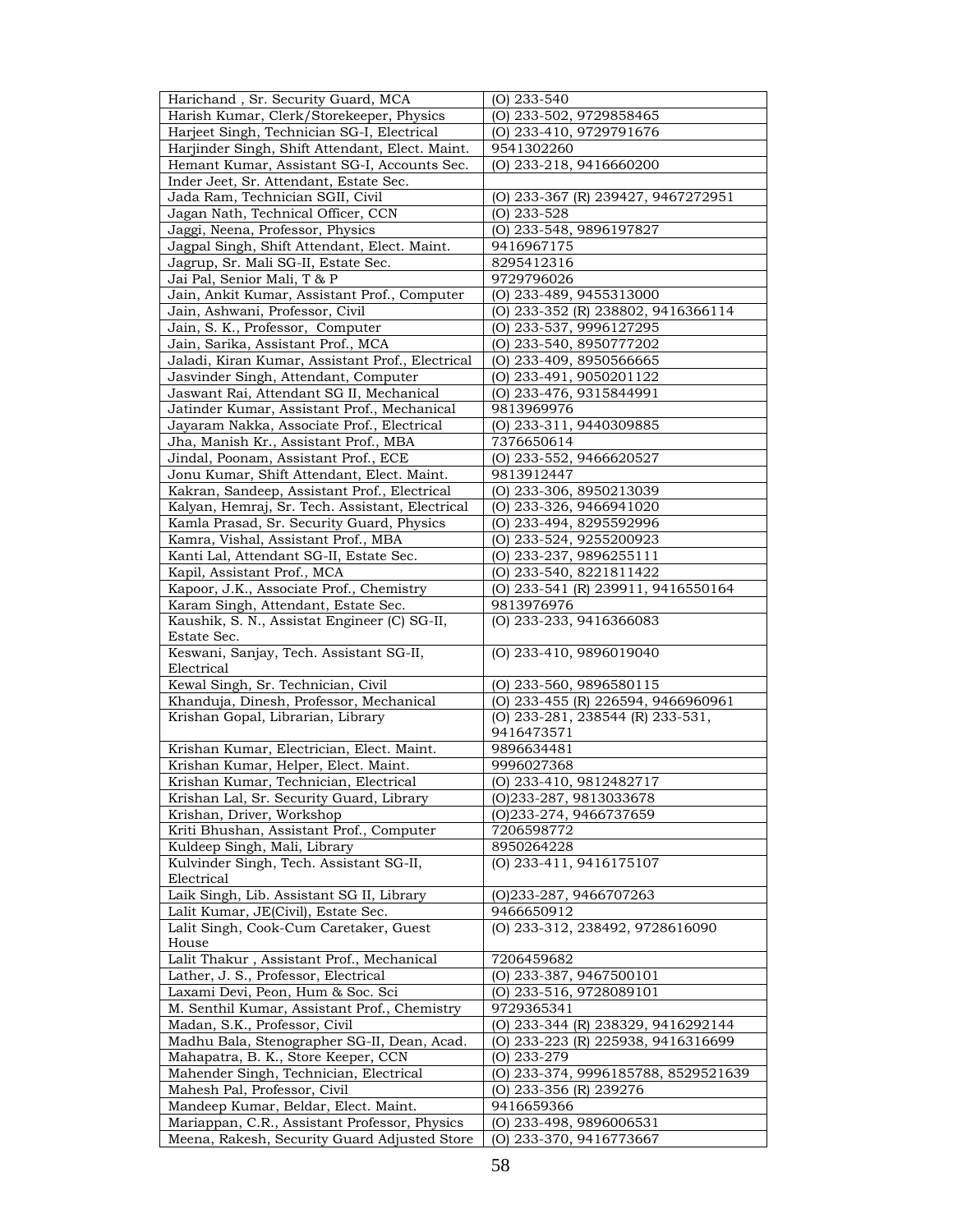| | |
|---|---|
| Harichand , Sr. Security Guard, MCA | (O) 233-540 |
| Harish Kumar, Clerk/Storekeeper, Physics | (O) 233-502, 9729858465 |
| Harjeet Singh, Technician SG-I, Electrical | (O) 233-410, 9729791676 |
| Harjinder Singh, Shift Attendant, Elect. Maint. | 9541302260 |
| Hemant Kumar, Assistant SG-I, Accounts Sec. | (O) 233-218, 9416660200 |
| Inder Jeet, Sr. Attendant, Estate Sec. | |
| Jada Ram, Technician SGII, Civil | (O) 233-367 (R) 239427, 9467272951 |
| Jagan Nath, Technical Officer, CCN | (O) 233-528 |
| Jaggi, Neena, Professor, Physics | (O) 233-548, 9896197827 |
| Jagpal Singh, Shift Attendant, Elect. Maint. | 9416967175 |
| Jagrup, Sr. Mali SG-II, Estate Sec. | 8295412316 |
| Jai Pal, Senior Mali, T & P | 9729796026 |
| Jain, Ankit Kumar, Assistant Prof., Computer | (O) 233-489, 9455313000 |
| Jain, Ashwani, Professor, Civil | (O) 233-352 (R) 238802, 9416366114 |
| Jain, S. K., Professor, Computer | (O) 233-537, 9996127295 |
| Jain, Sarika, Assistant Prof., MCA | (O) 233-540, 8950777202 |
| Jaladi, Kiran Kumar, Assistant Prof., Electrical | (O) 233-409, 8950566665 |
| Jasvinder Singh, Attendant, Computer | (O) 233-491, 9050201122 |
| Jaswant Rai, Attendant SG II, Mechanical | (O) 233-476, 9315844991 |
| Jatinder Kumar, Assistant Prof., Mechanical | 9813969976 |
| Jayaram Nakka, Associate Prof., Electrical | (O) 233-311, 9440309885 |
| Jha, Manish Kr., Assistant Prof., MBA | 7376650614 |
| Jindal, Poonam, Assistant Prof., ECE | (O) 233-552, 9466620527 |
| Jonu Kumar, Shift Attendant, Elect. Maint. | 9813912447 |
| Kakran, Sandeep, Assistant Prof., Electrical | (O) 233-306, 8950213039 |
| Kalyan, Hemraj, Sr. Tech. Assistant, Electrical | (O) 233-326, 9466941020 |
| Kamla Prasad, Sr. Security Guard, Physics | (O) 233-494, 8295592996 |
| Kamra, Vishal, Assistant Prof., MBA | (O) 233-524, 9255200923 |
| Kanti Lal, Attendant SG-II, Estate Sec. | (O) 233-237, 9896255111 |
| Kapil, Assistant Prof., MCA | (O) 233-540, 8221811422 |
| Kapoor, J.K., Associate Prof., Chemistry | (O) 233-541 (R) 239911, 9416550164 |
| Karam Singh, Attendant, Estate Sec. | 9813976976 |
| Kaushik, S. N., Assistat Engineer (C) SG-II, Estate Sec. | (O) 233-233, 9416366083 |
| Keswani, Sanjay, Tech. Assistant SG-II, Electrical | (O) 233-410, 9896019040 |
| Kewal Singh, Sr. Technician, Civil | (O) 233-560, 9896580115 |
| Khanduja, Dinesh, Professor, Mechanical | (O) 233-455 (R) 226594, 9466960961 |
| Krishan Gopal, Librarian, Library | (O) 233-281, 238544 (R) 233-531, 9416473571 |
| Krishan Kumar, Electrician, Elect. Maint. | 9896634481 |
| Krishan Kumar, Helper, Elect. Maint. | 9996027368 |
| Krishan Kumar, Technician, Electrical | (O) 233-410, 9812482717 |
| Krishan Lal, Sr. Security Guard, Library | (O)233-287, 9813033678 |
| Krishan, Driver, Workshop | (O)233-274, 9466737659 |
| Kriti Bhushan, Assistant Prof., Computer | 7206598772 |
| Kuldeep Singh, Mali, Library | 8950264228 |
| Kulvinder Singh, Tech. Assistant SG-II, Electrical | (O) 233-411, 9416175107 |
| Laik Singh, Lib. Assistant SG II, Library | (O)233-287, 9466707263 |
| Lalit Kumar, JE(Civil), Estate Sec. | 9466650912 |
| Lalit Singh, Cook-Cum Caretaker, Guest House | (O) 233-312, 238492, 9728616090 |
| Lalit Thakur , Assistant Prof., Mechanical | 7206459682 |
| Lather, J. S., Professor, Electrical | (O) 233-387, 9467500101 |
| Laxami Devi, Peon, Hum & Soc. Sci | (O) 233-516, 9728089101 |
| M. Senthil Kumar, Assistant Prof., Chemistry | 9729365341 |
| Madan, S.K., Professor, Civil | (O) 233-344 (R) 238329, 9416292144 |
| Madhu Bala, Stenographer SG-II, Dean, Acad. | (O) 233-223 (R) 225938, 9416316699 |
| Mahapatra, B. K., Store Keeper, CCN | (O) 233-279 |
| Mahender Singh, Technician, Electrical | (O) 233-374, 9996185788, 8529521639 |
| Mahesh Pal, Professor, Civil | (O) 233-356 (R) 239276 |
| Mandeep Kumar, Beldar, Elect. Maint. | 9416659366 |
| Mariappan, C.R., Assistant Professor, Physics | (O) 233-498, 9896006531 |
| Meena, Rakesh, Security Guard Adjusted Store | (O) 233-370, 9416773667 |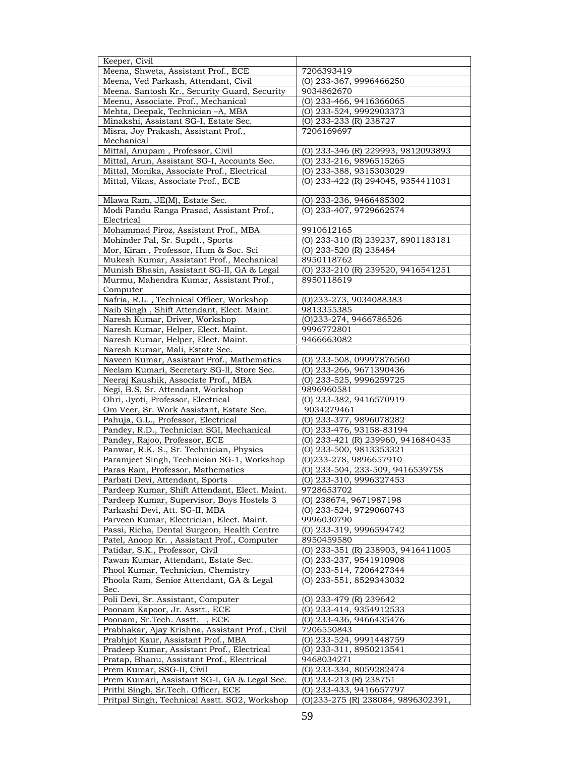| Keeper, Civil | |
|---|---|
| Meena, Shweta, Assistant Prof., ECE | 7206393419 |
| Meena, Ved Parkash, Attendant, Civil | (O) 233-367, 9996466250 |
| Meena. Santosh Kr., Security Guard, Security | 9034862670 |
| Meenu, Associate. Prof., Mechanical | (O) 233-466, 9416366065 |
| Mehta, Deepak, Technician –A, MBA | (O) 233-524, 9992903373 |
| Minakshi, Assistant SG-I, Estate Sec. | (O) 233-233 (R) 238727 |
| Misra, Joy Prakash, Assistant Prof., Mechanical | 7206169697 |
| Mittal, Anupam , Professor, Civil | (O) 233-346 (R) 229993, 9812093893 |
| Mittal, Arun, Assistant SG-I, Accounts Sec. | (O) 233-216, 9896515265 |
| Mittal, Monika, Associate Prof., Electrical | (O) 233-388, 9315303029 |
| Mittal, Vikas, Associate Prof., ECE | (O) 233-422 (R) 294045, 9354411031 |
| Mlawa Ram, JE(M), Estate Sec. | (O) 233-236, 9466485302 |
| Modi Pandu Ranga Prasad, Assistant Prof., Electrical | (O) 233-407, 9729662574 |
| Mohammad Firoz, Assistant Prof., MBA | 9910612165 |
| Mohinder Pal, Sr. Supdt., Sports | (O) 233-310 (R) 239237, 8901183181 |
| Mor, Kiran , Professor, Hum & Soc. Sci | (O) 233-520 (R) 238484 |
| Mukesh Kumar, Assistant Prof., Mechanical | 8950118762 |
| Munish Bhasin, Assistant SG-II, GA & Legal | (O) 233-210 (R) 239520, 9416541251 |
| Murmu, Mahendra Kumar, Assistant Prof., Computer | 8950118619 |
| Nafria, R.L. , Technical Officer, Workshop | (O)233-273, 9034088383 |
| Naib Singh , Shift Attendant, Elect. Maint. | 9813355385 |
| Naresh Kumar, Driver, Workshop | (O)233-274, 9466786526 |
| Naresh Kumar, Helper, Elect. Maint. | 9996772801 |
| Naresh Kumar, Helper, Elect. Maint. | 9466663082 |
| Naresh Kumar, Mali, Estate Sec. | |
| Naveen Kumar, Assistant Prof., Mathematics | (O) 233-508, 09997876560 |
| Neelam Kumari, Secretary SG-ll, Store Sec. | (O) 233-266, 9671390436 |
| Neeraj Kaushik, Associate Prof., MBA | (O) 233-525, 9996259725 |
| Negi, B.S, Sr. Attendant, Workshop | 9896960581 |
| Ohri, Jyoti, Professor, Electrical | (O) 233-382, 9416570919 |
| Om Veer, Sr. Work Assistant, Estate Sec. | 9034279461 |
| Pahuja, G.L., Professor, Electrical | (O) 233-377, 9896078282 |
| Pandey, R.D., Technician SGI, Mechanical | (O) 233-476, 93158-83194 |
| Pandey, Rajoo, Professor, ECE | (O) 233-421 (R) 239960, 9416840435 |
| Panwar, R.K. S., Sr. Technician, Physics | (O) 233-500, 9813353321 |
| Paramjeet Singh, Technician SG-1, Workshop | (O)233-278, 9896657910 |
| Paras Ram, Professor, Mathematics | (O) 233-504, 233-509, 9416539758 |
| Parbati Devi, Attendant, Sports | (O) 233-310, 9996327453 |
| Pardeep Kumar, Shift Attendant, Elect. Maint. | 9728653702 |
| Pardeep Kumar, Supervisor, Boys Hostels 3 | (O) 238674, 9671987198 |
| Parkashi Devi, Att. SG-II, MBA | (O) 233-524, 9729060743 |
| Parveen Kumar, Electrician, Elect. Maint. | 9996030790 |
| Passi, Richa, Dental Surgeon, Health Centre | (O) 233-319, 9996594742 |
| Patel, Anoop Kr. , Assistant Prof., Computer | 8950459580 |
| Patidar, S.K., Professor, Civil | (O) 233-351 (R) 238903, 9416411005 |
| Pawan Kumar, Attendant, Estate Sec. | (O) 233-237, 9541910908 |
| Phool Kumar, Technician, Chemistry | (O) 233-514, 7206427344 |
| Phoola Ram, Senior Attendant, GA & Legal Sec. | (O) 233-551, 8529343032 |
| Poli Devi, Sr. Assistant, Computer | (O) 233-479 (R) 239642 |
| Poonam Kapoor, Jr. Asstt., ECE | (O) 233-414, 9354912533 |
| Poonam, Sr.Tech. Asstt. , ECE | (O) 233-436, 9466435476 |
| Prabhakar, Ajay Krishna, Assistant Prof., Civil | 7206550843 |
| Prabhjot Kaur, Assistant Prof., MBA | (O) 233-524, 9991448759 |
| Pradeep Kumar, Assistant Prof., Electrical | (O) 233-311, 8950213541 |
| Pratap, Bhanu, Assistant Prof., Electrical | 9468034271 |
| Prem Kumar, SSG-II, Civil | (O) 233-334, 8059282474 |
| Prem Kumari, Assistant SG-I, GA & Legal Sec. | (O) 233-213 (R) 238751 |
| Prithi Singh, Sr.Tech. Officer, ECE | (O) 233-433, 9416657797 |
| Pritpal Singh, Technical Asstt. SG2, Workshop | (O)233-275 (R) 238084, 9896302391, |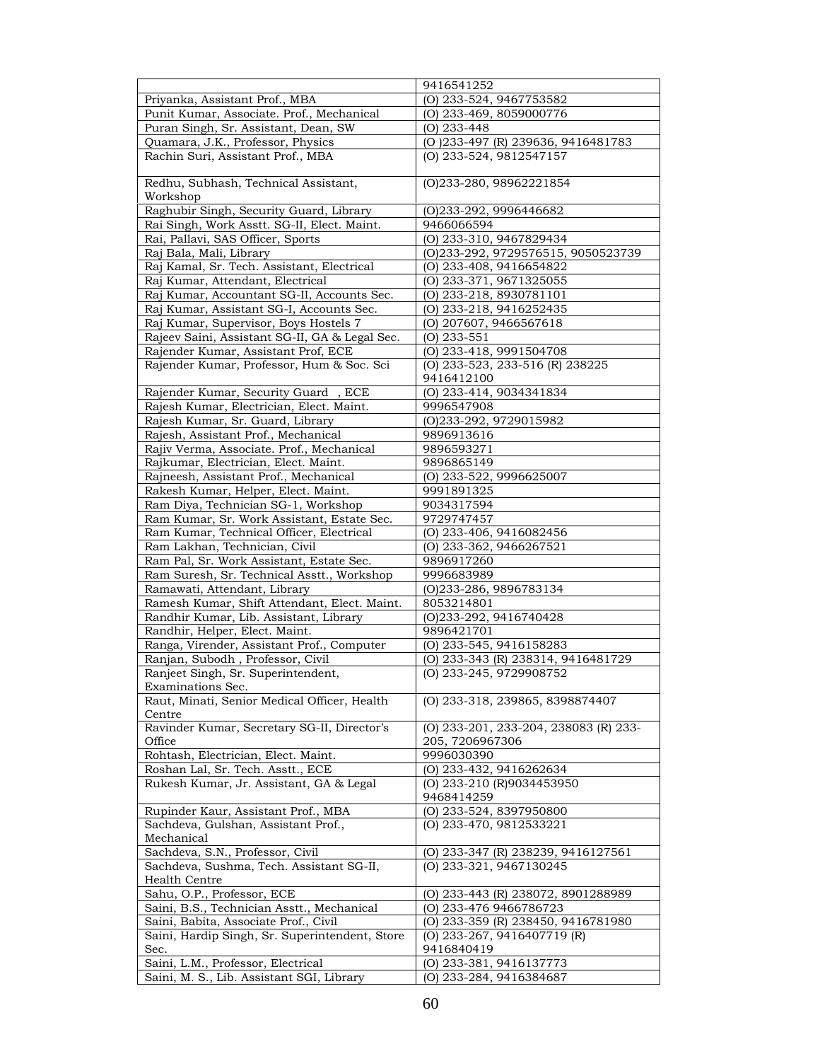| | |
|---|---|
| | 9416541252 |
| Priyanka, Assistant Prof., MBA | (O) 233-524, 9467753582 |
| Punit Kumar, Associate. Prof., Mechanical | (O) 233-469, 8059000776 |
| Puran Singh, Sr. Assistant, Dean, SW | (O) 233-448 |
| Quamara, J.K., Professor, Physics | (O )233-497 (R) 239636, 9416481783 |
| Rachin Suri, Assistant Prof., MBA | (O) 233-524, 9812547157 |
| Redhu, Subhash, Technical Assistant, Workshop | (O)233-280, 98962221854 |
| Raghubir Singh, Security Guard, Library | (O)233-292, 9996446682 |
| Rai Singh, Work Asstt. SG-II, Elect. Maint. | 9466066594 |
| Rai, Pallavi, SAS Officer, Sports | (O) 233-310, 9467829434 |
| Raj Bala, Mali, Library | (O)233-292, 9729576515, 9050523739 |
| Raj Kamal, Sr. Tech. Assistant, Electrical | (O) 233-408, 9416654822 |
| Raj Kumar, Attendant, Electrical | (O) 233-371, 9671325055 |
| Raj Kumar, Accountant SG-II, Accounts Sec. | (O) 233-218, 8930781101 |
| Raj Kumar, Assistant SG-I, Accounts Sec. | (O) 233-218, 9416252435 |
| Raj Kumar, Supervisor, Boys Hostels 7 | (O) 207607, 9466567618 |
| Rajeev Saini, Assistant SG-II, GA & Legal Sec. | (O) 233-551 |
| Rajender Kumar, Assistant Prof, ECE | (O) 233-418, 9991504708 |
| Rajender Kumar, Professor, Hum & Soc. Sci | (O) 233-523, 233-516 (R) 238225 9416412100 |
| Rajender Kumar, Security Guard , ECE | (O) 233-414, 9034341834 |
| Rajesh Kumar, Electrician, Elect. Maint. | 9996547908 |
| Rajesh Kumar, Sr. Guard, Library | (O)233-292, 9729015982 |
| Rajesh, Assistant Prof., Mechanical | 9896913616 |
| Rajiv Verma, Associate. Prof., Mechanical | 9896593271 |
| Rajkumar, Electrician, Elect. Maint. | 9896865149 |
| Rajneesh, Assistant Prof., Mechanical | (O) 233-522, 9996625007 |
| Rakesh Kumar, Helper, Elect. Maint. | 9991891325 |
| Ram Diya, Technician SG-1, Workshop | 9034317594 |
| Ram Kumar, Sr. Work Assistant, Estate Sec. | 9729747457 |
| Ram Kumar, Technical Officer, Electrical | (O) 233-406, 9416082456 |
| Ram Lakhan, Technician, Civil | (O) 233-362, 9466267521 |
| Ram Pal, Sr. Work Assistant, Estate Sec. | 9896917260 |
| Ram Suresh, Sr. Technical Asstt., Workshop | 9996683989 |
| Ramawati, Attendant, Library | (O)233-286, 9896783134 |
| Ramesh Kumar, Shift Attendant, Elect. Maint. | 8053214801 |
| Randhir Kumar, Lib. Assistant, Library | (O)233-292, 9416740428 |
| Randhir, Helper, Elect. Maint. | 9896421701 |
| Ranga, Virender, Assistant Prof., Computer | (O) 233-545, 9416158283 |
| Ranjan, Subodh , Professor, Civil | (O) 233-343 (R) 238314, 9416481729 |
| Ranjeet Singh, Sr. Superintendent, Examinations Sec. | (O) 233-245, 9729908752 |
| Raut, Minati, Senior Medical Officer, Health Centre | (O) 233-318, 239865, 8398874407 |
| Ravinder Kumar, Secretary SG-II, Director's Office | (O) 233-201, 233-204, 238083 (R) 233-205, 7206967306 |
| Rohtash, Electrician, Elect. Maint. | 9996030390 |
| Roshan Lal, Sr. Tech. Asstt., ECE | (O) 233-432, 9416262634 |
| Rukesh Kumar, Jr. Assistant, GA & Legal | (O) 233-210 (R)9034453950 9468414259 |
| Rupinder Kaur, Assistant Prof., MBA | (O) 233-524, 8397950800 |
| Sachdeva, Gulshan, Assistant Prof., Mechanical | (O) 233-470, 9812533221 |
| Sachdeva, S.N., Professor, Civil | (O) 233-347 (R) 238239, 9416127561 |
| Sachdeva, Sushma, Tech. Assistant SG-II, Health Centre | (O) 233-321, 9467130245 |
| Sahu, O.P., Professor, ECE | (O) 233-443 (R) 238072, 8901288989 |
| Saini, B.S., Technician Asstt., Mechanical | (O) 233-476 9466786723 |
| Saini, Babita, Associate Prof., Civil | (O) 233-359 (R) 238450, 9416781980 |
| Saini, Hardip Singh, Sr. Superintendent, Store Sec. | (O) 233-267, 9416407719 (R) 9416840419 |
| Saini, L.M., Professor, Electrical | (O) 233-381, 9416137773 |
| Saini, M. S., Lib. Assistant SGI, Library | (O) 233-284, 9416384687 |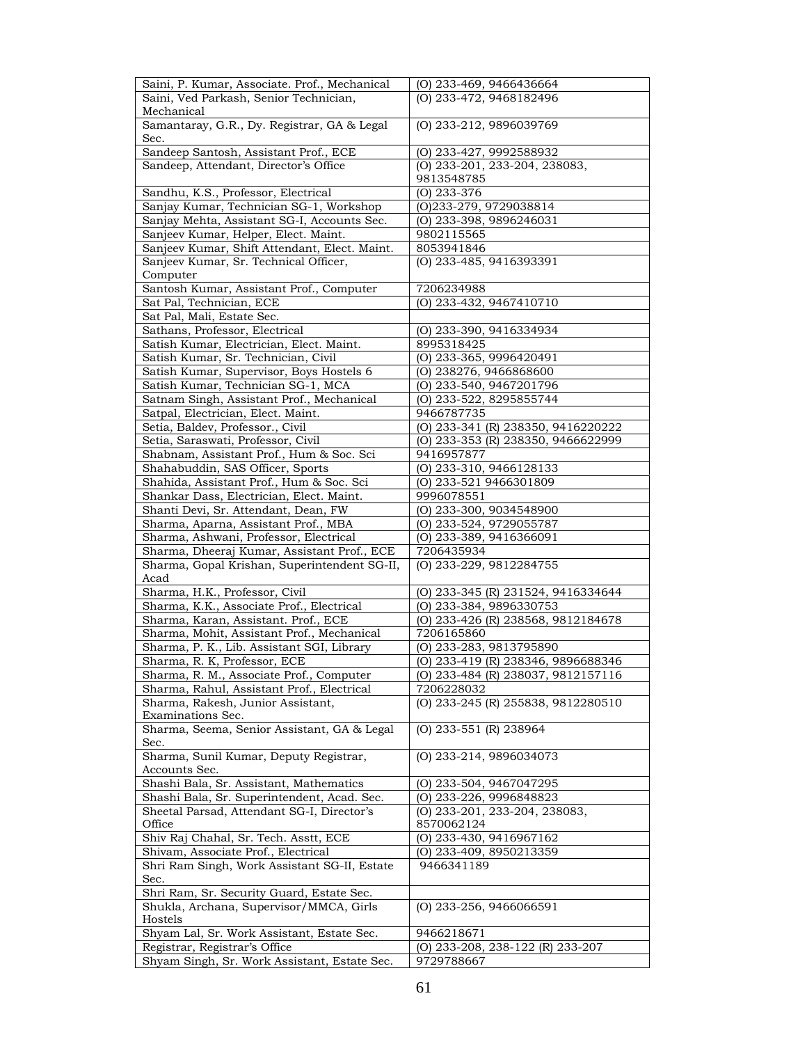| | |
|---|---|
| Saini, P. Kumar, Associate. Prof., Mechanical | (O) 233-469, 9466436664 |
| Saini, Ved Parkash, Senior Technician, Mechanical | (O) 233-472, 9468182496 |
| Samantaray, G.R., Dy. Registrar, GA & Legal Sec. | (O) 233-212, 9896039769 |
| Sandeep Santosh, Assistant Prof., ECE | (O) 233-427, 9992588932 |
| Sandeep, Attendant, Director's Office | (O) 233-201, 233-204, 238083, 9813548785 |
| Sandhu, K.S., Professor, Electrical | (O) 233-376 |
| Sanjay Kumar, Technician SG-1, Workshop | (O)233-279, 9729038814 |
| Sanjay Mehta, Assistant SG-I, Accounts Sec. | (O) 233-398, 9896246031 |
| Sanjeev Kumar, Helper, Elect. Maint. | 9802115565 |
| Sanjeev Kumar, Shift Attendant, Elect. Maint. | 8053941846 |
| Sanjeev Kumar, Sr. Technical Officer, Computer | (O) 233-485, 9416393391 |
| Santosh Kumar, Assistant Prof., Computer | 7206234988 |
| Sat Pal, Technician, ECE | (O) 233-432, 9467410710 |
| Sat Pal, Mali, Estate Sec. | |
| Sathans, Professor, Electrical | (O) 233-390, 9416334934 |
| Satish Kumar, Electrician, Elect. Maint. | 8995318425 |
| Satish Kumar, Sr. Technician, Civil | (O) 233-365, 9996420491 |
| Satish Kumar, Supervisor, Boys Hostels 6 | (O) 238276, 9466868600 |
| Satish Kumar, Technician SG-1, MCA | (O) 233-540, 9467201796 |
| Satnam Singh, Assistant Prof., Mechanical | (O) 233-522, 8295855744 |
| Satpal, Electrician, Elect. Maint. | 9466787735 |
| Setia, Baldev, Professor., Civil | (O) 233-341 (R) 238350, 9416220222 |
| Setia, Saraswati, Professor, Civil | (O) 233-353 (R) 238350, 9466622999 |
| Shabnam, Assistant Prof., Hum & Soc. Sci | 9416957877 |
| Shahabuddin, SAS Officer, Sports | (O) 233-310, 9466128133 |
| Shahida, Assistant Prof., Hum & Soc. Sci | (O) 233-521 9466301809 |
| Shankar Dass, Electrician, Elect. Maint. | 9996078551 |
| Shanti Devi, Sr. Attendant, Dean, FW | (O) 233-300, 9034548900 |
| Sharma, Aparna, Assistant Prof., MBA | (O) 233-524, 9729055787 |
| Sharma, Ashwani, Professor, Electrical | (O) 233-389, 9416366091 |
| Sharma, Dheeraj Kumar, Assistant Prof., ECE | 7206435934 |
| Sharma, Gopal Krishan, Superintendent SG-II, Acad | (O) 233-229, 9812284755 |
| Sharma, H.K., Professor, Civil | (O) 233-345 (R) 231524, 9416334644 |
| Sharma, K.K., Associate Prof., Electrical | (O) 233-384, 9896330753 |
| Sharma, Karan, Assistant. Prof., ECE | (O) 233-426 (R) 238568, 9812184678 |
| Sharma, Mohit, Assistant Prof., Mechanical | 7206165860 |
| Sharma, P. K., Lib. Assistant SGI, Library | (O) 233-283, 9813795890 |
| Sharma, R. K, Professor, ECE | (O) 233-419 (R) 238346, 9896688346 |
| Sharma, R. M., Associate Prof., Computer | (O) 233-484 (R) 238037, 9812157116 |
| Sharma, Rahul, Assistant Prof., Electrical | 7206228032 |
| Sharma, Rakesh, Junior Assistant, Examinations Sec. | (O) 233-245 (R) 255838, 9812280510 |
| Sharma, Seema, Senior Assistant, GA & Legal Sec. | (O) 233-551 (R) 238964 |
| Sharma, Sunil Kumar, Deputy Registrar, Accounts Sec. | (O) 233-214, 9896034073 |
| Shashi Bala, Sr. Assistant, Mathematics | (O) 233-504, 9467047295 |
| Shashi Bala, Sr. Superintendent, Acad. Sec. | (O) 233-226, 9996848823 |
| Sheetal Parsad, Attendant SG-I, Director's Office | (O) 233-201, 233-204, 238083, 8570062124 |
| Shiv Raj Chahal, Sr. Tech. Asstt, ECE | (O) 233-430, 9416967162 |
| Shivam, Associate Prof., Electrical | (O) 233-409, 8950213359 |
| Shri Ram Singh, Work Assistant SG-II, Estate Sec. | 9466341189 |
| Shri Ram, Sr. Security Guard, Estate Sec. | |
| Shukla, Archana, Supervisor/MMCA, Girls Hostels | (O) 233-256, 9466066591 |
| Shyam Lal, Sr. Work Assistant, Estate Sec. | 9466218671 |
| Registrar, Registrar's Office | (O) 233-208, 238-122 (R) 233-207 |
| Shyam Singh, Sr. Work Assistant, Estate Sec. | 9729788667 |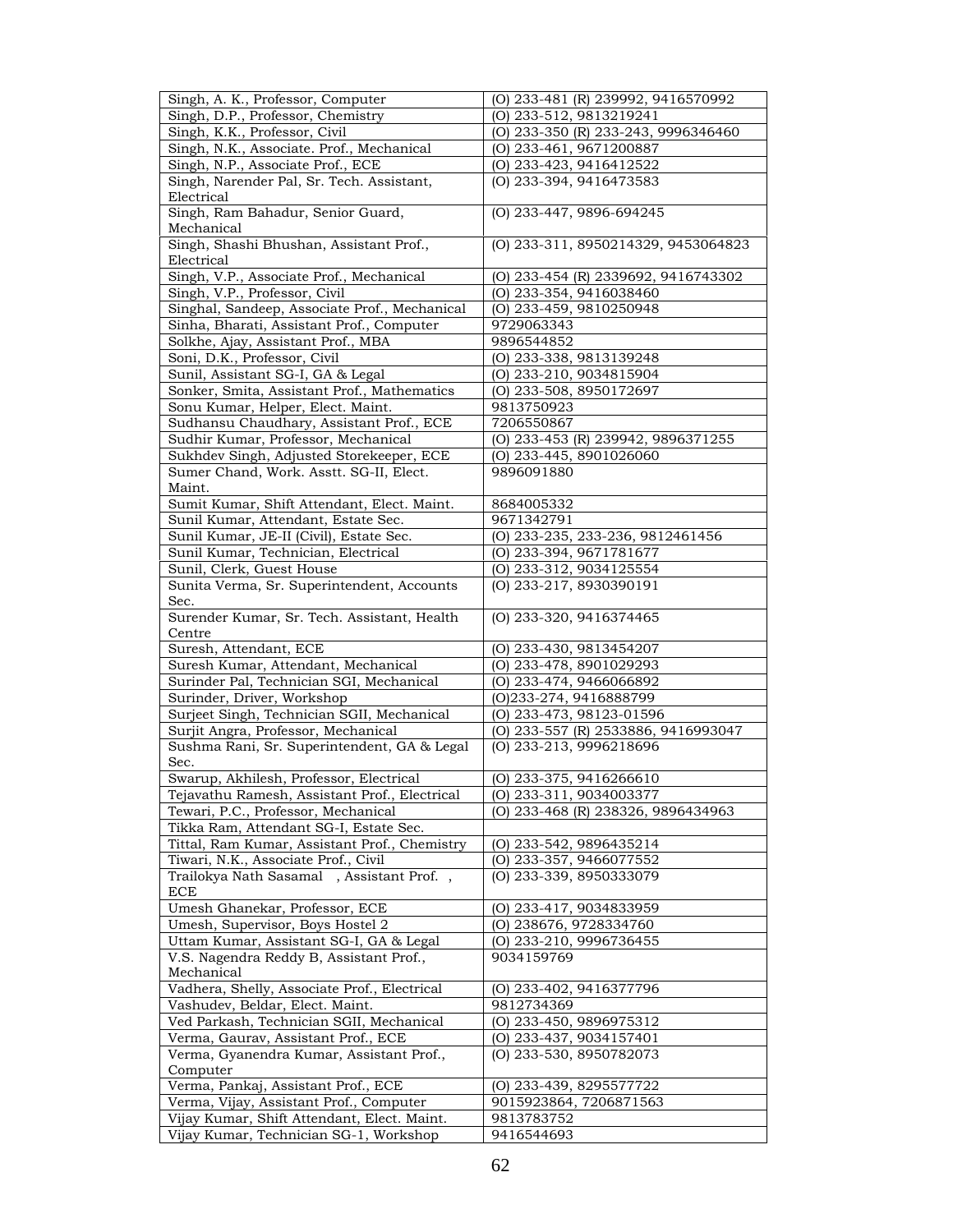| Singh, A. K., Professor, Computer | (O) 233-481 (R) 239992, 9416570992 |
|---|---|
| Singh, D.P., Professor, Chemistry | (O) 233-512, 9813219241 |
| Singh, K.K., Professor, Civil | (O) 233-350 (R) 233-243, 9996346460 |
| Singh, N.K., Associate. Prof., Mechanical | (O) 233-461, 9671200887 |
| Singh, N.P., Associate Prof., ECE | (O) 233-423, 9416412522 |
| Singh, Narender Pal, Sr. Tech. Assistant, Electrical | (O) 233-394, 9416473583 |
| Singh, Ram Bahadur, Senior Guard, Mechanical | (O) 233-447, 9896-694245 |
| Singh, Shashi Bhushan, Assistant Prof., Electrical | (O) 233-311, 8950214329, 9453064823 |
| Singh, V.P., Associate Prof., Mechanical | (O) 233-454 (R) 2339692, 9416743302 |
| Singh, V.P., Professor, Civil | (O) 233-354, 9416038460 |
| Singhal, Sandeep, Associate Prof., Mechanical | (O) 233-459, 9810250948 |
| Sinha, Bharati, Assistant Prof., Computer | 9729063343 |
| Solkhe, Ajay, Assistant Prof., MBA | 9896544852 |
| Soni, D.K., Professor, Civil | (O) 233-338, 9813139248 |
| Sunil, Assistant SG-I, GA & Legal | (O) 233-210, 9034815904 |
| Sonker, Smita, Assistant Prof., Mathematics | (O) 233-508, 8950172697 |
| Sonu Kumar, Helper, Elect. Maint. | 9813750923 |
| Sudhansu Chaudhary, Assistant Prof., ECE | 7206550867 |
| Sudhir Kumar, Professor, Mechanical | (O) 233-453 (R) 239942, 9896371255 |
| Sukhdev Singh, Adjusted Storekeeper, ECE | (O) 233-445, 8901026060 |
| Sumer Chand, Work. Asstt. SG-II, Elect. Maint. | 9896091880 |
| Sumit Kumar, Shift Attendant, Elect. Maint. | 8684005332 |
| Sunil Kumar, Attendant, Estate Sec. | 9671342791 |
| Sunil Kumar, JE-II (Civil), Estate Sec. | (O) 233-235, 233-236, 9812461456 |
| Sunil Kumar, Technician, Electrical | (O) 233-394, 9671781677 |
| Sunil, Clerk, Guest House | (O) 233-312, 9034125554 |
| Sunita Verma, Sr. Superintendent, Accounts Sec. | (O) 233-217, 8930390191 |
| Surender Kumar, Sr. Tech. Assistant, Health Centre | (O) 233-320, 9416374465 |
| Suresh, Attendant, ECE | (O) 233-430, 9813454207 |
| Suresh Kumar, Attendant, Mechanical | (O) 233-478, 8901029293 |
| Surinder Pal, Technician SGI, Mechanical | (O) 233-474, 9466066892 |
| Surinder, Driver, Workshop | (O)233-274, 9416888799 |
| Surjeet Singh, Technician SGII, Mechanical | (O) 233-473, 98123-01596 |
| Surjit Angra, Professor, Mechanical | (O) 233-557 (R) 2533886, 9416993047 |
| Sushma Rani, Sr. Superintendent, GA & Legal Sec. | (O) 233-213, 9996218696 |
| Swarup, Akhilesh, Professor, Electrical | (O) 233-375, 9416266610 |
| Tejavathu Ramesh, Assistant Prof., Electrical | (O) 233-311, 9034003377 |
| Tewari, P.C., Professor, Mechanical | (O) 233-468 (R) 238326, 9896434963 |
| Tikka Ram, Attendant SG-I, Estate Sec. | |
| Tittal, Ram Kumar, Assistant Prof., Chemistry | (O) 233-542, 9896435214 |
| Tiwari, N.K., Associate Prof., Civil | (O) 233-357, 9466077552 |
| Trailokya Nath Sasamal , Assistant Prof. , ECE | (O) 233-339, 8950333079 |
| Umesh Ghanekar, Professor, ECE | (O) 233-417, 9034833959 |
| Umesh, Supervisor, Boys Hostel 2 | (O) 238676, 9728334760 |
| Uttam Kumar, Assistant SG-I, GA & Legal | (O) 233-210, 9996736455 |
| V.S. Nagendra Reddy B, Assistant Prof., Mechanical | 9034159769 |
| Vadhera, Shelly, Associate Prof., Electrical | (O) 233-402, 9416377796 |
| Vashudev, Beldar, Elect. Maint. | 9812734369 |
| Ved Parkash, Technician SGII, Mechanical | (O) 233-450, 9896975312 |
| Verma, Gaurav, Assistant Prof., ECE | (O) 233-437, 9034157401 |
| Verma, Gyanendra Kumar, Assistant Prof., Computer | (O) 233-530, 8950782073 |
| Verma, Pankaj, Assistant Prof., ECE | (O) 233-439, 8295577722 |
| Verma, Vijay, Assistant Prof., Computer | 9015923864, 7206871563 |
| Vijay Kumar, Shift Attendant, Elect. Maint. | 9813783752 |
| Vijay Kumar, Technician SG-1, Workshop | 9416544693 |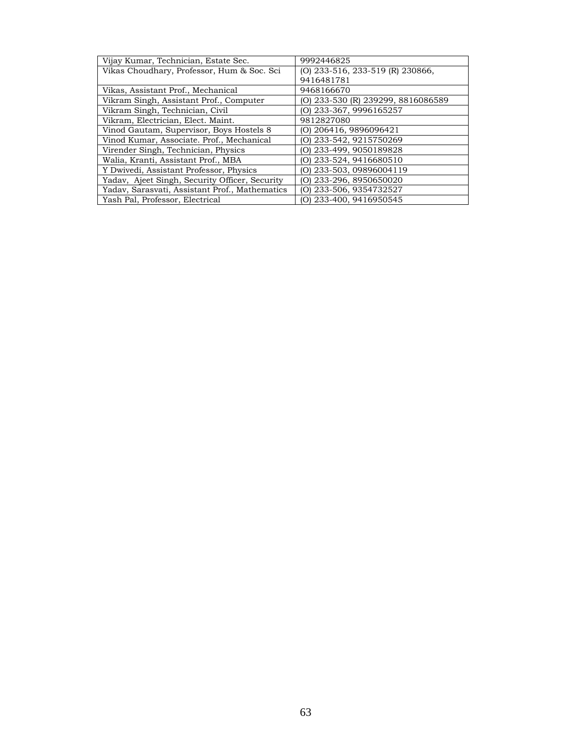| | |
|---|---|
| Vijay Kumar, Technician, Estate Sec. | 9992446825 |
| Vikas Choudhary, Professor, Hum & Soc. Sci | (O) 233-516, 233-519 (R) 230866, 9416481781 |
| Vikas, Assistant Prof., Mechanical | 9468166670 |
| Vikram Singh, Assistant Prof., Computer | (O) 233-530 (R) 239299, 8816086589 |
| Vikram Singh, Technician, Civil | (O) 233-367, 9996165257 |
| Vikram, Electrician, Elect. Maint. | 9812827080 |
| Vinod Gautam, Supervisor, Boys Hostels 8 | (O) 206416, 9896096421 |
| Vinod Kumar, Associate. Prof., Mechanical | (O) 233-542, 9215750269 |
| Virender Singh, Technician, Physics | (O) 233-499, 9050189828 |
| Walia, Kranti, Assistant Prof., MBA | (O) 233-524, 9416680510 |
| Y Dwivedi, Assistant Professor, Physics | (O) 233-503, 09896004119 |
| Yadav, Ajeet Singh, Security Officer, Security | (O) 233-296, 8950650020 |
| Yadav, Sarasvati, Assistant Prof., Mathematics | (O) 233-506, 9354732527 |
| Yash Pal, Professor, Electrical | (O) 233-400, 9416950545 |